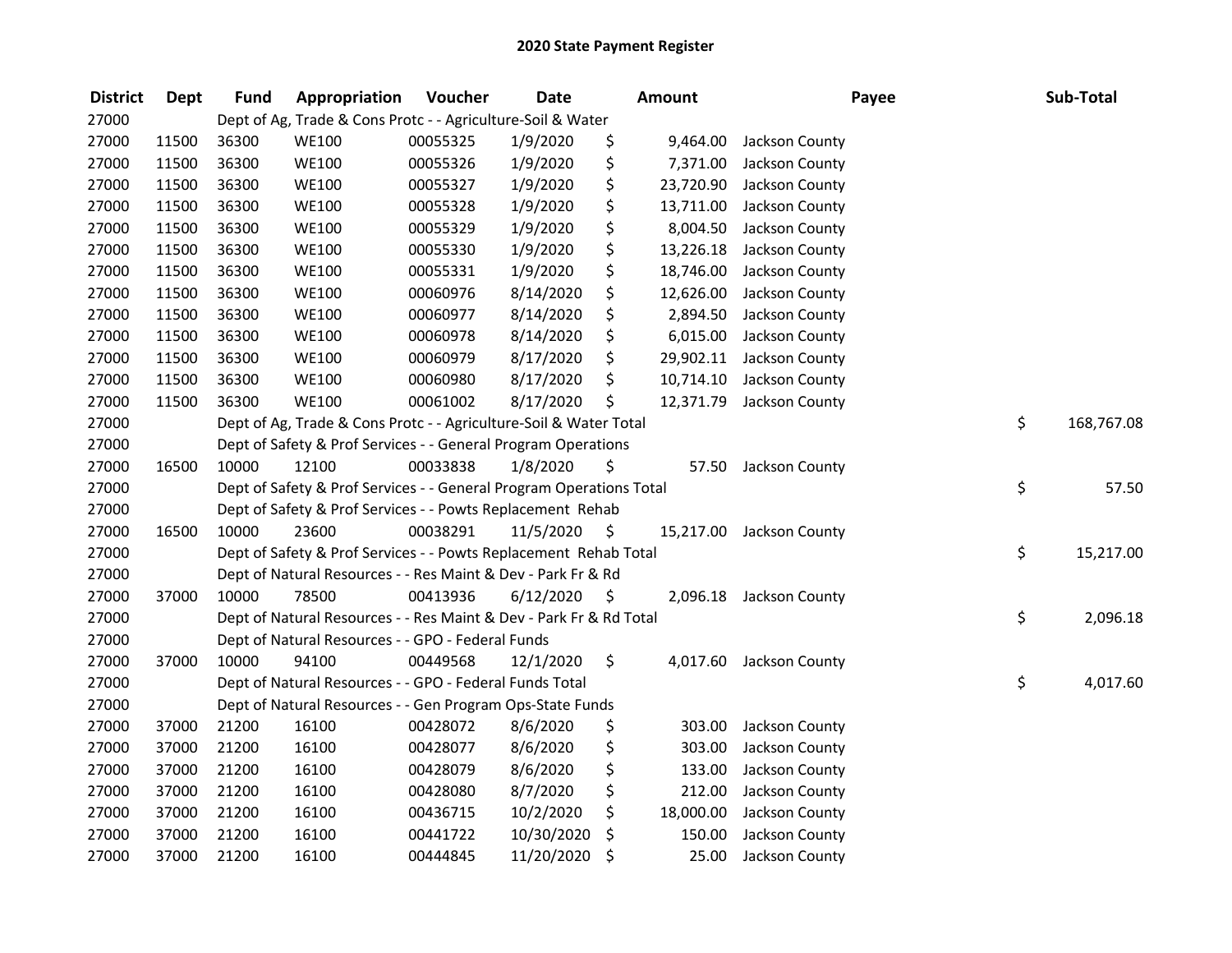# 2020 State Payment Register

| District | Dept | Fund | Appropriation | Voucher | Date | Amount | Payee | Sub-Total |
|---|---|---|---|---|---|---|---|---|
| 27000 | | Dept of Ag, Trade & Cons Protc - - Agriculture-Soil & Water | | | | | | |
| 27000 | 11500 | 36300 | WE100 | 00055325 | 1/9/2020 | $ 9,464.00 | Jackson County | |
| 27000 | 11500 | 36300 | WE100 | 00055326 | 1/9/2020 | $ 7,371.00 | Jackson County | |
| 27000 | 11500 | 36300 | WE100 | 00055327 | 1/9/2020 | $ 23,720.90 | Jackson County | |
| 27000 | 11500 | 36300 | WE100 | 00055328 | 1/9/2020 | $ 13,711.00 | Jackson County | |
| 27000 | 11500 | 36300 | WE100 | 00055329 | 1/9/2020 | $ 8,004.50 | Jackson County | |
| 27000 | 11500 | 36300 | WE100 | 00055330 | 1/9/2020 | $ 13,226.18 | Jackson County | |
| 27000 | 11500 | 36300 | WE100 | 00055331 | 1/9/2020 | $ 18,746.00 | Jackson County | |
| 27000 | 11500 | 36300 | WE100 | 00060976 | 8/14/2020 | $ 12,626.00 | Jackson County | |
| 27000 | 11500 | 36300 | WE100 | 00060977 | 8/14/2020 | $ 2,894.50 | Jackson County | |
| 27000 | 11500 | 36300 | WE100 | 00060978 | 8/14/2020 | $ 6,015.00 | Jackson County | |
| 27000 | 11500 | 36300 | WE100 | 00060979 | 8/17/2020 | $ 29,902.11 | Jackson County | |
| 27000 | 11500 | 36300 | WE100 | 00060980 | 8/17/2020 | $ 10,714.10 | Jackson County | |
| 27000 | 11500 | 36300 | WE100 | 00061002 | 8/17/2020 | $ 12,371.79 | Jackson County | |
| 27000 | | Dept of Ag, Trade & Cons Protc - - Agriculture-Soil & Water Total | | | | | | $ 168,767.08 |
| 27000 | | Dept of Safety & Prof Services - - General Program Operations | | | | | | |
| 27000 | 16500 | 10000 | 12100 | 00033838 | 1/8/2020 | $ 57.50 | Jackson County | |
| 27000 | | Dept of Safety & Prof Services - - General Program Operations Total | | | | | | $ 57.50 |
| 27000 | | Dept of Safety & Prof Services - - Powts Replacement Rehab | | | | | | |
| 27000 | 16500 | 10000 | 23600 | 00038291 | 11/5/2020 | $ 15,217.00 | Jackson County | |
| 27000 | | Dept of Safety & Prof Services - - Powts Replacement Rehab Total | | | | | | $ 15,217.00 |
| 27000 | | Dept of Natural Resources - - Res Maint & Dev - Park Fr & Rd | | | | | | |
| 27000 | 37000 | 10000 | 78500 | 00413936 | 6/12/2020 | $ 2,096.18 | Jackson County | |
| 27000 | | Dept of Natural Resources - - Res Maint & Dev - Park Fr & Rd Total | | | | | | $ 2,096.18 |
| 27000 | | Dept of Natural Resources - - GPO - Federal Funds | | | | | | |
| 27000 | 37000 | 10000 | 94100 | 00449568 | 12/1/2020 | $ 4,017.60 | Jackson County | |
| 27000 | | Dept of Natural Resources - - GPO - Federal Funds Total | | | | | | $ 4,017.60 |
| 27000 | | Dept of Natural Resources - - Gen Program Ops-State Funds | | | | | | |
| 27000 | 37000 | 21200 | 16100 | 00428072 | 8/6/2020 | $ 303.00 | Jackson County | |
| 27000 | 37000 | 21200 | 16100 | 00428077 | 8/6/2020 | $ 303.00 | Jackson County | |
| 27000 | 37000 | 21200 | 16100 | 00428079 | 8/6/2020 | $ 133.00 | Jackson County | |
| 27000 | 37000 | 21200 | 16100 | 00428080 | 8/7/2020 | $ 212.00 | Jackson County | |
| 27000 | 37000 | 21200 | 16100 | 00436715 | 10/2/2020 | $ 18,000.00 | Jackson County | |
| 27000 | 37000 | 21200 | 16100 | 00441722 | 10/30/2020 | $ 150.00 | Jackson County | |
| 27000 | 37000 | 21200 | 16100 | 00444845 | 11/20/2020 | $ 25.00 | Jackson County | |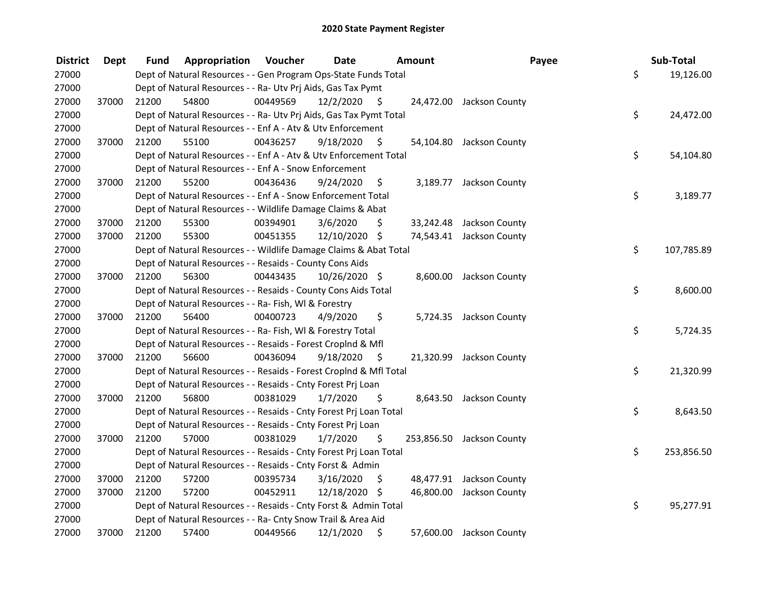# 2020 State Payment Register

| District | Dept | Fund | Appropriation | Voucher | Date | Amount | Payee | Sub-Total |
|---|---|---|---|---|---|---|---|---|
| 27000 | | Dept of Natural Resources - - Gen Program Ops-State Funds Total | | | | | | $ 19,126.00 |
| 27000 | | Dept of Natural Resources - - Ra- Utv Prj Aids, Gas Tax Pymt | | | | | | |
| 27000 | 37000 | 21200 | 54800 | 00449569 | 12/2/2020 | $ 24,472.00 | Jackson County | |
| 27000 | | Dept of Natural Resources - - Ra- Utv Prj Aids, Gas Tax Pymt Total | | | | | | $ 24,472.00 |
| 27000 | | Dept of Natural Resources - - Enf A - Atv & Utv Enforcement | | | | | | |
| 27000 | 37000 | 21200 | 55100 | 00436257 | 9/18/2020 | $ 54,104.80 | Jackson County | |
| 27000 | | Dept of Natural Resources - - Enf A - Atv & Utv Enforcement Total | | | | | | $ 54,104.80 |
| 27000 | | Dept of Natural Resources - - Enf A - Snow Enforcement | | | | | | |
| 27000 | 37000 | 21200 | 55200 | 00436436 | 9/24/2020 | $ 3,189.77 | Jackson County | |
| 27000 | | Dept of Natural Resources - - Enf A - Snow Enforcement Total | | | | | | $ 3,189.77 |
| 27000 | | Dept of Natural Resources - - Wildlife Damage Claims & Abat | | | | | | |
| 27000 | 37000 | 21200 | 55300 | 00394901 | 3/6/2020 | $ 33,242.48 | Jackson County | |
| 27000 | 37000 | 21200 | 55300 | 00451355 | 12/10/2020 | $ 74,543.41 | Jackson County | |
| 27000 | | Dept of Natural Resources - - Wildlife Damage Claims & Abat Total | | | | | | $ 107,785.89 |
| 27000 | | Dept of Natural Resources - - Resaids - County Cons Aids | | | | | | |
| 27000 | 37000 | 21200 | 56300 | 00443435 | 10/26/2020 | $ 8,600.00 | Jackson County | |
| 27000 | | Dept of Natural Resources - - Resaids - County Cons Aids Total | | | | | | $ 8,600.00 |
| 27000 | | Dept of Natural Resources - - Ra- Fish, Wl & Forestry | | | | | | |
| 27000 | 37000 | 21200 | 56400 | 00400723 | 4/9/2020 | $ 5,724.35 | Jackson County | |
| 27000 | | Dept of Natural Resources - - Ra- Fish, Wl & Forestry Total | | | | | | $ 5,724.35 |
| 27000 | | Dept of Natural Resources - - Resaids - Forest Croplnd & Mfl | | | | | | |
| 27000 | 37000 | 21200 | 56600 | 00436094 | 9/18/2020 | $ 21,320.99 | Jackson County | |
| 27000 | | Dept of Natural Resources - - Resaids - Forest Croplnd & Mfl Total | | | | | | $ 21,320.99 |
| 27000 | | Dept of Natural Resources - - Resaids - Cnty Forest Prj Loan | | | | | | |
| 27000 | 37000 | 21200 | 56800 | 00381029 | 1/7/2020 | $ 8,643.50 | Jackson County | |
| 27000 | | Dept of Natural Resources - - Resaids - Cnty Forest Prj Loan Total | | | | | | $ 8,643.50 |
| 27000 | | Dept of Natural Resources - - Resaids - Cnty Forest Prj Loan | | | | | | |
| 27000 | 37000 | 21200 | 57000 | 00381029 | 1/7/2020 | $ 253,856.50 | Jackson County | |
| 27000 | | Dept of Natural Resources - - Resaids - Cnty Forest Prj Loan Total | | | | | | $ 253,856.50 |
| 27000 | | Dept of Natural Resources - - Resaids - Cnty Forst & Admin | | | | | | |
| 27000 | 37000 | 21200 | 57200 | 00395734 | 3/16/2020 | $ 48,477.91 | Jackson County | |
| 27000 | 37000 | 21200 | 57200 | 00452911 | 12/18/2020 | $ 46,800.00 | Jackson County | |
| 27000 | | Dept of Natural Resources - - Resaids - Cnty Forst & Admin Total | | | | | | $ 95,277.91 |
| 27000 | | Dept of Natural Resources - - Ra- Cnty Snow Trail & Area Aid | | | | | | |
| 27000 | 37000 | 21200 | 57400 | 00449566 | 12/1/2020 | $ 57,600.00 | Jackson County | |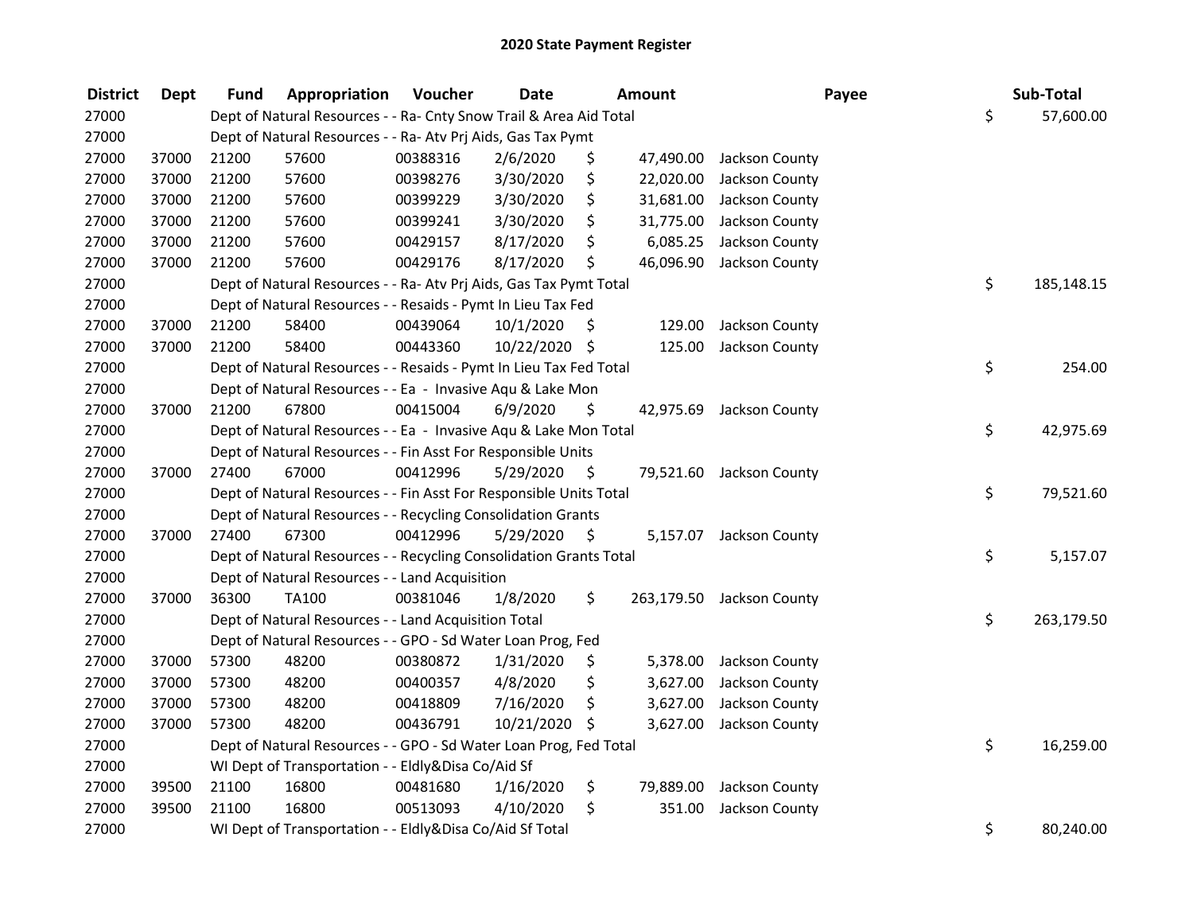# 2020 State Payment Register

| District | Dept | Fund | Appropriation | Voucher | Date | Amount | Payee | Sub-Total |
|---|---|---|---|---|---|---|---|---|
| 27000 | | Dept of Natural Resources - - Ra- Cnty Snow Trail & Area Aid Total | | | | | | $ 57,600.00 |
| 27000 | | Dept of Natural Resources - - Ra- Atv Prj Aids, Gas Tax Pymt | | | | | | |
| 27000 | 37000 | 21200 | 57600 | 00388316 | 2/6/2020 | $ 47,490.00 | Jackson County | |
| 27000 | 37000 | 21200 | 57600 | 00398276 | 3/30/2020 | $ 22,020.00 | Jackson County | |
| 27000 | 37000 | 21200 | 57600 | 00399229 | 3/30/2020 | $ 31,681.00 | Jackson County | |
| 27000 | 37000 | 21200 | 57600 | 00399241 | 3/30/2020 | $ 31,775.00 | Jackson County | |
| 27000 | 37000 | 21200 | 57600 | 00429157 | 8/17/2020 | $ 6,085.25 | Jackson County | |
| 27000 | 37000 | 21200 | 57600 | 00429176 | 8/17/2020 | $ 46,096.90 | Jackson County | |
| 27000 | | Dept of Natural Resources - - Ra- Atv Prj Aids, Gas Tax Pymt Total | | | | | | $ 185,148.15 |
| 27000 | | Dept of Natural Resources - - Resaids - Pymt In Lieu Tax Fed | | | | | | |
| 27000 | 37000 | 21200 | 58400 | 00439064 | 10/1/2020 | $ 129.00 | Jackson County | |
| 27000 | 37000 | 21200 | 58400 | 00443360 | 10/22/2020 | $ 125.00 | Jackson County | |
| 27000 | | Dept of Natural Resources - - Resaids - Pymt In Lieu Tax Fed Total | | | | | | $ 254.00 |
| 27000 | | Dept of Natural Resources - - Ea - Invasive Aqu & Lake Mon | | | | | | |
| 27000 | 37000 | 21200 | 67800 | 00415004 | 6/9/2020 | $ 42,975.69 | Jackson County | |
| 27000 | | Dept of Natural Resources - - Ea - Invasive Aqu & Lake Mon Total | | | | | | $ 42,975.69 |
| 27000 | | Dept of Natural Resources - - Fin Asst For Responsible Units | | | | | | |
| 27000 | 37000 | 27400 | 67000 | 00412996 | 5/29/2020 | $ 79,521.60 | Jackson County | |
| 27000 | | Dept of Natural Resources - - Fin Asst For Responsible Units Total | | | | | | $ 79,521.60 |
| 27000 | | Dept of Natural Resources - - Recycling Consolidation Grants | | | | | | |
| 27000 | 37000 | 27400 | 67300 | 00412996 | 5/29/2020 | $ 5,157.07 | Jackson County | |
| 27000 | | Dept of Natural Resources - - Recycling Consolidation Grants Total | | | | | | $ 5,157.07 |
| 27000 | | Dept of Natural Resources - - Land Acquisition | | | | | | |
| 27000 | 37000 | 36300 | TA100 | 00381046 | 1/8/2020 | $ 263,179.50 | Jackson County | |
| 27000 | | Dept of Natural Resources - - Land Acquisition Total | | | | | | $ 263,179.50 |
| 27000 | | Dept of Natural Resources - - GPO - Sd Water Loan Prog, Fed | | | | | | |
| 27000 | 37000 | 57300 | 48200 | 00380872 | 1/31/2020 | $ 5,378.00 | Jackson County | |
| 27000 | 37000 | 57300 | 48200 | 00400357 | 4/8/2020 | $ 3,627.00 | Jackson County | |
| 27000 | 37000 | 57300 | 48200 | 00418809 | 7/16/2020 | $ 3,627.00 | Jackson County | |
| 27000 | 37000 | 57300 | 48200 | 00436791 | 10/21/2020 | $ 3,627.00 | Jackson County | |
| 27000 | | Dept of Natural Resources - - GPO - Sd Water Loan Prog, Fed Total | | | | | | $ 16,259.00 |
| 27000 | | WI Dept of Transportation - - Eldly&Disa Co/Aid Sf | | | | | | |
| 27000 | 39500 | 21100 | 16800 | 00481680 | 1/16/2020 | $ 79,889.00 | Jackson County | |
| 27000 | 39500 | 21100 | 16800 | 00513093 | 4/10/2020 | $ 351.00 | Jackson County | |
| 27000 | | WI Dept of Transportation - - Eldly&Disa Co/Aid Sf Total | | | | | | $ 80,240.00 |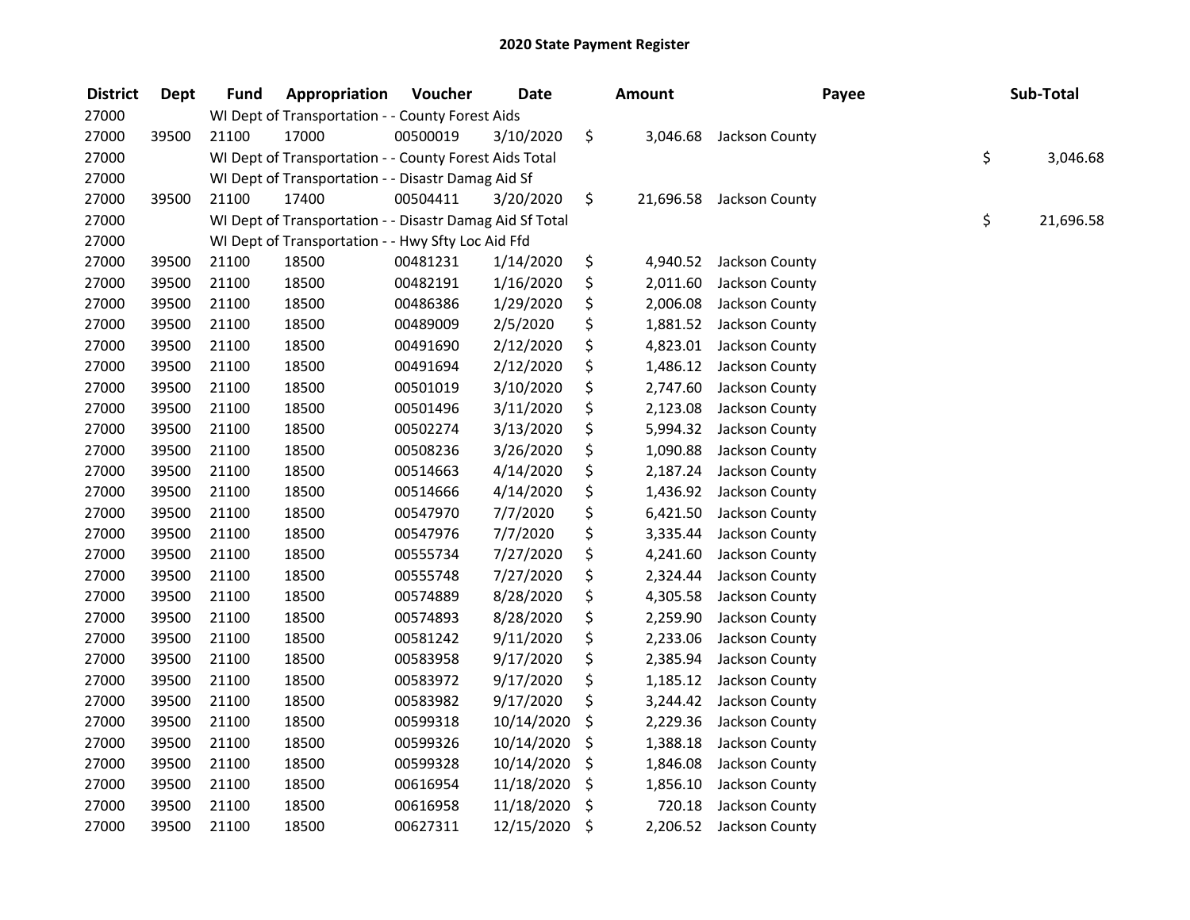# 2020 State Payment Register

| District | Dept | Fund | Appropriation | Voucher | Date | Amount | Payee | Sub-Total |
|---|---|---|---|---|---|---|---|---|
| 27000 | | WI Dept of Transportation - - County Forest Aids | | | | | | |
| 27000 | 39500 | 21100 | 17000 | 00500019 | 3/10/2020 | $ 3,046.68 | Jackson County | |
| 27000 | | WI Dept of Transportation - - County Forest Aids Total | | | | | | $ 3,046.68 |
| 27000 | | WI Dept of Transportation - - Disastr Damag Aid Sf | | | | | | |
| 27000 | 39500 | 21100 | 17400 | 00504411 | 3/20/2020 | $ 21,696.58 | Jackson County | |
| 27000 | | WI Dept of Transportation - - Disastr Damag Aid Sf Total | | | | | | $ 21,696.58 |
| 27000 | | WI Dept of Transportation - - Hwy Sfty Loc Aid Ffd | | | | | | |
| 27000 | 39500 | 21100 | 18500 | 00481231 | 1/14/2020 | $ 4,940.52 | Jackson County | |
| 27000 | 39500 | 21100 | 18500 | 00482191 | 1/16/2020 | $ 2,011.60 | Jackson County | |
| 27000 | 39500 | 21100 | 18500 | 00486386 | 1/29/2020 | $ 2,006.08 | Jackson County | |
| 27000 | 39500 | 21100 | 18500 | 00489009 | 2/5/2020 | $ 1,881.52 | Jackson County | |
| 27000 | 39500 | 21100 | 18500 | 00491690 | 2/12/2020 | $ 4,823.01 | Jackson County | |
| 27000 | 39500 | 21100 | 18500 | 00491694 | 2/12/2020 | $ 1,486.12 | Jackson County | |
| 27000 | 39500 | 21100 | 18500 | 00501019 | 3/10/2020 | $ 2,747.60 | Jackson County | |
| 27000 | 39500 | 21100 | 18500 | 00501496 | 3/11/2020 | $ 2,123.08 | Jackson County | |
| 27000 | 39500 | 21100 | 18500 | 00502274 | 3/13/2020 | $ 5,994.32 | Jackson County | |
| 27000 | 39500 | 21100 | 18500 | 00508236 | 3/26/2020 | $ 1,090.88 | Jackson County | |
| 27000 | 39500 | 21100 | 18500 | 00514663 | 4/14/2020 | $ 2,187.24 | Jackson County | |
| 27000 | 39500 | 21100 | 18500 | 00514666 | 4/14/2020 | $ 1,436.92 | Jackson County | |
| 27000 | 39500 | 21100 | 18500 | 00547970 | 7/7/2020 | $ 6,421.50 | Jackson County | |
| 27000 | 39500 | 21100 | 18500 | 00547976 | 7/7/2020 | $ 3,335.44 | Jackson County | |
| 27000 | 39500 | 21100 | 18500 | 00555734 | 7/27/2020 | $ 4,241.60 | Jackson County | |
| 27000 | 39500 | 21100 | 18500 | 00555748 | 7/27/2020 | $ 2,324.44 | Jackson County | |
| 27000 | 39500 | 21100 | 18500 | 00574889 | 8/28/2020 | $ 4,305.58 | Jackson County | |
| 27000 | 39500 | 21100 | 18500 | 00574893 | 8/28/2020 | $ 2,259.90 | Jackson County | |
| 27000 | 39500 | 21100 | 18500 | 00581242 | 9/11/2020 | $ 2,233.06 | Jackson County | |
| 27000 | 39500 | 21100 | 18500 | 00583958 | 9/17/2020 | $ 2,385.94 | Jackson County | |
| 27000 | 39500 | 21100 | 18500 | 00583972 | 9/17/2020 | $ 1,185.12 | Jackson County | |
| 27000 | 39500 | 21100 | 18500 | 00583982 | 9/17/2020 | $ 3,244.42 | Jackson County | |
| 27000 | 39500 | 21100 | 18500 | 00599318 | 10/14/2020 | $ 2,229.36 | Jackson County | |
| 27000 | 39500 | 21100 | 18500 | 00599326 | 10/14/2020 | $ 1,388.18 | Jackson County | |
| 27000 | 39500 | 21100 | 18500 | 00599328 | 10/14/2020 | $ 1,846.08 | Jackson County | |
| 27000 | 39500 | 21100 | 18500 | 00616954 | 11/18/2020 | $ 1,856.10 | Jackson County | |
| 27000 | 39500 | 21100 | 18500 | 00616958 | 11/18/2020 | $ 720.18 | Jackson County | |
| 27000 | 39500 | 21100 | 18500 | 00627311 | 12/15/2020 | $ 2,206.52 | Jackson County | |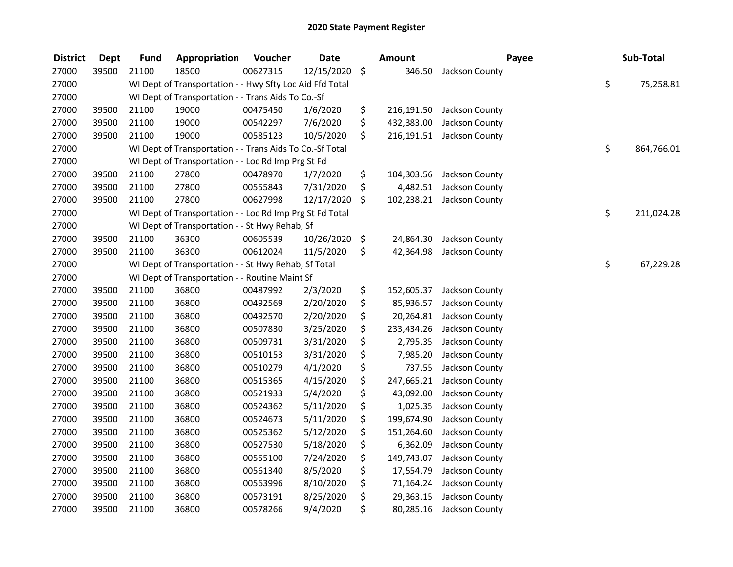# 2020 State Payment Register

| District | Dept | Fund | Appropriation | Voucher | Date | Amount | Payee | Sub-Total |
|---|---|---|---|---|---|---|---|---|
| 27000 | 39500 | 21100 | 18500 | 00627315 | 12/15/2020 | $ 346.50 | Jackson County | |
| 27000 | | WI Dept of Transportation - - Hwy Sfty Loc Aid Ffd Total | | | | | | $ 75,258.81 |
| 27000 | | WI Dept of Transportation - - Trans Aids To Co.-Sf | | | | | | |
| 27000 | 39500 | 21100 | 19000 | 00475450 | 1/6/2020 | $ 216,191.50 | Jackson County | |
| 27000 | 39500 | 21100 | 19000 | 00542297 | 7/6/2020 | $ 432,383.00 | Jackson County | |
| 27000 | 39500 | 21100 | 19000 | 00585123 | 10/5/2020 | $ 216,191.51 | Jackson County | |
| 27000 | | WI Dept of Transportation - - Trans Aids To Co.-Sf Total | | | | | | $ 864,766.01 |
| 27000 | | WI Dept of Transportation - - Loc Rd Imp Prg St Fd | | | | | | |
| 27000 | 39500 | 21100 | 27800 | 00478970 | 1/7/2020 | $ 104,303.56 | Jackson County | |
| 27000 | 39500 | 21100 | 27800 | 00555843 | 7/31/2020 | $ 4,482.51 | Jackson County | |
| 27000 | 39500 | 21100 | 27800 | 00627998 | 12/17/2020 | $ 102,238.21 | Jackson County | |
| 27000 | | WI Dept of Transportation - - Loc Rd Imp Prg St Fd Total | | | | | | $ 211,024.28 |
| 27000 | | WI Dept of Transportation - - St Hwy Rehab, Sf | | | | | | |
| 27000 | 39500 | 21100 | 36300 | 00605539 | 10/26/2020 | $ 24,864.30 | Jackson County | |
| 27000 | 39500 | 21100 | 36300 | 00612024 | 11/5/2020 | $ 42,364.98 | Jackson County | |
| 27000 | | WI Dept of Transportation - - St Hwy Rehab, Sf Total | | | | | | $ 67,229.28 |
| 27000 | | WI Dept of Transportation - - Routine Maint Sf | | | | | | |
| 27000 | 39500 | 21100 | 36800 | 00487992 | 2/3/2020 | $ 152,605.37 | Jackson County | |
| 27000 | 39500 | 21100 | 36800 | 00492569 | 2/20/2020 | $ 85,936.57 | Jackson County | |
| 27000 | 39500 | 21100 | 36800 | 00492570 | 2/20/2020 | $ 20,264.81 | Jackson County | |
| 27000 | 39500 | 21100 | 36800 | 00507830 | 3/25/2020 | $ 233,434.26 | Jackson County | |
| 27000 | 39500 | 21100 | 36800 | 00509731 | 3/31/2020 | $ 2,795.35 | Jackson County | |
| 27000 | 39500 | 21100 | 36800 | 00510153 | 3/31/2020 | $ 7,985.20 | Jackson County | |
| 27000 | 39500 | 21100 | 36800 | 00510279 | 4/1/2020 | $ 737.55 | Jackson County | |
| 27000 | 39500 | 21100 | 36800 | 00515365 | 4/15/2020 | $ 247,665.21 | Jackson County | |
| 27000 | 39500 | 21100 | 36800 | 00521933 | 5/4/2020 | $ 43,092.00 | Jackson County | |
| 27000 | 39500 | 21100 | 36800 | 00524362 | 5/11/2020 | $ 1,025.35 | Jackson County | |
| 27000 | 39500 | 21100 | 36800 | 00524673 | 5/11/2020 | $ 199,674.90 | Jackson County | |
| 27000 | 39500 | 21100 | 36800 | 00525362 | 5/12/2020 | $ 151,264.60 | Jackson County | |
| 27000 | 39500 | 21100 | 36800 | 00527530 | 5/18/2020 | $ 6,362.09 | Jackson County | |
| 27000 | 39500 | 21100 | 36800 | 00555100 | 7/24/2020 | $ 149,743.07 | Jackson County | |
| 27000 | 39500 | 21100 | 36800 | 00561340 | 8/5/2020 | $ 17,554.79 | Jackson County | |
| 27000 | 39500 | 21100 | 36800 | 00563996 | 8/10/2020 | $ 71,164.24 | Jackson County | |
| 27000 | 39500 | 21100 | 36800 | 00573191 | 8/25/2020 | $ 29,363.15 | Jackson County | |
| 27000 | 39500 | 21100 | 36800 | 00578266 | 9/4/2020 | $ 80,285.16 | Jackson County | |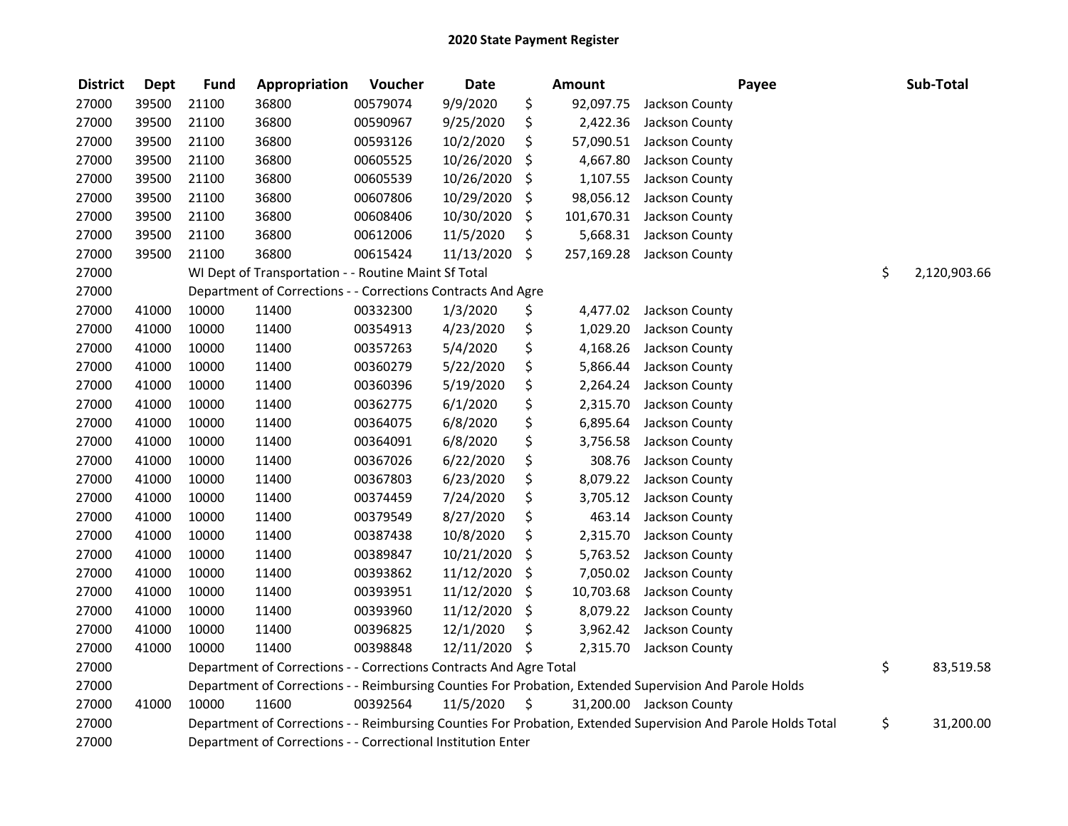# 2020 State Payment Register

| District | Dept | Fund | Appropriation | Voucher | Date | Amount | Payee | Sub-Total |
|---|---|---|---|---|---|---|---|---|
| 27000 | 39500 | 21100 | 36800 | 00579074 | 9/9/2020 | $ 92,097.75 | Jackson County | |
| 27000 | 39500 | 21100 | 36800 | 00590967 | 9/25/2020 | $ 2,422.36 | Jackson County | |
| 27000 | 39500 | 21100 | 36800 | 00593126 | 10/2/2020 | $ 57,090.51 | Jackson County | |
| 27000 | 39500 | 21100 | 36800 | 00605525 | 10/26/2020 | $ 4,667.80 | Jackson County | |
| 27000 | 39500 | 21100 | 36800 | 00605539 | 10/26/2020 | $ 1,107.55 | Jackson County | |
| 27000 | 39500 | 21100 | 36800 | 00607806 | 10/29/2020 | $ 98,056.12 | Jackson County | |
| 27000 | 39500 | 21100 | 36800 | 00608406 | 10/30/2020 | $ 101,670.31 | Jackson County | |
| 27000 | 39500 | 21100 | 36800 | 00612006 | 11/5/2020 | $ 5,668.31 | Jackson County | |
| 27000 | 39500 | 21100 | 36800 | 00615424 | 11/13/2020 | $ 257,169.28 | Jackson County | |
| 27000 | | WI Dept of Transportation - - Routine Maint Sf Total | | | | | | $ 2,120,903.66 |
| 27000 | | Department of Corrections - - Corrections Contracts And Agre | | | | | | |
| 27000 | 41000 | 10000 | 11400 | 00332300 | 1/3/2020 | $ 4,477.02 | Jackson County | |
| 27000 | 41000 | 10000 | 11400 | 00354913 | 4/23/2020 | $ 1,029.20 | Jackson County | |
| 27000 | 41000 | 10000 | 11400 | 00357263 | 5/4/2020 | $ 4,168.26 | Jackson County | |
| 27000 | 41000 | 10000 | 11400 | 00360279 | 5/22/2020 | $ 5,866.44 | Jackson County | |
| 27000 | 41000 | 10000 | 11400 | 00360396 | 5/19/2020 | $ 2,264.24 | Jackson County | |
| 27000 | 41000 | 10000 | 11400 | 00362775 | 6/1/2020 | $ 2,315.70 | Jackson County | |
| 27000 | 41000 | 10000 | 11400 | 00364075 | 6/8/2020 | $ 6,895.64 | Jackson County | |
| 27000 | 41000 | 10000 | 11400 | 00364091 | 6/8/2020 | $ 3,756.58 | Jackson County | |
| 27000 | 41000 | 10000 | 11400 | 00367026 | 6/22/2020 | $ 308.76 | Jackson County | |
| 27000 | 41000 | 10000 | 11400 | 00367803 | 6/23/2020 | $ 8,079.22 | Jackson County | |
| 27000 | 41000 | 10000 | 11400 | 00374459 | 7/24/2020 | $ 3,705.12 | Jackson County | |
| 27000 | 41000 | 10000 | 11400 | 00379549 | 8/27/2020 | $ 463.14 | Jackson County | |
| 27000 | 41000 | 10000 | 11400 | 00387438 | 10/8/2020 | $ 2,315.70 | Jackson County | |
| 27000 | 41000 | 10000 | 11400 | 00389847 | 10/21/2020 | $ 5,763.52 | Jackson County | |
| 27000 | 41000 | 10000 | 11400 | 00393862 | 11/12/2020 | $ 7,050.02 | Jackson County | |
| 27000 | 41000 | 10000 | 11400 | 00393951 | 11/12/2020 | $ 10,703.68 | Jackson County | |
| 27000 | 41000 | 10000 | 11400 | 00393960 | 11/12/2020 | $ 8,079.22 | Jackson County | |
| 27000 | 41000 | 10000 | 11400 | 00396825 | 12/1/2020 | $ 3,962.42 | Jackson County | |
| 27000 | 41000 | 10000 | 11400 | 00398848 | 12/11/2020 | $ 2,315.70 | Jackson County | |
| 27000 | | Department of Corrections - - Corrections Contracts And Agre Total | | | | | | $ 83,519.58 |
| 27000 | | Department of Corrections - - Reimbursing Counties For Probation, Extended Supervision And Parole Holds | | | | | | |
| 27000 | 41000 | 10000 | 11600 | 00392564 | 11/5/2020 | $ 31,200.00 | Jackson County | |
| 27000 | | Department of Corrections - - Reimbursing Counties For Probation, Extended Supervision And Parole Holds Total | | | | | | $ 31,200.00 |
| 27000 | | Department of Corrections - - Correctional Institution Enter | | | | | | |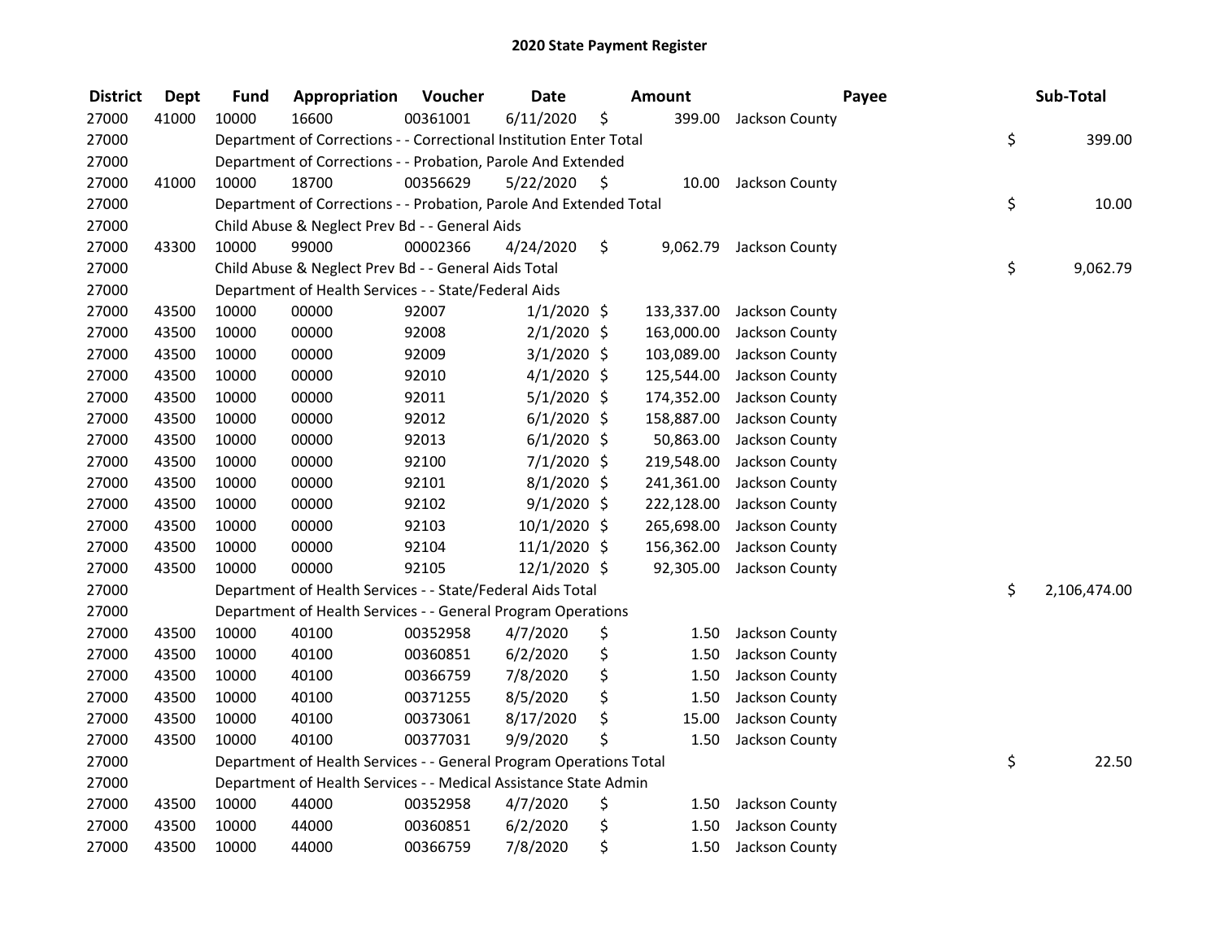# 2020 State Payment Register

| District | Dept | Fund | Appropriation | Voucher | Date | Amount | Payee | Sub-Total |
|---|---|---|---|---|---|---|---|---|
| 27000 | 41000 | 10000 | 16600 | 00361001 | 6/11/2020 | $ 399.00 | Jackson County | |
| 27000 | | Department of Corrections - - Correctional Institution Enter Total | | | | | | $ 399.00 |
| 27000 | | Department of Corrections - - Probation, Parole And Extended | | | | | | |
| 27000 | 41000 | 10000 | 18700 | 00356629 | 5/22/2020 | $ 10.00 | Jackson County | |
| 27000 | | Department of Corrections - - Probation, Parole And Extended Total | | | | | | $ 10.00 |
| 27000 | | Child Abuse & Neglect Prev Bd - - General Aids | | | | | | |
| 27000 | 43300 | 10000 | 99000 | 00002366 | 4/24/2020 | $ 9,062.79 | Jackson County | |
| 27000 | | Child Abuse & Neglect Prev Bd - - General Aids Total | | | | | | $ 9,062.79 |
| 27000 | | Department of Health Services - - State/Federal Aids | | | | | | |
| 27000 | 43500 | 10000 | 00000 | 92007 | 1/1/2020 | $ 133,337.00 | Jackson County | |
| 27000 | 43500 | 10000 | 00000 | 92008 | 2/1/2020 | $ 163,000.00 | Jackson County | |
| 27000 | 43500 | 10000 | 00000 | 92009 | 3/1/2020 | $ 103,089.00 | Jackson County | |
| 27000 | 43500 | 10000 | 00000 | 92010 | 4/1/2020 | $ 125,544.00 | Jackson County | |
| 27000 | 43500 | 10000 | 00000 | 92011 | 5/1/2020 | $ 174,352.00 | Jackson County | |
| 27000 | 43500 | 10000 | 00000 | 92012 | 6/1/2020 | $ 158,887.00 | Jackson County | |
| 27000 | 43500 | 10000 | 00000 | 92013 | 6/1/2020 | $ 50,863.00 | Jackson County | |
| 27000 | 43500 | 10000 | 00000 | 92100 | 7/1/2020 | $ 219,548.00 | Jackson County | |
| 27000 | 43500 | 10000 | 00000 | 92101 | 8/1/2020 | $ 241,361.00 | Jackson County | |
| 27000 | 43500 | 10000 | 00000 | 92102 | 9/1/2020 | $ 222,128.00 | Jackson County | |
| 27000 | 43500 | 10000 | 00000 | 92103 | 10/1/2020 | $ 265,698.00 | Jackson County | |
| 27000 | 43500 | 10000 | 00000 | 92104 | 11/1/2020 | $ 156,362.00 | Jackson County | |
| 27000 | 43500 | 10000 | 00000 | 92105 | 12/1/2020 | $ 92,305.00 | Jackson County | |
| 27000 | | Department of Health Services - - State/Federal Aids Total | | | | | | $ 2,106,474.00 |
| 27000 | | Department of Health Services - - General Program Operations | | | | | | |
| 27000 | 43500 | 10000 | 40100 | 00352958 | 4/7/2020 | $ 1.50 | Jackson County | |
| 27000 | 43500 | 10000 | 40100 | 00360851 | 6/2/2020 | $ 1.50 | Jackson County | |
| 27000 | 43500 | 10000 | 40100 | 00366759 | 7/8/2020 | $ 1.50 | Jackson County | |
| 27000 | 43500 | 10000 | 40100 | 00371255 | 8/5/2020 | $ 1.50 | Jackson County | |
| 27000 | 43500 | 10000 | 40100 | 00373061 | 8/17/2020 | $ 15.00 | Jackson County | |
| 27000 | 43500 | 10000 | 40100 | 00377031 | 9/9/2020 | $ 1.50 | Jackson County | |
| 27000 | | Department of Health Services - - General Program Operations Total | | | | | | $ 22.50 |
| 27000 | | Department of Health Services - - Medical Assistance State Admin | | | | | | |
| 27000 | 43500 | 10000 | 44000 | 00352958 | 4/7/2020 | $ 1.50 | Jackson County | |
| 27000 | 43500 | 10000 | 44000 | 00360851 | 6/2/2020 | $ 1.50 | Jackson County | |
| 27000 | 43500 | 10000 | 44000 | 00366759 | 7/8/2020 | $ 1.50 | Jackson County | |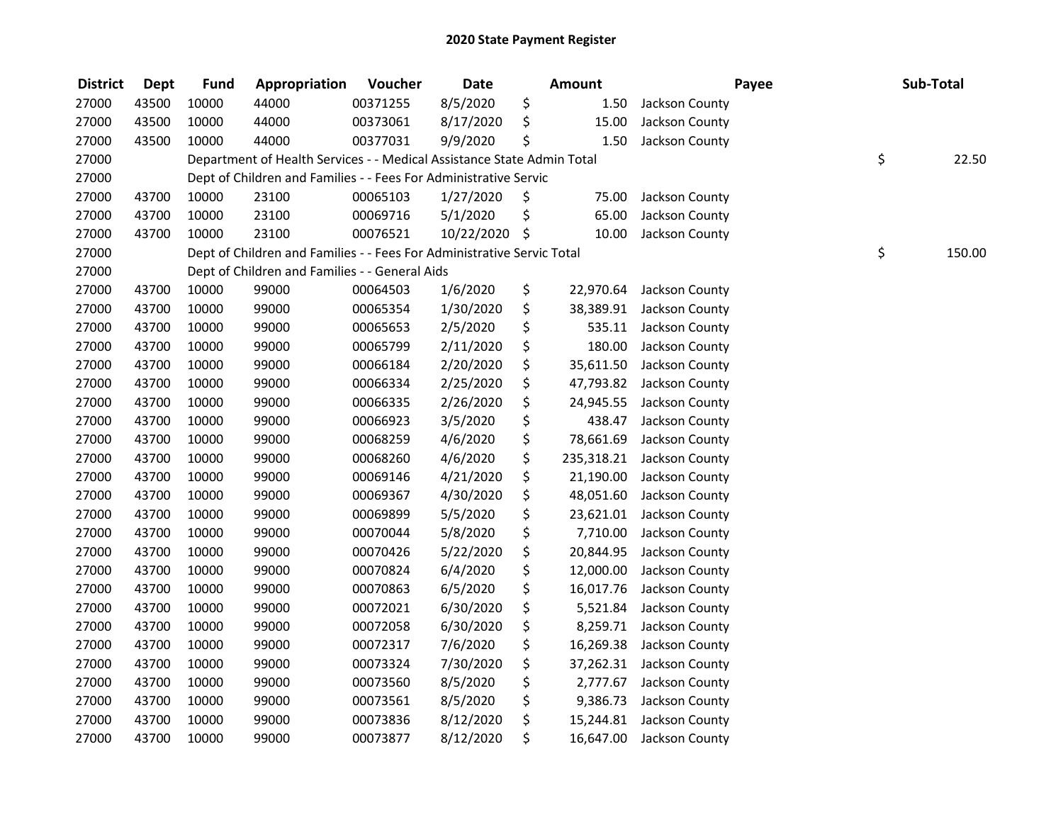# 2020 State Payment Register

| District | Dept | Fund | Appropriation | Voucher | Date | Amount | Payee | Sub-Total |
|---|---|---|---|---|---|---|---|---|
| 27000 | 43500 | 10000 | 44000 | 00371255 | 8/5/2020 | $ 1.50 | Jackson County | |
| 27000 | 43500 | 10000 | 44000 | 00373061 | 8/17/2020 | $ 15.00 | Jackson County | |
| 27000 | 43500 | 10000 | 44000 | 00377031 | 9/9/2020 | $ 1.50 | Jackson County | |
| 27000 | | Department of Health Services - - Medical Assistance State Admin Total | | | | | | $ 22.50 |
| 27000 | | Dept of Children and Families - - Fees For Administrative Servic | | | | | | |
| 27000 | 43700 | 10000 | 23100 | 00065103 | 1/27/2020 | $ 75.00 | Jackson County | |
| 27000 | 43700 | 10000 | 23100 | 00069716 | 5/1/2020 | $ 65.00 | Jackson County | |
| 27000 | 43700 | 10000 | 23100 | 00076521 | 10/22/2020 | $ 10.00 | Jackson County | |
| 27000 | | Dept of Children and Families - - Fees For Administrative Servic Total | | | | | | $ 150.00 |
| 27000 | | Dept of Children and Families - - General Aids | | | | | | |
| 27000 | 43700 | 10000 | 99000 | 00064503 | 1/6/2020 | $ 22,970.64 | Jackson County | |
| 27000 | 43700 | 10000 | 99000 | 00065354 | 1/30/2020 | $ 38,389.91 | Jackson County | |
| 27000 | 43700 | 10000 | 99000 | 00065653 | 2/5/2020 | $ 535.11 | Jackson County | |
| 27000 | 43700 | 10000 | 99000 | 00065799 | 2/11/2020 | $ 180.00 | Jackson County | |
| 27000 | 43700 | 10000 | 99000 | 00066184 | 2/20/2020 | $ 35,611.50 | Jackson County | |
| 27000 | 43700 | 10000 | 99000 | 00066334 | 2/25/2020 | $ 47,793.82 | Jackson County | |
| 27000 | 43700 | 10000 | 99000 | 00066335 | 2/26/2020 | $ 24,945.55 | Jackson County | |
| 27000 | 43700 | 10000 | 99000 | 00066923 | 3/5/2020 | $ 438.47 | Jackson County | |
| 27000 | 43700 | 10000 | 99000 | 00068259 | 4/6/2020 | $ 78,661.69 | Jackson County | |
| 27000 | 43700 | 10000 | 99000 | 00068260 | 4/6/2020 | $ 235,318.21 | Jackson County | |
| 27000 | 43700 | 10000 | 99000 | 00069146 | 4/21/2020 | $ 21,190.00 | Jackson County | |
| 27000 | 43700 | 10000 | 99000 | 00069367 | 4/30/2020 | $ 48,051.60 | Jackson County | |
| 27000 | 43700 | 10000 | 99000 | 00069899 | 5/5/2020 | $ 23,621.01 | Jackson County | |
| 27000 | 43700 | 10000 | 99000 | 00070044 | 5/8/2020 | $ 7,710.00 | Jackson County | |
| 27000 | 43700 | 10000 | 99000 | 00070426 | 5/22/2020 | $ 20,844.95 | Jackson County | |
| 27000 | 43700 | 10000 | 99000 | 00070824 | 6/4/2020 | $ 12,000.00 | Jackson County | |
| 27000 | 43700 | 10000 | 99000 | 00070863 | 6/5/2020 | $ 16,017.76 | Jackson County | |
| 27000 | 43700 | 10000 | 99000 | 00072021 | 6/30/2020 | $ 5,521.84 | Jackson County | |
| 27000 | 43700 | 10000 | 99000 | 00072058 | 6/30/2020 | $ 8,259.71 | Jackson County | |
| 27000 | 43700 | 10000 | 99000 | 00072317 | 7/6/2020 | $ 16,269.38 | Jackson County | |
| 27000 | 43700 | 10000 | 99000 | 00073324 | 7/30/2020 | $ 37,262.31 | Jackson County | |
| 27000 | 43700 | 10000 | 99000 | 00073560 | 8/5/2020 | $ 2,777.67 | Jackson County | |
| 27000 | 43700 | 10000 | 99000 | 00073561 | 8/5/2020 | $ 9,386.73 | Jackson County | |
| 27000 | 43700 | 10000 | 99000 | 00073836 | 8/12/2020 | $ 15,244.81 | Jackson County | |
| 27000 | 43700 | 10000 | 99000 | 00073877 | 8/12/2020 | $ 16,647.00 | Jackson County | |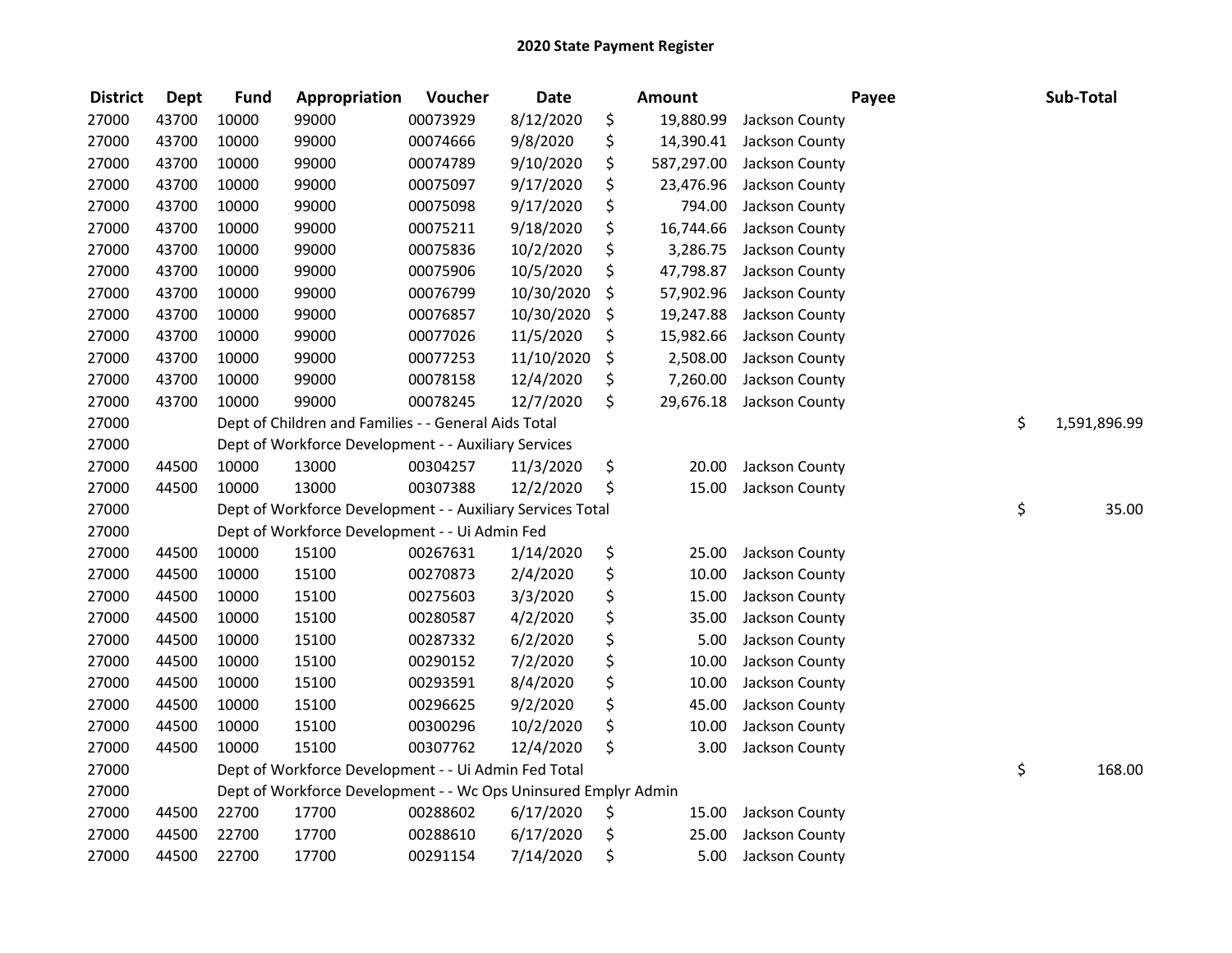# 2020 State Payment Register

| District | Dept | Fund | Appropriation | Voucher | Date | Amount | Payee | Sub-Total |
|---|---|---|---|---|---|---|---|---|
| 27000 | 43700 | 10000 | 99000 | 00073929 | 8/12/2020 | $ 19,880.99 | Jackson County | |
| 27000 | 43700 | 10000 | 99000 | 00074666 | 9/8/2020 | $ 14,390.41 | Jackson County | |
| 27000 | 43700 | 10000 | 99000 | 00074789 | 9/10/2020 | $ 587,297.00 | Jackson County | |
| 27000 | 43700 | 10000 | 99000 | 00075097 | 9/17/2020 | $ 23,476.96 | Jackson County | |
| 27000 | 43700 | 10000 | 99000 | 00075098 | 9/17/2020 | $ 794.00 | Jackson County | |
| 27000 | 43700 | 10000 | 99000 | 00075211 | 9/18/2020 | $ 16,744.66 | Jackson County | |
| 27000 | 43700 | 10000 | 99000 | 00075836 | 10/2/2020 | $ 3,286.75 | Jackson County | |
| 27000 | 43700 | 10000 | 99000 | 00075906 | 10/5/2020 | $ 47,798.87 | Jackson County | |
| 27000 | 43700 | 10000 | 99000 | 00076799 | 10/30/2020 | $ 57,902.96 | Jackson County | |
| 27000 | 43700 | 10000 | 99000 | 00076857 | 10/30/2020 | $ 19,247.88 | Jackson County | |
| 27000 | 43700 | 10000 | 99000 | 00077026 | 11/5/2020 | $ 15,982.66 | Jackson County | |
| 27000 | 43700 | 10000 | 99000 | 00077253 | 11/10/2020 | $ 2,508.00 | Jackson County | |
| 27000 | 43700 | 10000 | 99000 | 00078158 | 12/4/2020 | $ 7,260.00 | Jackson County | |
| 27000 | 43700 | 10000 | 99000 | 00078245 | 12/7/2020 | $ 29,676.18 | Jackson County | |
| 27000 | | Dept of Children and Families - - General Aids Total | | | | | | $ 1,591,896.99 |
| 27000 | | Dept of Workforce Development - - Auxiliary Services | | | | | | |
| 27000 | 44500 | 10000 | 13000 | 00304257 | 11/3/2020 | $ 20.00 | Jackson County | |
| 27000 | 44500 | 10000 | 13000 | 00307388 | 12/2/2020 | $ 15.00 | Jackson County | |
| 27000 | | Dept of Workforce Development - - Auxiliary Services Total | | | | | | $ 35.00 |
| 27000 | | Dept of Workforce Development - - Ui Admin Fed | | | | | | |
| 27000 | 44500 | 10000 | 15100 | 00267631 | 1/14/2020 | $ 25.00 | Jackson County | |
| 27000 | 44500 | 10000 | 15100 | 00270873 | 2/4/2020 | $ 10.00 | Jackson County | |
| 27000 | 44500 | 10000 | 15100 | 00275603 | 3/3/2020 | $ 15.00 | Jackson County | |
| 27000 | 44500 | 10000 | 15100 | 00280587 | 4/2/2020 | $ 35.00 | Jackson County | |
| 27000 | 44500 | 10000 | 15100 | 00287332 | 6/2/2020 | $ 5.00 | Jackson County | |
| 27000 | 44500 | 10000 | 15100 | 00290152 | 7/2/2020 | $ 10.00 | Jackson County | |
| 27000 | 44500 | 10000 | 15100 | 00293591 | 8/4/2020 | $ 10.00 | Jackson County | |
| 27000 | 44500 | 10000 | 15100 | 00296625 | 9/2/2020 | $ 45.00 | Jackson County | |
| 27000 | 44500 | 10000 | 15100 | 00300296 | 10/2/2020 | $ 10.00 | Jackson County | |
| 27000 | 44500 | 10000 | 15100 | 00307762 | 12/4/2020 | $ 3.00 | Jackson County | |
| 27000 | | Dept of Workforce Development - - Ui Admin Fed Total | | | | | | $ 168.00 |
| 27000 | | Dept of Workforce Development - - Wc Ops Uninsured Emplyr Admin | | | | | | |
| 27000 | 44500 | 22700 | 17700 | 00288602 | 6/17/2020 | $ 15.00 | Jackson County | |
| 27000 | 44500 | 22700 | 17700 | 00288610 | 6/17/2020 | $ 25.00 | Jackson County | |
| 27000 | 44500 | 22700 | 17700 | 00291154 | 7/14/2020 | $ 5.00 | Jackson County | |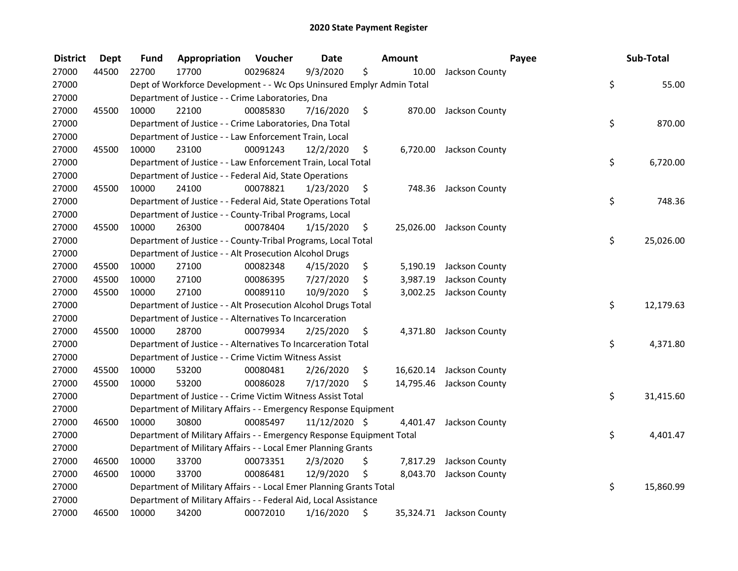# 2020 State Payment Register

| District | Dept | Fund | Appropriation | Voucher | Date | Amount | Payee | Sub-Total |
|---|---|---|---|---|---|---|---|---|
| 27000 | 44500 | 22700 | 17700 | 00296824 | 9/3/2020 | $ 10.00 | Jackson County | |
| 27000 | | Dept of Workforce Development - - Wc Ops Uninsured Emplyr Admin Total | | | | | | $ 55.00 |
| 27000 | | Department of Justice - - Crime Laboratories, Dna | | | | | | |
| 27000 | 45500 | 10000 | 22100 | 00085830 | 7/16/2020 | $ 870.00 | Jackson County | |
| 27000 | | Department of Justice - - Crime Laboratories, Dna Total | | | | | | $ 870.00 |
| 27000 | | Department of Justice - - Law Enforcement Train, Local | | | | | | |
| 27000 | 45500 | 10000 | 23100 | 00091243 | 12/2/2020 | $ 6,720.00 | Jackson County | |
| 27000 | | Department of Justice - - Law Enforcement Train, Local Total | | | | | | $ 6,720.00 |
| 27000 | | Department of Justice - - Federal Aid, State Operations | | | | | | |
| 27000 | 45500 | 10000 | 24100 | 00078821 | 1/23/2020 | $ 748.36 | Jackson County | |
| 27000 | | Department of Justice - - Federal Aid, State Operations Total | | | | | | $ 748.36 |
| 27000 | | Department of Justice - - County-Tribal Programs, Local | | | | | | |
| 27000 | 45500 | 10000 | 26300 | 00078404 | 1/15/2020 | $ 25,026.00 | Jackson County | |
| 27000 | | Department of Justice - - County-Tribal Programs, Local Total | | | | | | $ 25,026.00 |
| 27000 | | Department of Justice - - Alt Prosecution Alcohol Drugs | | | | | | |
| 27000 | 45500 | 10000 | 27100 | 00082348 | 4/15/2020 | $ 5,190.19 | Jackson County | |
| 27000 | 45500 | 10000 | 27100 | 00086395 | 7/27/2020 | $ 3,987.19 | Jackson County | |
| 27000 | 45500 | 10000 | 27100 | 00089110 | 10/9/2020 | $ 3,002.25 | Jackson County | |
| 27000 | | Department of Justice - - Alt Prosecution Alcohol Drugs Total | | | | | | $ 12,179.63 |
| 27000 | | Department of Justice - - Alternatives To Incarceration | | | | | | |
| 27000 | 45500 | 10000 | 28700 | 00079934 | 2/25/2020 | $ 4,371.80 | Jackson County | |
| 27000 | | Department of Justice - - Alternatives To Incarceration Total | | | | | | $ 4,371.80 |
| 27000 | | Department of Justice - - Crime Victim Witness Assist | | | | | | |
| 27000 | 45500 | 10000 | 53200 | 00080481 | 2/26/2020 | $ 16,620.14 | Jackson County | |
| 27000 | 45500 | 10000 | 53200 | 00086028 | 7/17/2020 | $ 14,795.46 | Jackson County | |
| 27000 | | Department of Justice - - Crime Victim Witness Assist Total | | | | | | $ 31,415.60 |
| 27000 | | Department of Military Affairs - - Emergency Response Equipment | | | | | | |
| 27000 | 46500 | 10000 | 30800 | 00085497 | 11/12/2020 | $ 4,401.47 | Jackson County | |
| 27000 | | Department of Military Affairs - - Emergency Response Equipment Total | | | | | | $ 4,401.47 |
| 27000 | | Department of Military Affairs - - Local Emer Planning Grants | | | | | | |
| 27000 | 46500 | 10000 | 33700 | 00073351 | 2/3/2020 | $ 7,817.29 | Jackson County | |
| 27000 | 46500 | 10000 | 33700 | 00086481 | 12/9/2020 | $ 8,043.70 | Jackson County | |
| 27000 | | Department of Military Affairs - - Local Emer Planning Grants Total | | | | | | $ 15,860.99 |
| 27000 | | Department of Military Affairs - - Federal Aid, Local Assistance | | | | | | |
| 27000 | 46500 | 10000 | 34200 | 00072010 | 1/16/2020 | $ 35,324.71 | Jackson County | |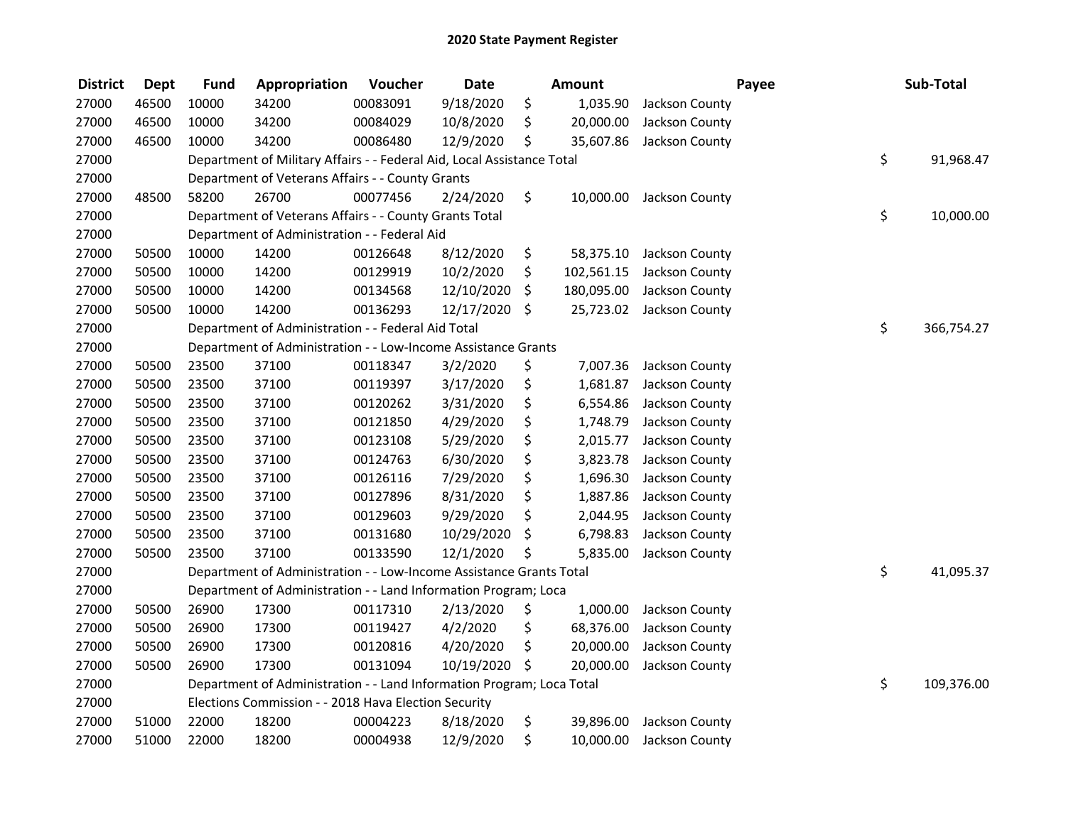# 2020 State Payment Register

| District | Dept | Fund | Appropriation | Voucher | Date | Amount | Payee | Sub-Total |
|---|---|---|---|---|---|---|---|---|
| 27000 | 46500 | 10000 | 34200 | 00083091 | 9/18/2020 | $ 1,035.90 | Jackson County | |
| 27000 | 46500 | 10000 | 34200 | 00084029 | 10/8/2020 | $ 20,000.00 | Jackson County | |
| 27000 | 46500 | 10000 | 34200 | 00086480 | 12/9/2020 | $ 35,607.86 | Jackson County | |
| 27000 | | Department of Military Affairs - - Federal Aid, Local Assistance Total | | | | | | $ 91,968.47 |
| 27000 | | Department of Veterans Affairs - - County Grants | | | | | | |
| 27000 | 48500 | 58200 | 26700 | 00077456 | 2/24/2020 | $ 10,000.00 | Jackson County | |
| 27000 | | Department of Veterans Affairs - - County Grants Total | | | | | | $ 10,000.00 |
| 27000 | | Department of Administration - - Federal Aid | | | | | | |
| 27000 | 50500 | 10000 | 14200 | 00126648 | 8/12/2020 | $ 58,375.10 | Jackson County | |
| 27000 | 50500 | 10000 | 14200 | 00129919 | 10/2/2020 | $ 102,561.15 | Jackson County | |
| 27000 | 50500 | 10000 | 14200 | 00134568 | 12/10/2020 | $ 180,095.00 | Jackson County | |
| 27000 | 50500 | 10000 | 14200 | 00136293 | 12/17/2020 | $ 25,723.02 | Jackson County | |
| 27000 | | Department of Administration - - Federal Aid Total | | | | | | $ 366,754.27 |
| 27000 | | Department of Administration - - Low-Income Assistance Grants | | | | | | |
| 27000 | 50500 | 23500 | 37100 | 00118347 | 3/2/2020 | $ 7,007.36 | Jackson County | |
| 27000 | 50500 | 23500 | 37100 | 00119397 | 3/17/2020 | $ 1,681.87 | Jackson County | |
| 27000 | 50500 | 23500 | 37100 | 00120262 | 3/31/2020 | $ 6,554.86 | Jackson County | |
| 27000 | 50500 | 23500 | 37100 | 00121850 | 4/29/2020 | $ 1,748.79 | Jackson County | |
| 27000 | 50500 | 23500 | 37100 | 00123108 | 5/29/2020 | $ 2,015.77 | Jackson County | |
| 27000 | 50500 | 23500 | 37100 | 00124763 | 6/30/2020 | $ 3,823.78 | Jackson County | |
| 27000 | 50500 | 23500 | 37100 | 00126116 | 7/29/2020 | $ 1,696.30 | Jackson County | |
| 27000 | 50500 | 23500 | 37100 | 00127896 | 8/31/2020 | $ 1,887.86 | Jackson County | |
| 27000 | 50500 | 23500 | 37100 | 00129603 | 9/29/2020 | $ 2,044.95 | Jackson County | |
| 27000 | 50500 | 23500 | 37100 | 00131680 | 10/29/2020 | $ 6,798.83 | Jackson County | |
| 27000 | 50500 | 23500 | 37100 | 00133590 | 12/1/2020 | $ 5,835.00 | Jackson County | |
| 27000 | | Department of Administration - - Low-Income Assistance Grants Total | | | | | | $ 41,095.37 |
| 27000 | | Department of Administration - - Land Information Program; Loca | | | | | | |
| 27000 | 50500 | 26900 | 17300 | 00117310 | 2/13/2020 | $ 1,000.00 | Jackson County | |
| 27000 | 50500 | 26900 | 17300 | 00119427 | 4/2/2020 | $ 68,376.00 | Jackson County | |
| 27000 | 50500 | 26900 | 17300 | 00120816 | 4/20/2020 | $ 20,000.00 | Jackson County | |
| 27000 | 50500 | 26900 | 17300 | 00131094 | 10/19/2020 | $ 20,000.00 | Jackson County | |
| 27000 | | Department of Administration - - Land Information Program; Loca Total | | | | | | $ 109,376.00 |
| 27000 | | Elections Commission - - 2018 Hava Election Security | | | | | | |
| 27000 | 51000 | 22000 | 18200 | 00004223 | 8/18/2020 | $ 39,896.00 | Jackson County | |
| 27000 | 51000 | 22000 | 18200 | 00004938 | 12/9/2020 | $ 10,000.00 | Jackson County | |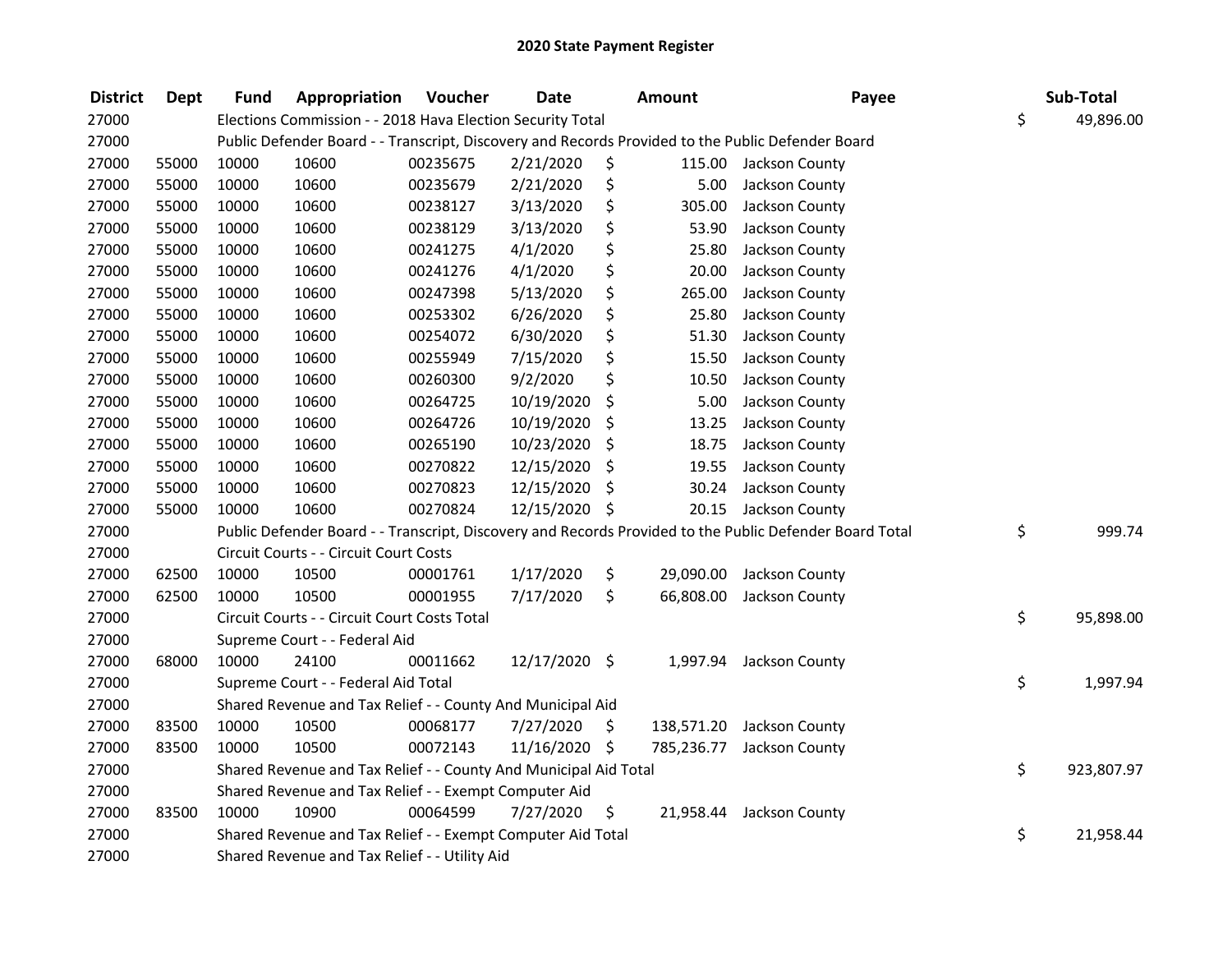# 2020 State Payment Register

| District | Dept | Fund | Appropriation | Voucher | Date | Amount | Payee | Sub-Total |
|---|---|---|---|---|---|---|---|---|
| 27000 | | Elections Commission - - 2018 Hava Election Security Total | | | | | | $ 49,896.00 |
| 27000 | | Public Defender Board - - Transcript, Discovery and Records Provided to the Public Defender Board | | | | | | |
| 27000 | 55000 | 10000 | 10600 | 00235675 | 2/21/2020 | $ 115.00 | Jackson County | |
| 27000 | 55000 | 10000 | 10600 | 00235679 | 2/21/2020 | $ 5.00 | Jackson County | |
| 27000 | 55000 | 10000 | 10600 | 00238127 | 3/13/2020 | $ 305.00 | Jackson County | |
| 27000 | 55000 | 10000 | 10600 | 00238129 | 3/13/2020 | $ 53.90 | Jackson County | |
| 27000 | 55000 | 10000 | 10600 | 00241275 | 4/1/2020 | $ 25.80 | Jackson County | |
| 27000 | 55000 | 10000 | 10600 | 00241276 | 4/1/2020 | $ 20.00 | Jackson County | |
| 27000 | 55000 | 10000 | 10600 | 00247398 | 5/13/2020 | $ 265.00 | Jackson County | |
| 27000 | 55000 | 10000 | 10600 | 00253302 | 6/26/2020 | $ 25.80 | Jackson County | |
| 27000 | 55000 | 10000 | 10600 | 00254072 | 6/30/2020 | $ 51.30 | Jackson County | |
| 27000 | 55000 | 10000 | 10600 | 00255949 | 7/15/2020 | $ 15.50 | Jackson County | |
| 27000 | 55000 | 10000 | 10600 | 00260300 | 9/2/2020 | $ 10.50 | Jackson County | |
| 27000 | 55000 | 10000 | 10600 | 00264725 | 10/19/2020 | $ 5.00 | Jackson County | |
| 27000 | 55000 | 10000 | 10600 | 00264726 | 10/19/2020 | $ 13.25 | Jackson County | |
| 27000 | 55000 | 10000 | 10600 | 00265190 | 10/23/2020 | $ 18.75 | Jackson County | |
| 27000 | 55000 | 10000 | 10600 | 00270822 | 12/15/2020 | $ 19.55 | Jackson County | |
| 27000 | 55000 | 10000 | 10600 | 00270823 | 12/15/2020 | $ 30.24 | Jackson County | |
| 27000 | 55000 | 10000 | 10600 | 00270824 | 12/15/2020 | $ 20.15 | Jackson County | |
| 27000 | | Public Defender Board - - Transcript, Discovery and Records Provided to the Public Defender Board Total | | | | | | $ 999.74 |
| 27000 | | Circuit Courts - - Circuit Court Costs | | | | | | |
| 27000 | 62500 | 10000 | 10500 | 00001761 | 1/17/2020 | $ 29,090.00 | Jackson County | |
| 27000 | 62500 | 10000 | 10500 | 00001955 | 7/17/2020 | $ 66,808.00 | Jackson County | |
| 27000 | | Circuit Courts - - Circuit Court Costs Total | | | | | | $ 95,898.00 |
| 27000 | | Supreme Court - - Federal Aid | | | | | | |
| 27000 | 68000 | 10000 | 24100 | 00011662 | 12/17/2020 | $ 1,997.94 | Jackson County | |
| 27000 | | Supreme Court - - Federal Aid Total | | | | | | $ 1,997.94 |
| 27000 | | Shared Revenue and Tax Relief - - County And Municipal Aid | | | | | | |
| 27000 | 83500 | 10000 | 10500 | 00068177 | 7/27/2020 | $ 138,571.20 | Jackson County | |
| 27000 | 83500 | 10000 | 10500 | 00072143 | 11/16/2020 | $ 785,236.77 | Jackson County | |
| 27000 | | Shared Revenue and Tax Relief - - County And Municipal Aid Total | | | | | | $ 923,807.97 |
| 27000 | | Shared Revenue and Tax Relief - - Exempt Computer Aid | | | | | | |
| 27000 | 83500 | 10000 | 10900 | 00064599 | 7/27/2020 | $ 21,958.44 | Jackson County | |
| 27000 | | Shared Revenue and Tax Relief - - Exempt Computer Aid Total | | | | | | $ 21,958.44 |
| 27000 | | Shared Revenue and Tax Relief - - Utility Aid | | | | | | |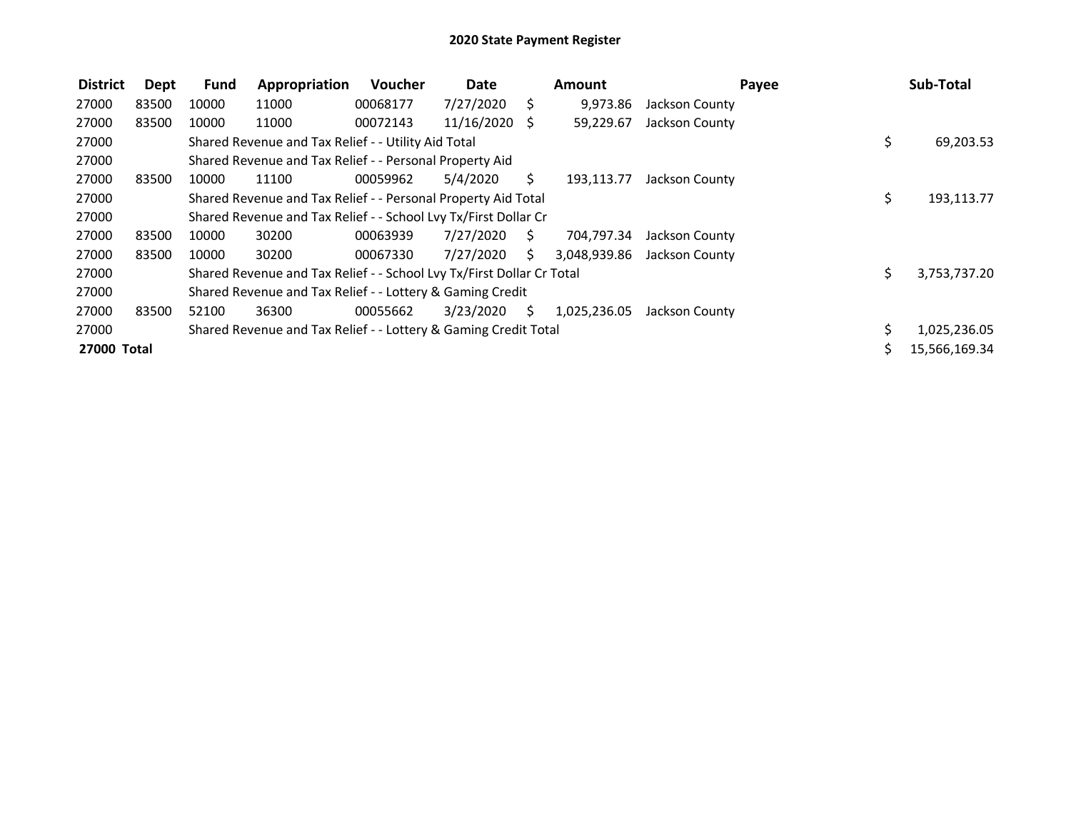# 2020 State Payment Register

| District | Dept | Fund | Appropriation | Voucher | Date | Amount | Payee | Sub-Total |
|---|---|---|---|---|---|---|---|---|
| 27000 | 83500 | 10000 | 11000 | 00068177 | 7/27/2020 | $ 9,973.86 | Jackson County | |
| 27000 | 83500 | 10000 | 11000 | 00072143 | 11/16/2020 | $ 59,229.67 | Jackson County | |
| 27000 | | Shared Revenue and Tax Relief - - Utility Aid Total | | | | | | $ 69,203.53 |
| 27000 | | Shared Revenue and Tax Relief - - Personal Property Aid | | | | | | |
| 27000 | 83500 | 10000 | 11100 | 00059962 | 5/4/2020 | $ 193,113.77 | Jackson County | |
| 27000 | | Shared Revenue and Tax Relief - - Personal Property Aid Total | | | | | | $ 193,113.77 |
| 27000 | | Shared Revenue and Tax Relief - - School Lvy Tx/First Dollar Cr | | | | | | |
| 27000 | 83500 | 10000 | 30200 | 00063939 | 7/27/2020 | $ 704,797.34 | Jackson County | |
| 27000 | 83500 | 10000 | 30200 | 00067330 | 7/27/2020 | $ 3,048,939.86 | Jackson County | |
| 27000 | | Shared Revenue and Tax Relief - - School Lvy Tx/First Dollar Cr Total | | | | | | $ 3,753,737.20 |
| 27000 | | Shared Revenue and Tax Relief - - Lottery & Gaming Credit | | | | | | |
| 27000 | 83500 | 52100 | 36300 | 00055662 | 3/23/2020 | $ 1,025,236.05 | Jackson County | |
| 27000 | | Shared Revenue and Tax Relief - - Lottery & Gaming Credit Total | | | | | | $ 1,025,236.05 |
| **27000 Total** | | | | | | | | $ 15,566,169.34 |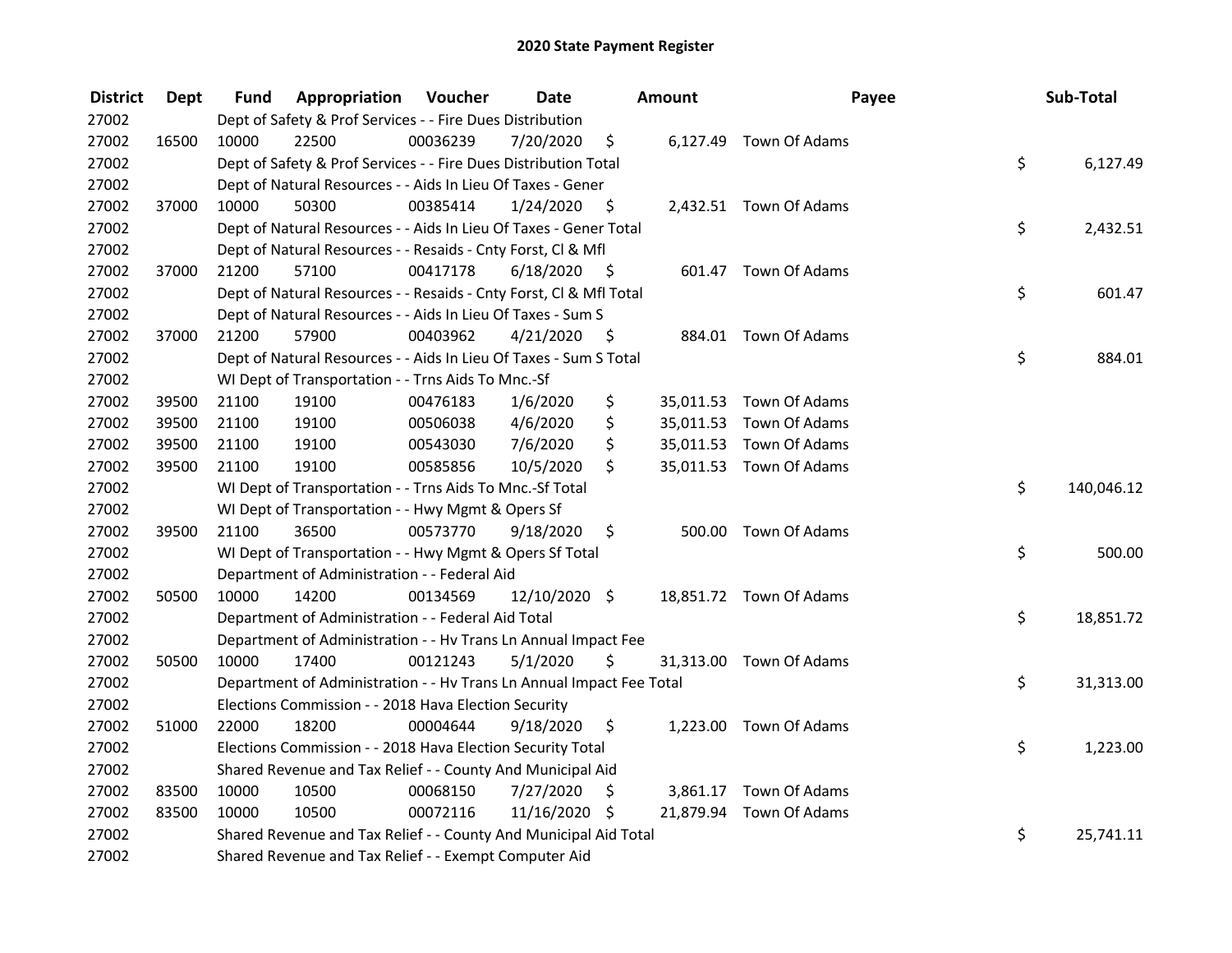# 2020 State Payment Register

| District | Dept | Fund | Appropriation | Voucher | Date | Amount | Payee | Sub-Total |
|---|---|---|---|---|---|---|---|---|
| 27002 | | Dept of Safety & Prof Services - - Fire Dues Distribution | | | | | | |
| 27002 | 16500 | 10000 | 22500 | 00036239 | 7/20/2020 | $ 6,127.49 | Town Of Adams | |
| 27002 | | Dept of Safety & Prof Services - - Fire Dues Distribution Total | | | | | | $ 6,127.49 |
| 27002 | | Dept of Natural Resources - - Aids In Lieu Of Taxes - Gener | | | | | | |
| 27002 | 37000 | 10000 | 50300 | 00385414 | 1/24/2020 | $ 2,432.51 | Town Of Adams | |
| 27002 | | Dept of Natural Resources - - Aids In Lieu Of Taxes - Gener Total | | | | | | $ 2,432.51 |
| 27002 | | Dept of Natural Resources - - Resaids - Cnty Forst, Cl & Mfl | | | | | | |
| 27002 | 37000 | 21200 | 57100 | 00417178 | 6/18/2020 | $ 601.47 | Town Of Adams | |
| 27002 | | Dept of Natural Resources - - Resaids - Cnty Forst, Cl & Mfl Total | | | | | | $ 601.47 |
| 27002 | | Dept of Natural Resources - - Aids In Lieu Of Taxes - Sum S | | | | | | |
| 27002 | 37000 | 21200 | 57900 | 00403962 | 4/21/2020 | $ 884.01 | Town Of Adams | |
| 27002 | | Dept of Natural Resources - - Aids In Lieu Of Taxes - Sum S Total | | | | | | $ 884.01 |
| 27002 | | WI Dept of Transportation - - Trns Aids To Mnc.-Sf | | | | | | |
| 27002 | 39500 | 21100 | 19100 | 00476183 | 1/6/2020 | $ 35,011.53 | Town Of Adams | |
| 27002 | 39500 | 21100 | 19100 | 00506038 | 4/6/2020 | $ 35,011.53 | Town Of Adams | |
| 27002 | 39500 | 21100 | 19100 | 00543030 | 7/6/2020 | $ 35,011.53 | Town Of Adams | |
| 27002 | 39500 | 21100 | 19100 | 00585856 | 10/5/2020 | $ 35,011.53 | Town Of Adams | |
| 27002 | | WI Dept of Transportation - - Trns Aids To Mnc.-Sf Total | | | | | | $ 140,046.12 |
| 27002 | | WI Dept of Transportation - - Hwy Mgmt & Opers Sf | | | | | | |
| 27002 | 39500 | 21100 | 36500 | 00573770 | 9/18/2020 | $ 500.00 | Town Of Adams | |
| 27002 | | WI Dept of Transportation - - Hwy Mgmt & Opers Sf Total | | | | | | $ 500.00 |
| 27002 | | Department of Administration - - Federal Aid | | | | | | |
| 27002 | 50500 | 10000 | 14200 | 00134569 | 12/10/2020 | $ 18,851.72 | Town Of Adams | |
| 27002 | | Department of Administration - - Federal Aid Total | | | | | | $ 18,851.72 |
| 27002 | | Department of Administration - - Hv Trans Ln Annual Impact Fee | | | | | | |
| 27002 | 50500 | 10000 | 17400 | 00121243 | 5/1/2020 | $ 31,313.00 | Town Of Adams | |
| 27002 | | Department of Administration - - Hv Trans Ln Annual Impact Fee Total | | | | | | $ 31,313.00 |
| 27002 | | Elections Commission - - 2018 Hava Election Security | | | | | | |
| 27002 | 51000 | 22000 | 18200 | 00004644 | 9/18/2020 | $ 1,223.00 | Town Of Adams | |
| 27002 | | Elections Commission - - 2018 Hava Election Security Total | | | | | | $ 1,223.00 |
| 27002 | | Shared Revenue and Tax Relief - - County And Municipal Aid | | | | | | |
| 27002 | 83500 | 10000 | 10500 | 00068150 | 7/27/2020 | $ 3,861.17 | Town Of Adams | |
| 27002 | 83500 | 10000 | 10500 | 00072116 | 11/16/2020 | $ 21,879.94 | Town Of Adams | |
| 27002 | | Shared Revenue and Tax Relief - - County And Municipal Aid Total | | | | | | $ 25,741.11 |
| 27002 | | Shared Revenue and Tax Relief - - Exempt Computer Aid | | | | | | |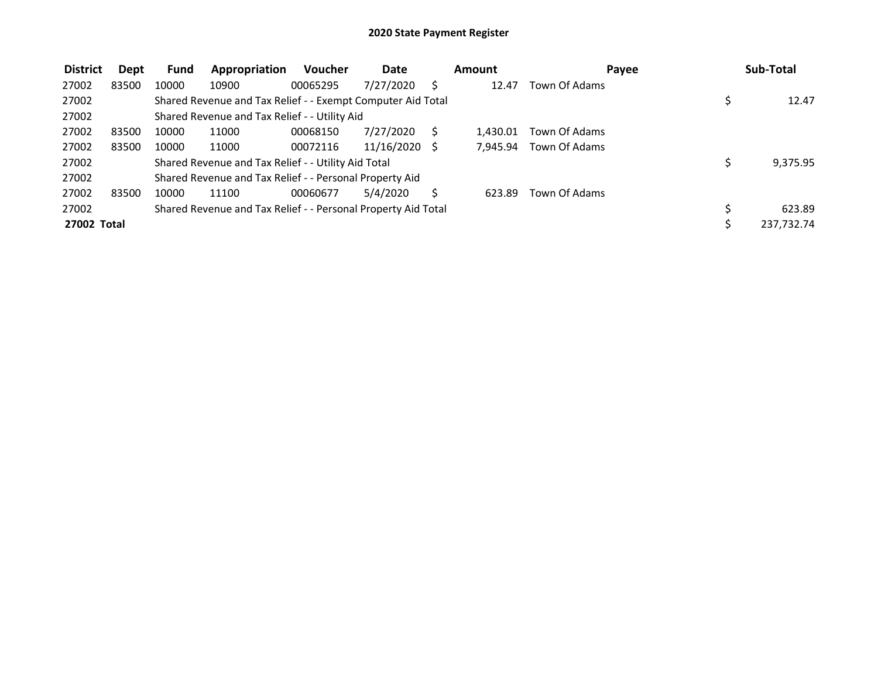# 2020 State Payment Register

| District | Dept | Fund | Appropriation | Voucher | Date | Amount | Payee | Sub-Total |
|---|---|---|---|---|---|---|---|---|
| 27002 | 83500 | 10000 | 10900 | 00065295 | 7/27/2020 | $ 12.47 | Town Of Adams | |
| 27002 | | Shared Revenue and Tax Relief - - Exempt Computer Aid Total | | | | | | $ 12.47 |
| 27002 | | Shared Revenue and Tax Relief - - Utility Aid | | | | | | |
| 27002 | 83500 | 10000 | 11000 | 00068150 | 7/27/2020 | $ 1,430.01 | Town Of Adams | |
| 27002 | 83500 | 10000 | 11000 | 00072116 | 11/16/2020 | $ 7,945.94 | Town Of Adams | |
| 27002 | | Shared Revenue and Tax Relief - - Utility Aid Total | | | | | | $ 9,375.95 |
| 27002 | | Shared Revenue and Tax Relief - - Personal Property Aid | | | | | | |
| 27002 | 83500 | 10000 | 11100 | 00060677 | 5/4/2020 | $ 623.89 | Town Of Adams | |
| 27002 | | Shared Revenue and Tax Relief - - Personal Property Aid Total | | | | | | $ 623.89 |
| **27002 Total** | | | | | | | | $ 237,732.74 |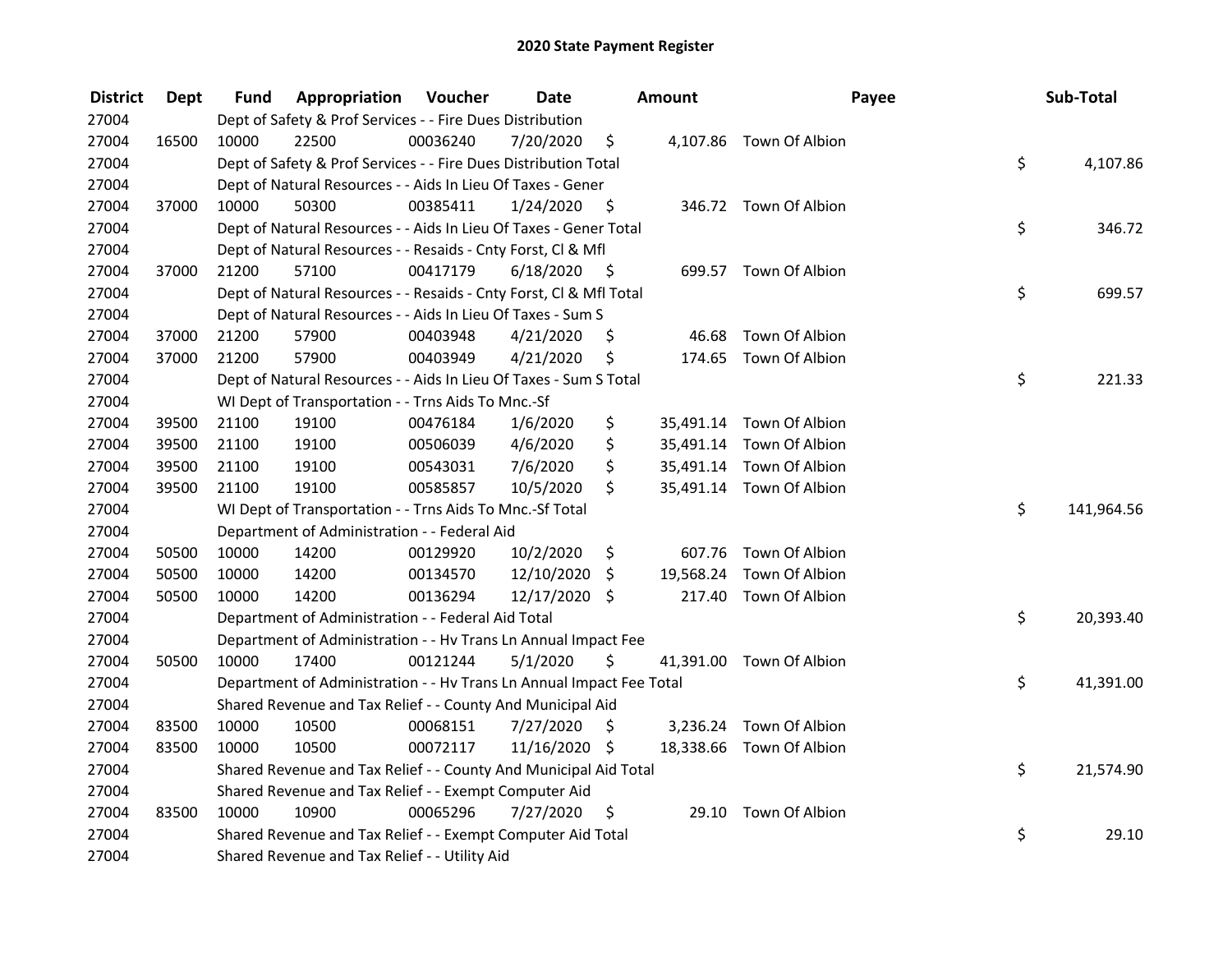# 2020 State Payment Register

| District | Dept | Fund | Appropriation | Voucher | Date | Amount | Payee | Sub-Total |
|---|---|---|---|---|---|---|---|---|
| 27004 | | Dept of Safety & Prof Services - - Fire Dues Distribution | | | | | | |
| 27004 | 16500 | 10000 | 22500 | 00036240 | 7/20/2020 | $ 4,107.86 | Town Of Albion | |
| 27004 | | Dept of Safety & Prof Services - - Fire Dues Distribution Total | | | | | | $ 4,107.86 |
| 27004 | | Dept of Natural Resources - - Aids In Lieu Of Taxes - Gener | | | | | | |
| 27004 | 37000 | 10000 | 50300 | 00385411 | 1/24/2020 | $ 346.72 | Town Of Albion | |
| 27004 | | Dept of Natural Resources - - Aids In Lieu Of Taxes - Gener Total | | | | | | $ 346.72 |
| 27004 | | Dept of Natural Resources - - Resaids - Cnty Forst, Cl & Mfl | | | | | | |
| 27004 | 37000 | 21200 | 57100 | 00417179 | 6/18/2020 | $ 699.57 | Town Of Albion | |
| 27004 | | Dept of Natural Resources - - Resaids - Cnty Forst, Cl & Mfl Total | | | | | | $ 699.57 |
| 27004 | | Dept of Natural Resources - - Aids In Lieu Of Taxes - Sum S | | | | | | |
| 27004 | 37000 | 21200 | 57900 | 00403948 | 4/21/2020 | $ 46.68 | Town Of Albion | |
| 27004 | 37000 | 21200 | 57900 | 00403949 | 4/21/2020 | $ 174.65 | Town Of Albion | |
| 27004 | | Dept of Natural Resources - - Aids In Lieu Of Taxes - Sum S Total | | | | | | $ 221.33 |
| 27004 | | WI Dept of Transportation - - Trns Aids To Mnc.-Sf | | | | | | |
| 27004 | 39500 | 21100 | 19100 | 00476184 | 1/6/2020 | $ 35,491.14 | Town Of Albion | |
| 27004 | 39500 | 21100 | 19100 | 00506039 | 4/6/2020 | $ 35,491.14 | Town Of Albion | |
| 27004 | 39500 | 21100 | 19100 | 00543031 | 7/6/2020 | $ 35,491.14 | Town Of Albion | |
| 27004 | 39500 | 21100 | 19100 | 00585857 | 10/5/2020 | $ 35,491.14 | Town Of Albion | |
| 27004 | | WI Dept of Transportation - - Trns Aids To Mnc.-Sf Total | | | | | | $ 141,964.56 |
| 27004 | | Department of Administration - - Federal Aid | | | | | | |
| 27004 | 50500 | 10000 | 14200 | 00129920 | 10/2/2020 | $ 607.76 | Town Of Albion | |
| 27004 | 50500 | 10000 | 14200 | 00134570 | 12/10/2020 | $ 19,568.24 | Town Of Albion | |
| 27004 | 50500 | 10000 | 14200 | 00136294 | 12/17/2020 | $ 217.40 | Town Of Albion | |
| 27004 | | Department of Administration - - Federal Aid Total | | | | | | $ 20,393.40 |
| 27004 | | Department of Administration - - Hv Trans Ln Annual Impact Fee | | | | | | |
| 27004 | 50500 | 10000 | 17400 | 00121244 | 5/1/2020 | $ 41,391.00 | Town Of Albion | |
| 27004 | | Department of Administration - - Hv Trans Ln Annual Impact Fee Total | | | | | | $ 41,391.00 |
| 27004 | | Shared Revenue and Tax Relief - - County And Municipal Aid | | | | | | |
| 27004 | 83500 | 10000 | 10500 | 00068151 | 7/27/2020 | $ 3,236.24 | Town Of Albion | |
| 27004 | 83500 | 10000 | 10500 | 00072117 | 11/16/2020 | $ 18,338.66 | Town Of Albion | |
| 27004 | | Shared Revenue and Tax Relief - - County And Municipal Aid Total | | | | | | $ 21,574.90 |
| 27004 | | Shared Revenue and Tax Relief - - Exempt Computer Aid | | | | | | |
| 27004 | 83500 | 10000 | 10900 | 00065296 | 7/27/2020 | $ 29.10 | Town Of Albion | |
| 27004 | | Shared Revenue and Tax Relief - - Exempt Computer Aid Total | | | | | | $ 29.10 |
| 27004 | | Shared Revenue and Tax Relief - - Utility Aid | | | | | | |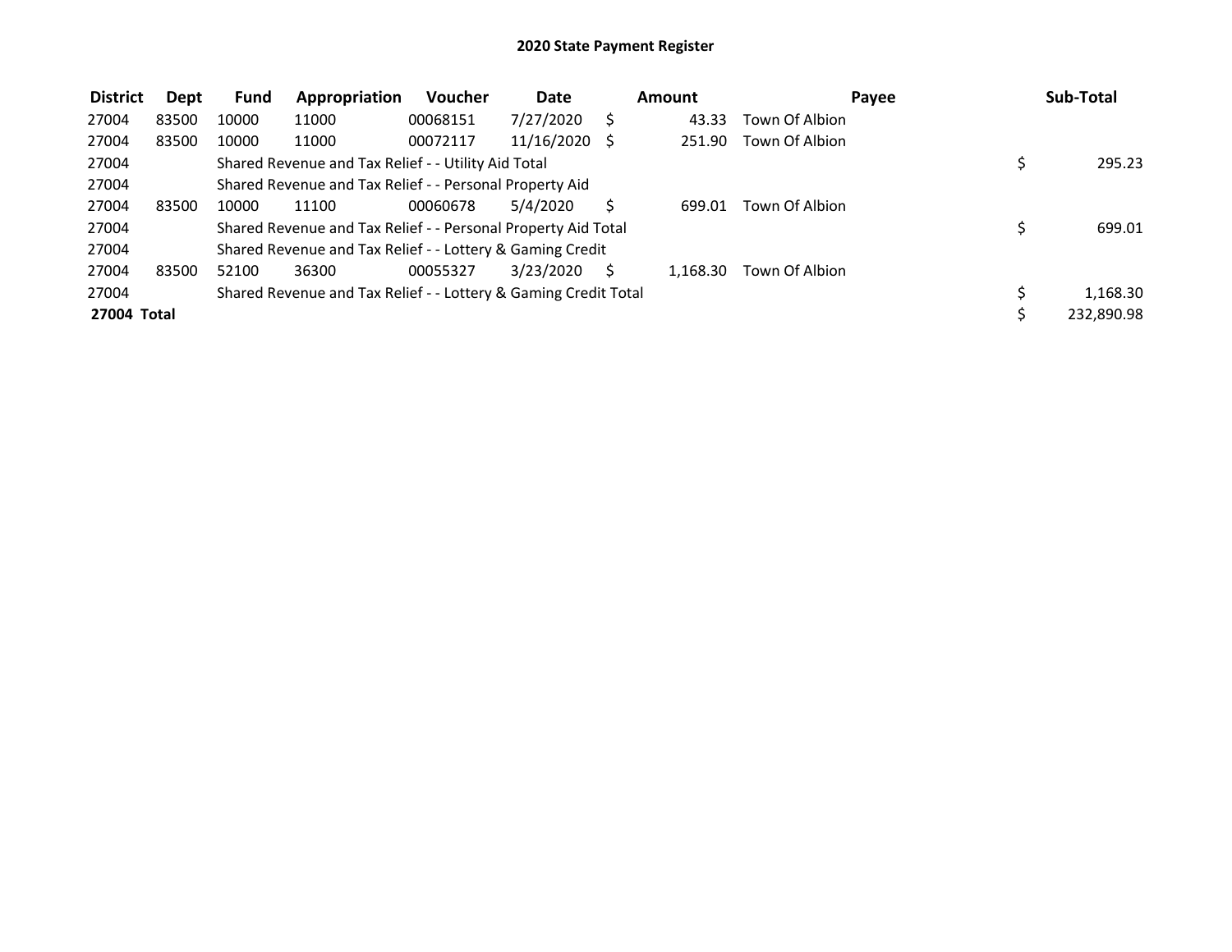# 2020 State Payment Register

| District | Dept | Fund | Appropriation | Voucher | Date | Amount | Payee | Sub-Total |
|---|---|---|---|---|---|---|---|---|
| 27004 | 83500 | 10000 | 11000 | 00068151 | 7/27/2020 | $ 43.33 | Town Of Albion | |
| 27004 | 83500 | 10000 | 11000 | 00072117 | 11/16/2020 | $ 251.90 | Town Of Albion | |
| 27004 | | Shared Revenue and Tax Relief - - Utility Aid Total | | | | | | $ 295.23 |
| 27004 | | Shared Revenue and Tax Relief - - Personal Property Aid | | | | | | |
| 27004 | 83500 | 10000 | 11100 | 00060678 | 5/4/2020 | $ 699.01 | Town Of Albion | |
| 27004 | | Shared Revenue and Tax Relief - - Personal Property Aid Total | | | | | | $ 699.01 |
| 27004 | | Shared Revenue and Tax Relief - - Lottery & Gaming Credit | | | | | | |
| 27004 | 83500 | 52100 | 36300 | 00055327 | 3/23/2020 | $ 1,168.30 | Town Of Albion | |
| 27004 | | Shared Revenue and Tax Relief - - Lottery & Gaming Credit Total | | | | | | $ 1,168.30 |
| **27004 Total** | | | | | | | | $ 232,890.98 |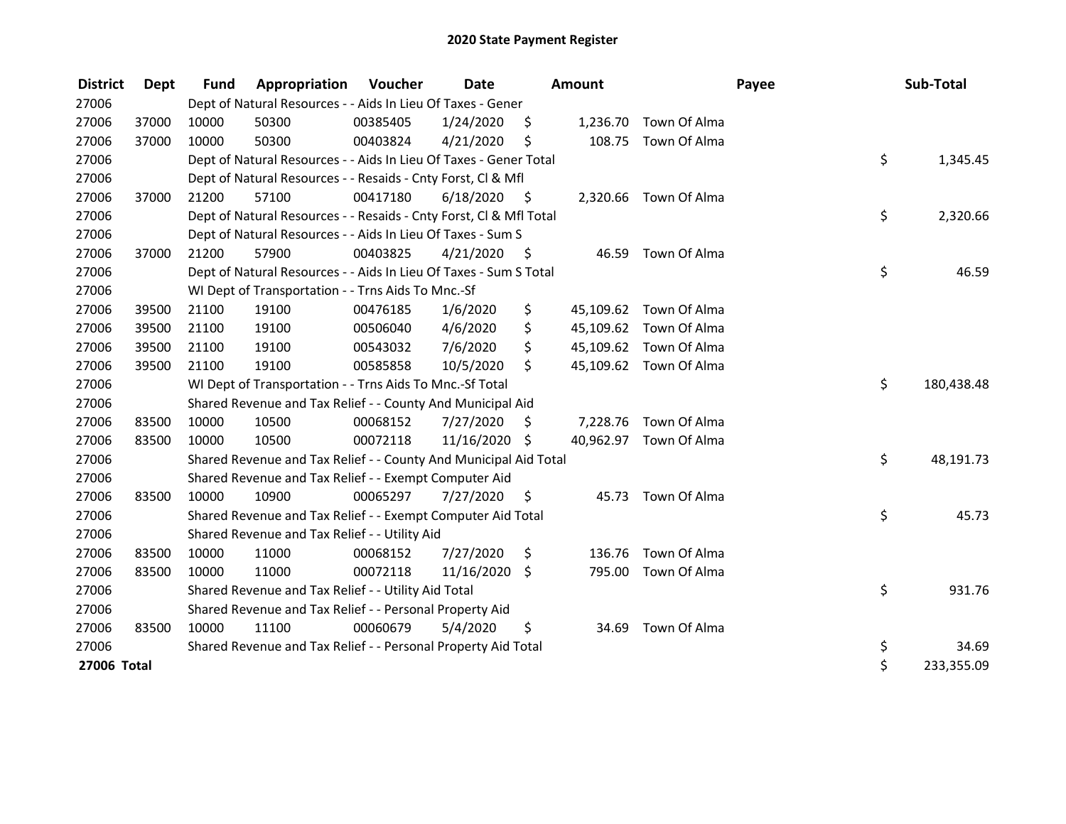# 2020 State Payment Register

| District | Dept | Fund | Appropriation | Voucher | Date | Amount | Payee | Sub-Total |
|---|---|---|---|---|---|---|---|---|
| 27006 | | Dept of Natural Resources - - Aids In Lieu Of Taxes - Gener | | | | | | |
| 27006 | 37000 | 10000 | 50300 | 00385405 | 1/24/2020 | $ 1,236.70 | Town Of Alma | |
| 27006 | 37000 | 10000 | 50300 | 00403824 | 4/21/2020 | $ 108.75 | Town Of Alma | |
| 27006 | | Dept of Natural Resources - - Aids In Lieu Of Taxes - Gener Total | | | | | | $ 1,345.45 |
| 27006 | | Dept of Natural Resources - - Resaids - Cnty Forst, Cl & Mfl | | | | | | |
| 27006 | 37000 | 21200 | 57100 | 00417180 | 6/18/2020 | $ 2,320.66 | Town Of Alma | |
| 27006 | | Dept of Natural Resources - - Resaids - Cnty Forst, Cl & Mfl Total | | | | | | $ 2,320.66 |
| 27006 | | Dept of Natural Resources - - Aids In Lieu Of Taxes - Sum S | | | | | | |
| 27006 | 37000 | 21200 | 57900 | 00403825 | 4/21/2020 | $ 46.59 | Town Of Alma | |
| 27006 | | Dept of Natural Resources - - Aids In Lieu Of Taxes - Sum S Total | | | | | | $ 46.59 |
| 27006 | | WI Dept of Transportation - - Trns Aids To Mnc.-Sf | | | | | | |
| 27006 | 39500 | 21100 | 19100 | 00476185 | 1/6/2020 | $ 45,109.62 | Town Of Alma | |
| 27006 | 39500 | 21100 | 19100 | 00506040 | 4/6/2020 | $ 45,109.62 | Town Of Alma | |
| 27006 | 39500 | 21100 | 19100 | 00543032 | 7/6/2020 | $ 45,109.62 | Town Of Alma | |
| 27006 | 39500 | 21100 | 19100 | 00585858 | 10/5/2020 | $ 45,109.62 | Town Of Alma | |
| 27006 | | WI Dept of Transportation - - Trns Aids To Mnc.-Sf Total | | | | | | $ 180,438.48 |
| 27006 | | Shared Revenue and Tax Relief - - County And Municipal Aid | | | | | | |
| 27006 | 83500 | 10000 | 10500 | 00068152 | 7/27/2020 | $ 7,228.76 | Town Of Alma | |
| 27006 | 83500 | 10000 | 10500 | 00072118 | 11/16/2020 | $ 40,962.97 | Town Of Alma | |
| 27006 | | Shared Revenue and Tax Relief - - County And Municipal Aid Total | | | | | | $ 48,191.73 |
| 27006 | | Shared Revenue and Tax Relief - - Exempt Computer Aid | | | | | | |
| 27006 | 83500 | 10000 | 10900 | 00065297 | 7/27/2020 | $ 45.73 | Town Of Alma | |
| 27006 | | Shared Revenue and Tax Relief - - Exempt Computer Aid Total | | | | | | $ 45.73 |
| 27006 | | Shared Revenue and Tax Relief - - Utility Aid | | | | | | |
| 27006 | 83500 | 10000 | 11000 | 00068152 | 7/27/2020 | $ 136.76 | Town Of Alma | |
| 27006 | 83500 | 10000 | 11000 | 00072118 | 11/16/2020 | $ 795.00 | Town Of Alma | |
| 27006 | | Shared Revenue and Tax Relief - - Utility Aid Total | | | | | | $ 931.76 |
| 27006 | | Shared Revenue and Tax Relief - - Personal Property Aid | | | | | | |
| 27006 | 83500 | 10000 | 11100 | 00060679 | 5/4/2020 | $ 34.69 | Town Of Alma | |
| 27006 | | Shared Revenue and Tax Relief - - Personal Property Aid Total | | | | | | $ 34.69 |
| **27006 Total** | | | | | | | | $ 233,355.09 |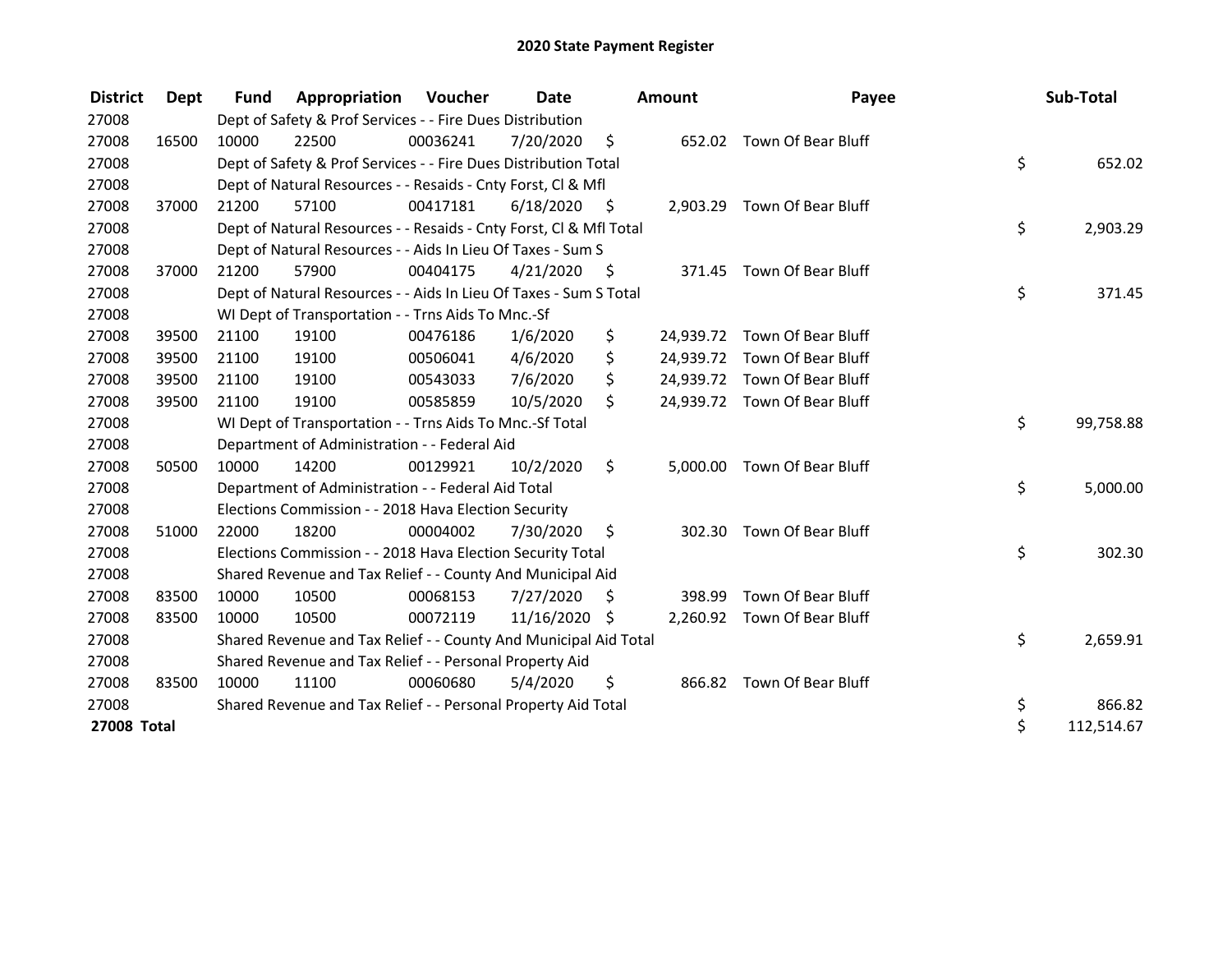# 2020 State Payment Register

| District | Dept | Fund | Appropriation | Voucher | Date | Amount | Payee | Sub-Total |
|---|---|---|---|---|---|---|---|---|
| 27008 | | Dept of Safety & Prof Services - - Fire Dues Distribution | | | | | | |
| 27008 | 16500 | 10000 | 22500 | 00036241 | 7/20/2020 | $ 652.02 | Town Of Bear Bluff | |
| 27008 | | Dept of Safety & Prof Services - - Fire Dues Distribution Total | | | | | | $ 652.02 |
| 27008 | | Dept of Natural Resources - - Resaids - Cnty Forst, Cl & Mfl | | | | | | |
| 27008 | 37000 | 21200 | 57100 | 00417181 | 6/18/2020 | $ 2,903.29 | Town Of Bear Bluff | |
| 27008 | | Dept of Natural Resources - - Resaids - Cnty Forst, Cl & Mfl Total | | | | | | $ 2,903.29 |
| 27008 | | Dept of Natural Resources - - Aids In Lieu Of Taxes - Sum S | | | | | | |
| 27008 | 37000 | 21200 | 57900 | 00404175 | 4/21/2020 | $ 371.45 | Town Of Bear Bluff | |
| 27008 | | Dept of Natural Resources - - Aids In Lieu Of Taxes - Sum S Total | | | | | | $ 371.45 |
| 27008 | | WI Dept of Transportation - - Trns Aids To Mnc.-Sf | | | | | | |
| 27008 | 39500 | 21100 | 19100 | 00476186 | 1/6/2020 | $ 24,939.72 | Town Of Bear Bluff | |
| 27008 | 39500 | 21100 | 19100 | 00506041 | 4/6/2020 | $ 24,939.72 | Town Of Bear Bluff | |
| 27008 | 39500 | 21100 | 19100 | 00543033 | 7/6/2020 | $ 24,939.72 | Town Of Bear Bluff | |
| 27008 | 39500 | 21100 | 19100 | 00585859 | 10/5/2020 | $ 24,939.72 | Town Of Bear Bluff | |
| 27008 | | WI Dept of Transportation - - Trns Aids To Mnc.-Sf Total | | | | | | $ 99,758.88 |
| 27008 | | Department of Administration - - Federal Aid | | | | | | |
| 27008 | 50500 | 10000 | 14200 | 00129921 | 10/2/2020 | $ 5,000.00 | Town Of Bear Bluff | |
| 27008 | | Department of Administration - - Federal Aid Total | | | | | | $ 5,000.00 |
| 27008 | | Elections Commission - - 2018 Hava Election Security | | | | | | |
| 27008 | 51000 | 22000 | 18200 | 00004002 | 7/30/2020 | $ 302.30 | Town Of Bear Bluff | |
| 27008 | | Elections Commission - - 2018 Hava Election Security Total | | | | | | $ 302.30 |
| 27008 | | Shared Revenue and Tax Relief - - County And Municipal Aid | | | | | | |
| 27008 | 83500 | 10000 | 10500 | 00068153 | 7/27/2020 | $ 398.99 | Town Of Bear Bluff | |
| 27008 | 83500 | 10000 | 10500 | 00072119 | 11/16/2020 | $ 2,260.92 | Town Of Bear Bluff | |
| 27008 | | Shared Revenue and Tax Relief - - County And Municipal Aid Total | | | | | | $ 2,659.91 |
| 27008 | | Shared Revenue and Tax Relief - - Personal Property Aid | | | | | | |
| 27008 | 83500 | 10000 | 11100 | 00060680 | 5/4/2020 | $ 866.82 | Town Of Bear Bluff | |
| 27008 | | Shared Revenue and Tax Relief - - Personal Property Aid Total | | | | | | $ 866.82 |
| **27008 Total** | | | | | | | | $ 112,514.67 |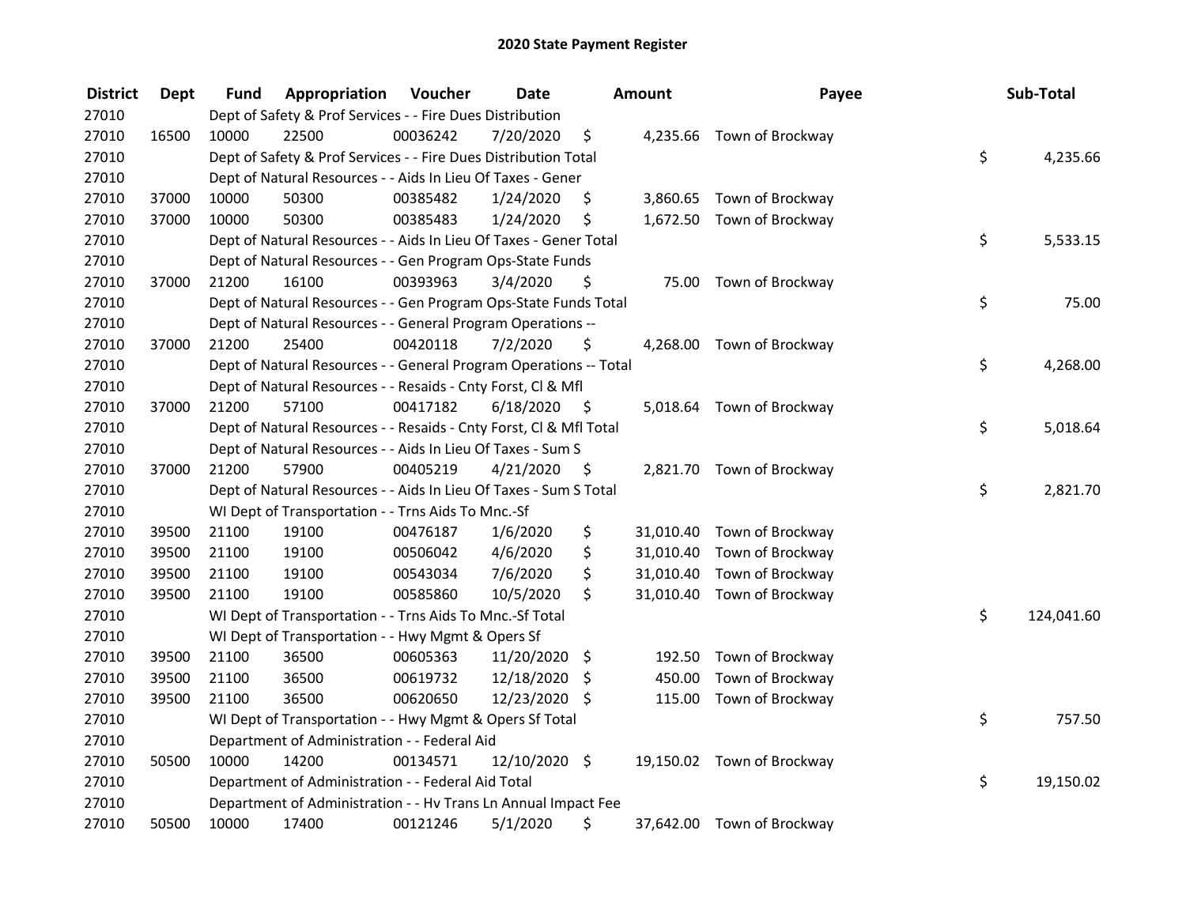# 2020 State Payment Register

| District | Dept | Fund | Appropriation | Voucher | Date | Amount | Payee | Sub-Total |
|---|---|---|---|---|---|---|---|---|
| 27010 | | Dept of Safety & Prof Services - - Fire Dues Distribution | | | | | | |
| 27010 | 16500 | 10000 | 22500 | 00036242 | 7/20/2020 | $ 4,235.66 | Town of Brockway | |
| 27010 | | Dept of Safety & Prof Services - - Fire Dues Distribution Total | | | | | | $ 4,235.66 |
| 27010 | | Dept of Natural Resources - - Aids In Lieu Of Taxes - Gener | | | | | | |
| 27010 | 37000 | 10000 | 50300 | 00385482 | 1/24/2020 | $ 3,860.65 | Town of Brockway | |
| 27010 | 37000 | 10000 | 50300 | 00385483 | 1/24/2020 | $ 1,672.50 | Town of Brockway | |
| 27010 | | Dept of Natural Resources - - Aids In Lieu Of Taxes - Gener Total | | | | | | $ 5,533.15 |
| 27010 | | Dept of Natural Resources - - Gen Program Ops-State Funds | | | | | | |
| 27010 | 37000 | 21200 | 16100 | 00393963 | 3/4/2020 | $ 75.00 | Town of Brockway | |
| 27010 | | Dept of Natural Resources - - Gen Program Ops-State Funds Total | | | | | | $ 75.00 |
| 27010 | | Dept of Natural Resources - - General Program Operations -- | | | | | | |
| 27010 | 37000 | 21200 | 25400 | 00420118 | 7/2/2020 | $ 4,268.00 | Town of Brockway | |
| 27010 | | Dept of Natural Resources - - General Program Operations -- Total | | | | | | $ 4,268.00 |
| 27010 | | Dept of Natural Resources - - Resaids - Cnty Forst, Cl & Mfl | | | | | | |
| 27010 | 37000 | 21200 | 57100 | 00417182 | 6/18/2020 | $ 5,018.64 | Town of Brockway | |
| 27010 | | Dept of Natural Resources - - Resaids - Cnty Forst, Cl & Mfl Total | | | | | | $ 5,018.64 |
| 27010 | | Dept of Natural Resources - - Aids In Lieu Of Taxes - Sum S | | | | | | |
| 27010 | 37000 | 21200 | 57900 | 00405219 | 4/21/2020 | $ 2,821.70 | Town of Brockway | |
| 27010 | | Dept of Natural Resources - - Aids In Lieu Of Taxes - Sum S Total | | | | | | $ 2,821.70 |
| 27010 | | WI Dept of Transportation - - Trns Aids To Mnc.-Sf | | | | | | |
| 27010 | 39500 | 21100 | 19100 | 00476187 | 1/6/2020 | $ 31,010.40 | Town of Brockway | |
| 27010 | 39500 | 21100 | 19100 | 00506042 | 4/6/2020 | $ 31,010.40 | Town of Brockway | |
| 27010 | 39500 | 21100 | 19100 | 00543034 | 7/6/2020 | $ 31,010.40 | Town of Brockway | |
| 27010 | 39500 | 21100 | 19100 | 00585860 | 10/5/2020 | $ 31,010.40 | Town of Brockway | |
| 27010 | | WI Dept of Transportation - - Trns Aids To Mnc.-Sf Total | | | | | | $ 124,041.60 |
| 27010 | | WI Dept of Transportation - - Hwy Mgmt & Opers Sf | | | | | | |
| 27010 | 39500 | 21100 | 36500 | 00605363 | 11/20/2020 | $ 192.50 | Town of Brockway | |
| 27010 | 39500 | 21100 | 36500 | 00619732 | 12/18/2020 | $ 450.00 | Town of Brockway | |
| 27010 | 39500 | 21100 | 36500 | 00620650 | 12/23/2020 | $ 115.00 | Town of Brockway | |
| 27010 | | WI Dept of Transportation - - Hwy Mgmt & Opers Sf Total | | | | | | $ 757.50 |
| 27010 | | Department of Administration - - Federal Aid | | | | | | |
| 27010 | 50500 | 10000 | 14200 | 00134571 | 12/10/2020 | $ 19,150.02 | Town of Brockway | |
| 27010 | | Department of Administration - - Federal Aid Total | | | | | | $ 19,150.02 |
| 27010 | | Department of Administration - - Hv Trans Ln Annual Impact Fee | | | | | | |
| 27010 | 50500 | 10000 | 17400 | 00121246 | 5/1/2020 | $ 37,642.00 | Town of Brockway | |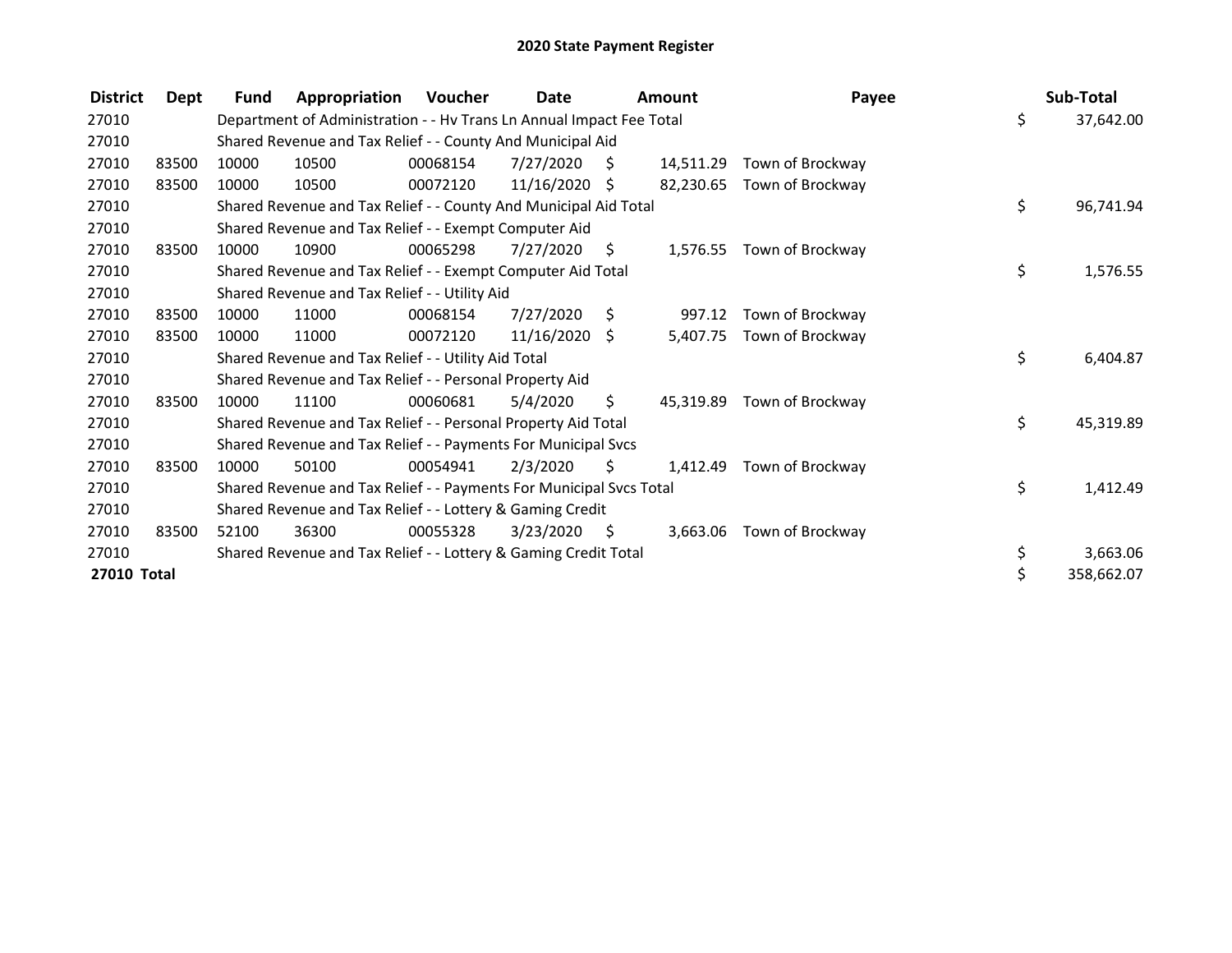# 2020 State Payment Register

| District | Dept | Fund | Appropriation | Voucher | Date | Amount | Payee | Sub-Total |
|---|---|---|---|---|---|---|---|---|
| 27010 | | Department of Administration - - Hv Trans Ln Annual Impact Fee Total | | | | | | $ 37,642.00 |
| 27010 | | Shared Revenue and Tax Relief - - County And Municipal Aid | | | | | | |
| 27010 | 83500 | 10000 | 10500 | 00068154 | 7/27/2020 | $ 14,511.29 | Town of Brockway | |
| 27010 | 83500 | 10000 | 10500 | 00072120 | 11/16/2020 | $ 82,230.65 | Town of Brockway | |
| 27010 | | Shared Revenue and Tax Relief - - County And Municipal Aid Total | | | | | | $ 96,741.94 |
| 27010 | | Shared Revenue and Tax Relief - - Exempt Computer Aid | | | | | | |
| 27010 | 83500 | 10000 | 10900 | 00065298 | 7/27/2020 | $ 1,576.55 | Town of Brockway | |
| 27010 | | Shared Revenue and Tax Relief - - Exempt Computer Aid Total | | | | | | $ 1,576.55 |
| 27010 | | Shared Revenue and Tax Relief - - Utility Aid | | | | | | |
| 27010 | 83500 | 10000 | 11000 | 00068154 | 7/27/2020 | $ 997.12 | Town of Brockway | |
| 27010 | 83500 | 10000 | 11000 | 00072120 | 11/16/2020 | $ 5,407.75 | Town of Brockway | |
| 27010 | | Shared Revenue and Tax Relief - - Utility Aid Total | | | | | | $ 6,404.87 |
| 27010 | | Shared Revenue and Tax Relief - - Personal Property Aid | | | | | | |
| 27010 | 83500 | 10000 | 11100 | 00060681 | 5/4/2020 | $ 45,319.89 | Town of Brockway | |
| 27010 | | Shared Revenue and Tax Relief - - Personal Property Aid Total | | | | | | $ 45,319.89 |
| 27010 | | Shared Revenue and Tax Relief - - Payments For Municipal Svcs | | | | | | |
| 27010 | 83500 | 10000 | 50100 | 00054941 | 2/3/2020 | $ 1,412.49 | Town of Brockway | |
| 27010 | | Shared Revenue and Tax Relief - - Payments For Municipal Svcs Total | | | | | | $ 1,412.49 |
| 27010 | | Shared Revenue and Tax Relief - - Lottery & Gaming Credit | | | | | | |
| 27010 | 83500 | 52100 | 36300 | 00055328 | 3/23/2020 | $ 3,663.06 | Town of Brockway | |
| 27010 | | Shared Revenue and Tax Relief - - Lottery & Gaming Credit Total | | | | | | $ 3,663.06 |
| **27010 Total** | | | | | | | | $ 358,662.07 |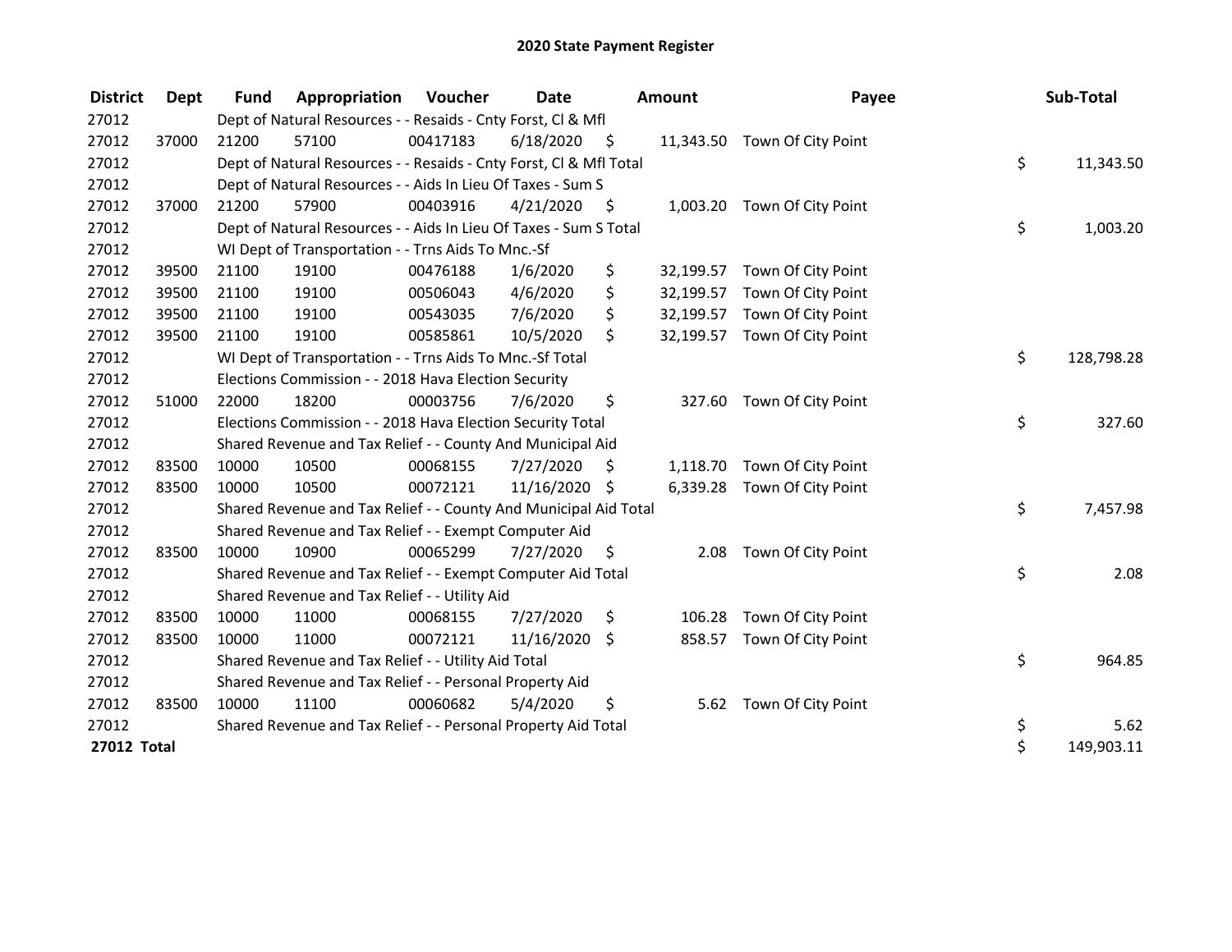# 2020 State Payment Register

| District | Dept | Fund | Appropriation | Voucher | Date | Amount | Payee | Sub-Total |
|---|---|---|---|---|---|---|---|---|
| 27012 | | Dept of Natural Resources - - Resaids - Cnty Forst, Cl & Mfl | | | | | | |
| 27012 | 37000 | 21200 | 57100 | 00417183 | 6/18/2020 | $ 11,343.50 | Town Of City Point | |
| 27012 | | Dept of Natural Resources - - Resaids - Cnty Forst, Cl & Mfl Total | | | | | | $ 11,343.50 |
| 27012 | | Dept of Natural Resources - - Aids In Lieu Of Taxes - Sum S | | | | | | |
| 27012 | 37000 | 21200 | 57900 | 00403916 | 4/21/2020 | $ 1,003.20 | Town Of City Point | |
| 27012 | | Dept of Natural Resources - - Aids In Lieu Of Taxes - Sum S Total | | | | | | $ 1,003.20 |
| 27012 | | WI Dept of Transportation - - Trns Aids To Mnc.-Sf | | | | | | |
| 27012 | 39500 | 21100 | 19100 | 00476188 | 1/6/2020 | $ 32,199.57 | Town Of City Point | |
| 27012 | 39500 | 21100 | 19100 | 00506043 | 4/6/2020 | $ 32,199.57 | Town Of City Point | |
| 27012 | 39500 | 21100 | 19100 | 00543035 | 7/6/2020 | $ 32,199.57 | Town Of City Point | |
| 27012 | 39500 | 21100 | 19100 | 00585861 | 10/5/2020 | $ 32,199.57 | Town Of City Point | |
| 27012 | | WI Dept of Transportation - - Trns Aids To Mnc.-Sf Total | | | | | | $ 128,798.28 |
| 27012 | | Elections Commission - - 2018 Hava Election Security | | | | | | |
| 27012 | 51000 | 22000 | 18200 | 00003756 | 7/6/2020 | $ 327.60 | Town Of City Point | |
| 27012 | | Elections Commission - - 2018 Hava Election Security Total | | | | | | $ 327.60 |
| 27012 | | Shared Revenue and Tax Relief - - County And Municipal Aid | | | | | | |
| 27012 | 83500 | 10000 | 10500 | 00068155 | 7/27/2020 | $ 1,118.70 | Town Of City Point | |
| 27012 | 83500 | 10000 | 10500 | 00072121 | 11/16/2020 | $ 6,339.28 | Town Of City Point | |
| 27012 | | Shared Revenue and Tax Relief - - County And Municipal Aid Total | | | | | | $ 7,457.98 |
| 27012 | | Shared Revenue and Tax Relief - - Exempt Computer Aid | | | | | | |
| 27012 | 83500 | 10000 | 10900 | 00065299 | 7/27/2020 | $ 2.08 | Town Of City Point | |
| 27012 | | Shared Revenue and Tax Relief - - Exempt Computer Aid Total | | | | | | $ 2.08 |
| 27012 | | Shared Revenue and Tax Relief - - Utility Aid | | | | | | |
| 27012 | 83500 | 10000 | 11000 | 00068155 | 7/27/2020 | $ 106.28 | Town Of City Point | |
| 27012 | 83500 | 10000 | 11000 | 00072121 | 11/16/2020 | $ 858.57 | Town Of City Point | |
| 27012 | | Shared Revenue and Tax Relief - - Utility Aid Total | | | | | | $ 964.85 |
| 27012 | | Shared Revenue and Tax Relief - - Personal Property Aid | | | | | | |
| 27012 | 83500 | 10000 | 11100 | 00060682 | 5/4/2020 | $ 5.62 | Town Of City Point | |
| 27012 | | Shared Revenue and Tax Relief - - Personal Property Aid Total | | | | | | $ 5.62 |
| **27012 Total** | | | | | | | | $ 149,903.11 |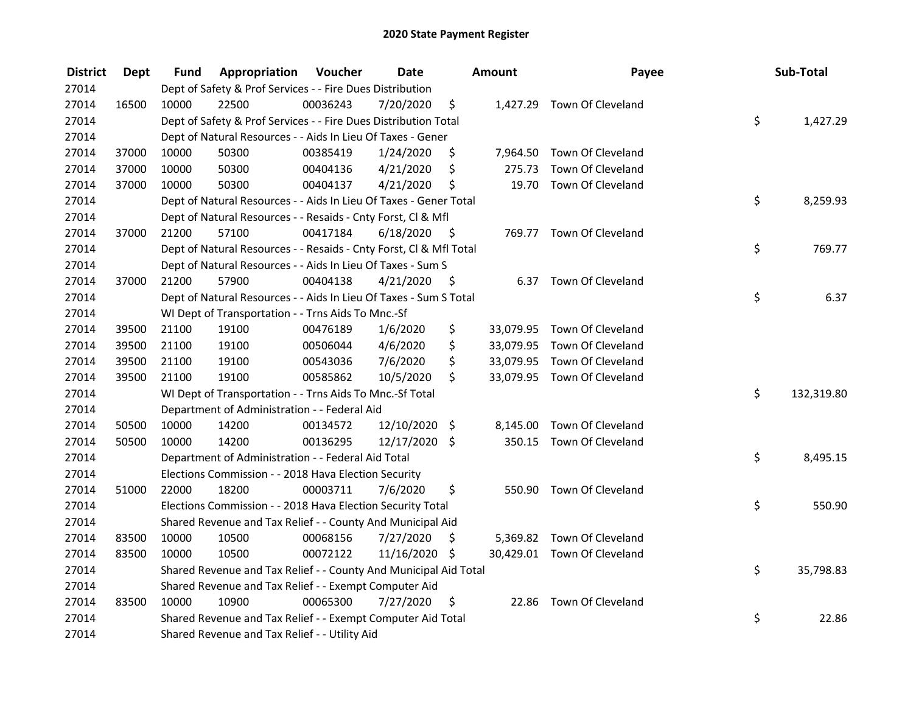# 2020 State Payment Register

| District | Dept | Fund | Appropriation | Voucher | Date | Amount | Payee | Sub-Total |
|---|---|---|---|---|---|---|---|---|
| 27014 | | Dept of Safety & Prof Services - - Fire Dues Distribution | | | | | | |
| 27014 | 16500 | 10000 | 22500 | 00036243 | 7/20/2020 | $ 1,427.29 | Town Of Cleveland | |
| 27014 | | Dept of Safety & Prof Services - - Fire Dues Distribution Total | | | | | | $ 1,427.29 |
| 27014 | | Dept of Natural Resources - - Aids In Lieu Of Taxes - Gener | | | | | | |
| 27014 | 37000 | 10000 | 50300 | 00385419 | 1/24/2020 | $ 7,964.50 | Town Of Cleveland | |
| 27014 | 37000 | 10000 | 50300 | 00404136 | 4/21/2020 | $ 275.73 | Town Of Cleveland | |
| 27014 | 37000 | 10000 | 50300 | 00404137 | 4/21/2020 | $ 19.70 | Town Of Cleveland | |
| 27014 | | Dept of Natural Resources - - Aids In Lieu Of Taxes - Gener Total | | | | | | $ 8,259.93 |
| 27014 | | Dept of Natural Resources - - Resaids - Cnty Forst, Cl & Mfl | | | | | | |
| 27014 | 37000 | 21200 | 57100 | 00417184 | 6/18/2020 | $ 769.77 | Town Of Cleveland | |
| 27014 | | Dept of Natural Resources - - Resaids - Cnty Forst, Cl & Mfl Total | | | | | | $ 769.77 |
| 27014 | | Dept of Natural Resources - - Aids In Lieu Of Taxes - Sum S | | | | | | |
| 27014 | 37000 | 21200 | 57900 | 00404138 | 4/21/2020 | $ 6.37 | Town Of Cleveland | |
| 27014 | | Dept of Natural Resources - - Aids In Lieu Of Taxes - Sum S Total | | | | | | $ 6.37 |
| 27014 | | WI Dept of Transportation - - Trns Aids To Mnc.-Sf | | | | | | |
| 27014 | 39500 | 21100 | 19100 | 00476189 | 1/6/2020 | $ 33,079.95 | Town Of Cleveland | |
| 27014 | 39500 | 21100 | 19100 | 00506044 | 4/6/2020 | $ 33,079.95 | Town Of Cleveland | |
| 27014 | 39500 | 21100 | 19100 | 00543036 | 7/6/2020 | $ 33,079.95 | Town Of Cleveland | |
| 27014 | 39500 | 21100 | 19100 | 00585862 | 10/5/2020 | $ 33,079.95 | Town Of Cleveland | |
| 27014 | | WI Dept of Transportation - - Trns Aids To Mnc.-Sf Total | | | | | | $ 132,319.80 |
| 27014 | | Department of Administration - - Federal Aid | | | | | | |
| 27014 | 50500 | 10000 | 14200 | 00134572 | 12/10/2020 | $ 8,145.00 | Town Of Cleveland | |
| 27014 | 50500 | 10000 | 14200 | 00136295 | 12/17/2020 | $ 350.15 | Town Of Cleveland | |
| 27014 | | Department of Administration - - Federal Aid Total | | | | | | $ 8,495.15 |
| 27014 | | Elections Commission - - 2018 Hava Election Security | | | | | | |
| 27014 | 51000 | 22000 | 18200 | 00003711 | 7/6/2020 | $ 550.90 | Town Of Cleveland | |
| 27014 | | Elections Commission - - 2018 Hava Election Security Total | | | | | | $ 550.90 |
| 27014 | | Shared Revenue and Tax Relief - - County And Municipal Aid | | | | | | |
| 27014 | 83500 | 10000 | 10500 | 00068156 | 7/27/2020 | $ 5,369.82 | Town Of Cleveland | |
| 27014 | 83500 | 10000 | 10500 | 00072122 | 11/16/2020 | $ 30,429.01 | Town Of Cleveland | |
| 27014 | | Shared Revenue and Tax Relief - - County And Municipal Aid Total | | | | | | $ 35,798.83 |
| 27014 | | Shared Revenue and Tax Relief - - Exempt Computer Aid | | | | | | |
| 27014 | 83500 | 10000 | 10900 | 00065300 | 7/27/2020 | $ 22.86 | Town Of Cleveland | |
| 27014 | | Shared Revenue and Tax Relief - - Exempt Computer Aid Total | | | | | | $ 22.86 |
| 27014 | | Shared Revenue and Tax Relief - - Utility Aid | | | | | | |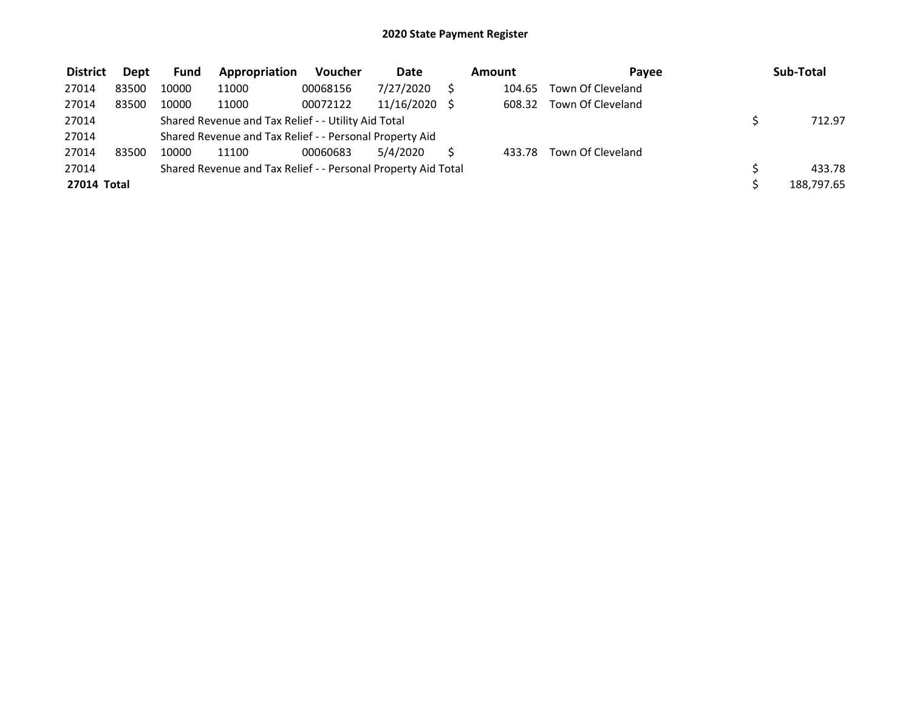# 2020 State Payment Register

| District | Dept | Fund | Appropriation | Voucher | Date | Amount | Payee | Sub-Total |
|---|---|---|---|---|---|---|---|---|
| 27014 | 83500 | 10000 | 11000 | 00068156 | 7/27/2020 | $ 104.65 | Town Of Cleveland | |
| 27014 | 83500 | 10000 | 11000 | 00072122 | 11/16/2020 | $ 608.32 | Town Of Cleveland | |
| 27014 | | Shared Revenue and Tax Relief - - Utility Aid Total | | | | | | $ 712.97 |
| 27014 | | Shared Revenue and Tax Relief - - Personal Property Aid | | | | | | |
| 27014 | 83500 | 10000 | 11100 | 00060683 | 5/4/2020 | $ 433.78 | Town Of Cleveland | |
| 27014 | | Shared Revenue and Tax Relief - - Personal Property Aid Total | | | | | | $ 433.78 |
| **27014 Total** | | | | | | | | $ 188,797.65 |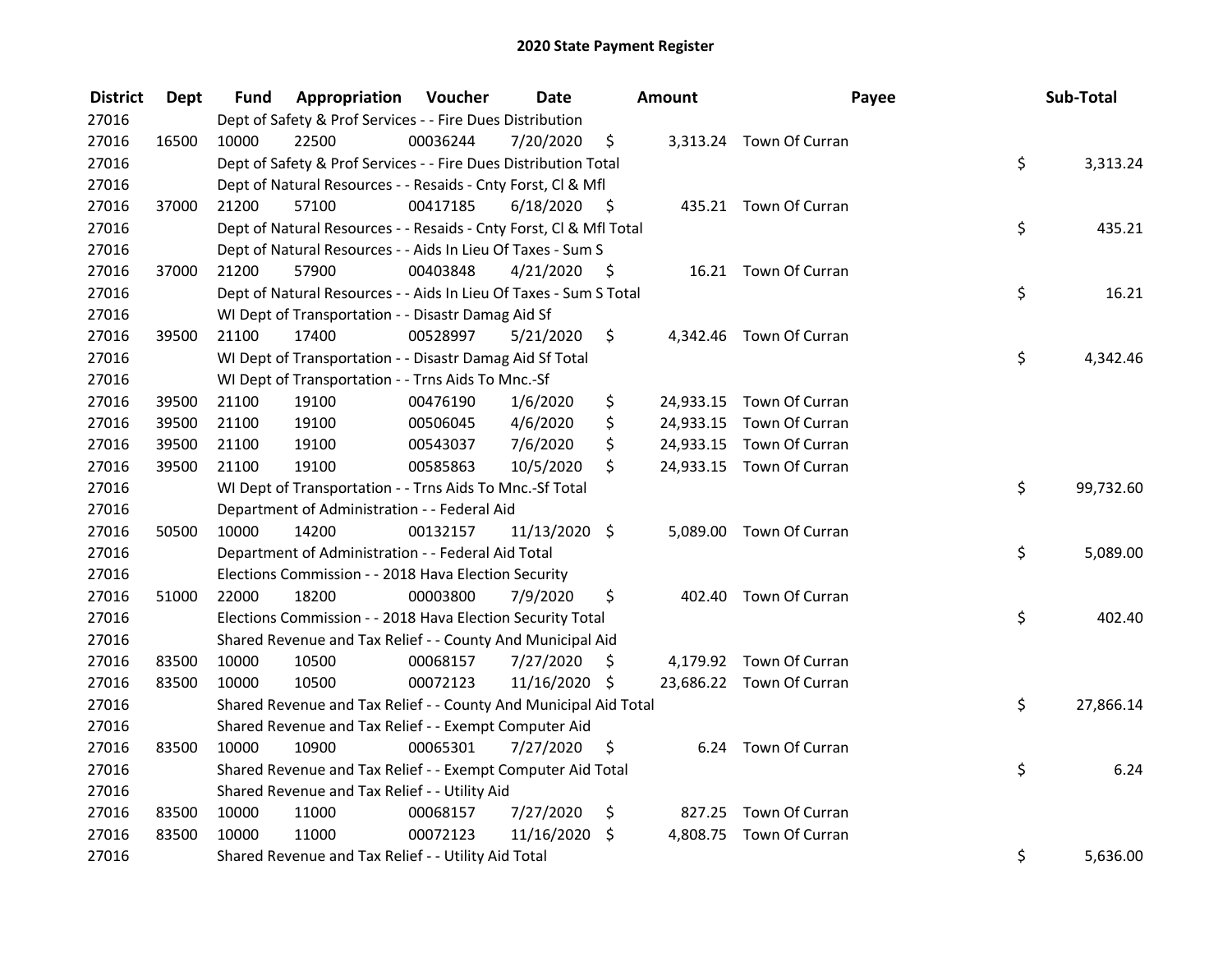# 2020 State Payment Register

| District | Dept | Fund | Appropriation | Voucher | Date | Amount | Payee | Sub-Total |
|---|---|---|---|---|---|---|---|---|
| 27016 | | Dept of Safety & Prof Services - - Fire Dues Distribution | | | | | | |
| 27016 | 16500 | 10000 | 22500 | 00036244 | 7/20/2020 | $ 3,313.24 | Town Of Curran | |
| 27016 | | Dept of Safety & Prof Services - - Fire Dues Distribution Total | | | | | | $ 3,313.24 |
| 27016 | | Dept of Natural Resources - - Resaids - Cnty Forst, Cl & Mfl | | | | | | |
| 27016 | 37000 | 21200 | 57100 | 00417185 | 6/18/2020 | $ 435.21 | Town Of Curran | |
| 27016 | | Dept of Natural Resources - - Resaids - Cnty Forst, Cl & Mfl Total | | | | | | $ 435.21 |
| 27016 | | Dept of Natural Resources - - Aids In Lieu Of Taxes - Sum S | | | | | | |
| 27016 | 37000 | 21200 | 57900 | 00403848 | 4/21/2020 | $ 16.21 | Town Of Curran | |
| 27016 | | Dept of Natural Resources - - Aids In Lieu Of Taxes - Sum S Total | | | | | | $ 16.21 |
| 27016 | | WI Dept of Transportation - - Disastr Damag Aid Sf | | | | | | |
| 27016 | 39500 | 21100 | 17400 | 00528997 | 5/21/2020 | $ 4,342.46 | Town Of Curran | |
| 27016 | | WI Dept of Transportation - - Disastr Damag Aid Sf Total | | | | | | $ 4,342.46 |
| 27016 | | WI Dept of Transportation - - Trns Aids To Mnc.-Sf | | | | | | |
| 27016 | 39500 | 21100 | 19100 | 00476190 | 1/6/2020 | $ 24,933.15 | Town Of Curran | |
| 27016 | 39500 | 21100 | 19100 | 00506045 | 4/6/2020 | $ 24,933.15 | Town Of Curran | |
| 27016 | 39500 | 21100 | 19100 | 00543037 | 7/6/2020 | $ 24,933.15 | Town Of Curran | |
| 27016 | 39500 | 21100 | 19100 | 00585863 | 10/5/2020 | $ 24,933.15 | Town Of Curran | |
| 27016 | | WI Dept of Transportation - - Trns Aids To Mnc.-Sf Total | | | | | | $ 99,732.60 |
| 27016 | | Department of Administration - - Federal Aid | | | | | | |
| 27016 | 50500 | 10000 | 14200 | 00132157 | 11/13/2020 | $ 5,089.00 | Town Of Curran | |
| 27016 | | Department of Administration - - Federal Aid Total | | | | | | $ 5,089.00 |
| 27016 | | Elections Commission - - 2018 Hava Election Security | | | | | | |
| 27016 | 51000 | 22000 | 18200 | 00003800 | 7/9/2020 | $ 402.40 | Town Of Curran | |
| 27016 | | Elections Commission - - 2018 Hava Election Security Total | | | | | | $ 402.40 |
| 27016 | | Shared Revenue and Tax Relief - - County And Municipal Aid | | | | | | |
| 27016 | 83500 | 10000 | 10500 | 00068157 | 7/27/2020 | $ 4,179.92 | Town Of Curran | |
| 27016 | 83500 | 10000 | 10500 | 00072123 | 11/16/2020 | $ 23,686.22 | Town Of Curran | |
| 27016 | | Shared Revenue and Tax Relief - - County And Municipal Aid Total | | | | | | $ 27,866.14 |
| 27016 | | Shared Revenue and Tax Relief - - Exempt Computer Aid | | | | | | |
| 27016 | 83500 | 10000 | 10900 | 00065301 | 7/27/2020 | $ 6.24 | Town Of Curran | |
| 27016 | | Shared Revenue and Tax Relief - - Exempt Computer Aid Total | | | | | | $ 6.24 |
| 27016 | | Shared Revenue and Tax Relief - - Utility Aid | | | | | | |
| 27016 | 83500 | 10000 | 11000 | 00068157 | 7/27/2020 | $ 827.25 | Town Of Curran | |
| 27016 | 83500 | 10000 | 11000 | 00072123 | 11/16/2020 | $ 4,808.75 | Town Of Curran | |
| 27016 | | Shared Revenue and Tax Relief - - Utility Aid Total | | | | | | $ 5,636.00 |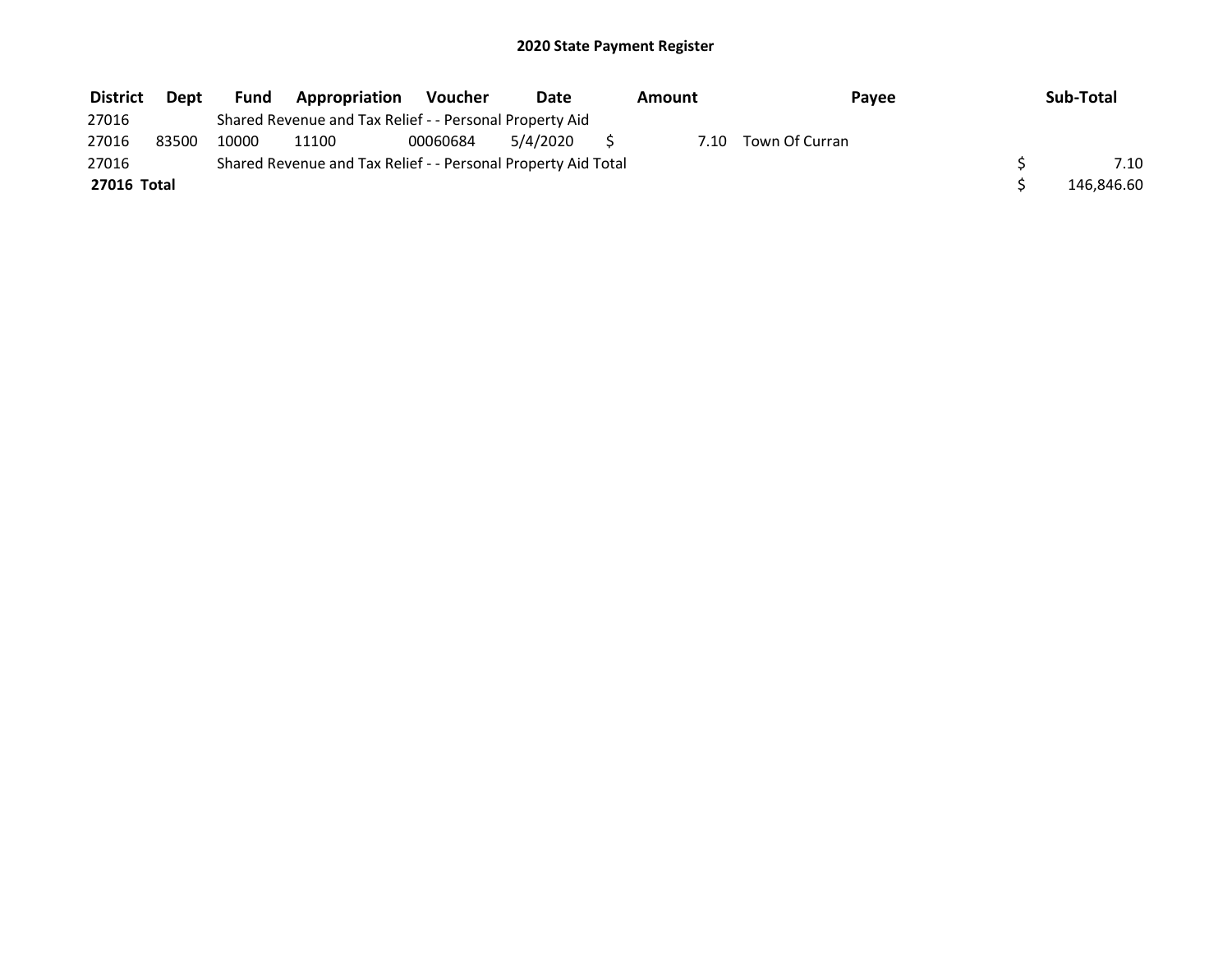## 2020 State Payment Register

| District | Dept | Fund | Appropriation | Voucher | Date | Amount | Payee | Sub-Total |
|---|---|---|---|---|---|---|---|---|
| 27016 | | Shared Revenue and Tax Relief - - Personal Property Aid | | | | | | |
| 27016 | 83500 | 10000 | 11100 | 00060684 | 5/4/2020 | $ 7.10 | Town Of Curran | |
| 27016 | | Shared Revenue and Tax Relief - - Personal Property Aid Total | | | | | | $ 7.10 |
| **27016 Total** | | | | | | | | $ 146,846.60 |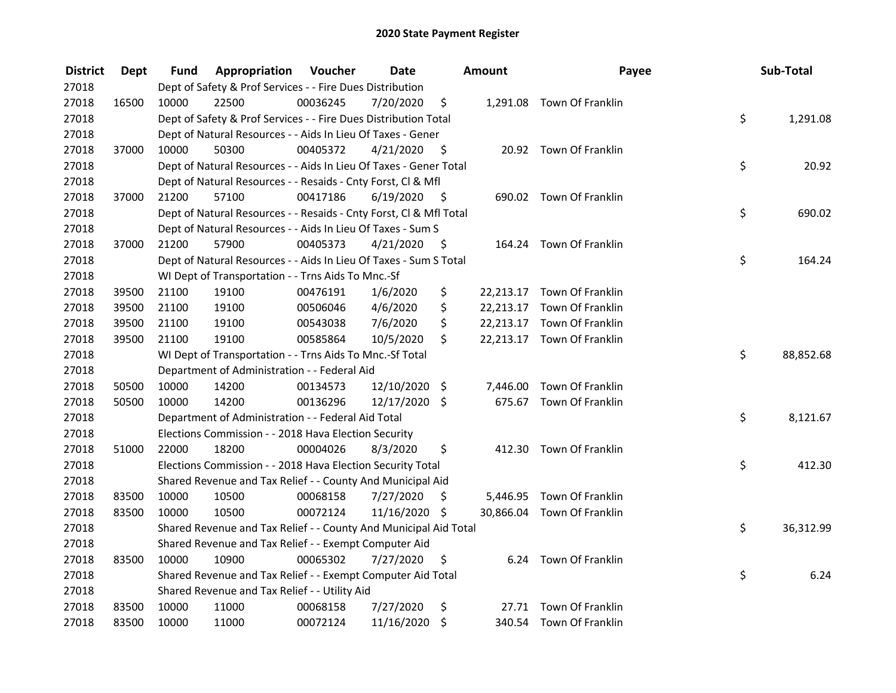# 2020 State Payment Register

| District | Dept | Fund | Appropriation | Voucher | Date | Amount | Payee | Sub-Total |
|---|---|---|---|---|---|---|---|---|
| 27018 | | Dept of Safety & Prof Services - - Fire Dues Distribution | | | | | | |
| 27018 | 16500 | 10000 | 22500 | 00036245 | 7/20/2020 | $ 1,291.08 | Town Of Franklin | |
| 27018 | | Dept of Safety & Prof Services - - Fire Dues Distribution Total | | | | | | $ 1,291.08 |
| 27018 | | Dept of Natural Resources - - Aids In Lieu Of Taxes - Gener | | | | | | |
| 27018 | 37000 | 10000 | 50300 | 00405372 | 4/21/2020 | $ 20.92 | Town Of Franklin | |
| 27018 | | Dept of Natural Resources - - Aids In Lieu Of Taxes - Gener Total | | | | | | $ 20.92 |
| 27018 | | Dept of Natural Resources - - Resaids - Cnty Forst, Cl & Mfl | | | | | | |
| 27018 | 37000 | 21200 | 57100 | 00417186 | 6/19/2020 | $ 690.02 | Town Of Franklin | |
| 27018 | | Dept of Natural Resources - - Resaids - Cnty Forst, Cl & Mfl Total | | | | | | $ 690.02 |
| 27018 | | Dept of Natural Resources - - Aids In Lieu Of Taxes - Sum S | | | | | | |
| 27018 | 37000 | 21200 | 57900 | 00405373 | 4/21/2020 | $ 164.24 | Town Of Franklin | |
| 27018 | | Dept of Natural Resources - - Aids In Lieu Of Taxes - Sum S Total | | | | | | $ 164.24 |
| 27018 | | WI Dept of Transportation - - Trns Aids To Mnc.-Sf | | | | | | |
| 27018 | 39500 | 21100 | 19100 | 00476191 | 1/6/2020 | $ 22,213.17 | Town Of Franklin | |
| 27018 | 39500 | 21100 | 19100 | 00506046 | 4/6/2020 | $ 22,213.17 | Town Of Franklin | |
| 27018 | 39500 | 21100 | 19100 | 00543038 | 7/6/2020 | $ 22,213.17 | Town Of Franklin | |
| 27018 | 39500 | 21100 | 19100 | 00585864 | 10/5/2020 | $ 22,213.17 | Town Of Franklin | |
| 27018 | | WI Dept of Transportation - - Trns Aids To Mnc.-Sf Total | | | | | | $ 88,852.68 |
| 27018 | | Department of Administration - - Federal Aid | | | | | | |
| 27018 | 50500 | 10000 | 14200 | 00134573 | 12/10/2020 | $ 7,446.00 | Town Of Franklin | |
| 27018 | 50500 | 10000 | 14200 | 00136296 | 12/17/2020 | $ 675.67 | Town Of Franklin | |
| 27018 | | Department of Administration - - Federal Aid Total | | | | | | $ 8,121.67 |
| 27018 | | Elections Commission - - 2018 Hava Election Security | | | | | | |
| 27018 | 51000 | 22000 | 18200 | 00004026 | 8/3/2020 | $ 412.30 | Town Of Franklin | |
| 27018 | | Elections Commission - - 2018 Hava Election Security Total | | | | | | $ 412.30 |
| 27018 | | Shared Revenue and Tax Relief - - County And Municipal Aid | | | | | | |
| 27018 | 83500 | 10000 | 10500 | 00068158 | 7/27/2020 | $ 5,446.95 | Town Of Franklin | |
| 27018 | 83500 | 10000 | 10500 | 00072124 | 11/16/2020 | $ 30,866.04 | Town Of Franklin | |
| 27018 | | Shared Revenue and Tax Relief - - County And Municipal Aid Total | | | | | | $ 36,312.99 |
| 27018 | | Shared Revenue and Tax Relief - - Exempt Computer Aid | | | | | | |
| 27018 | 83500 | 10000 | 10900 | 00065302 | 7/27/2020 | $ 6.24 | Town Of Franklin | |
| 27018 | | Shared Revenue and Tax Relief - - Exempt Computer Aid Total | | | | | | $ 6.24 |
| 27018 | | Shared Revenue and Tax Relief - - Utility Aid | | | | | | |
| 27018 | 83500 | 10000 | 11000 | 00068158 | 7/27/2020 | $ 27.71 | Town Of Franklin | |
| 27018 | 83500 | 10000 | 11000 | 00072124 | 11/16/2020 | $ 340.54 | Town Of Franklin | |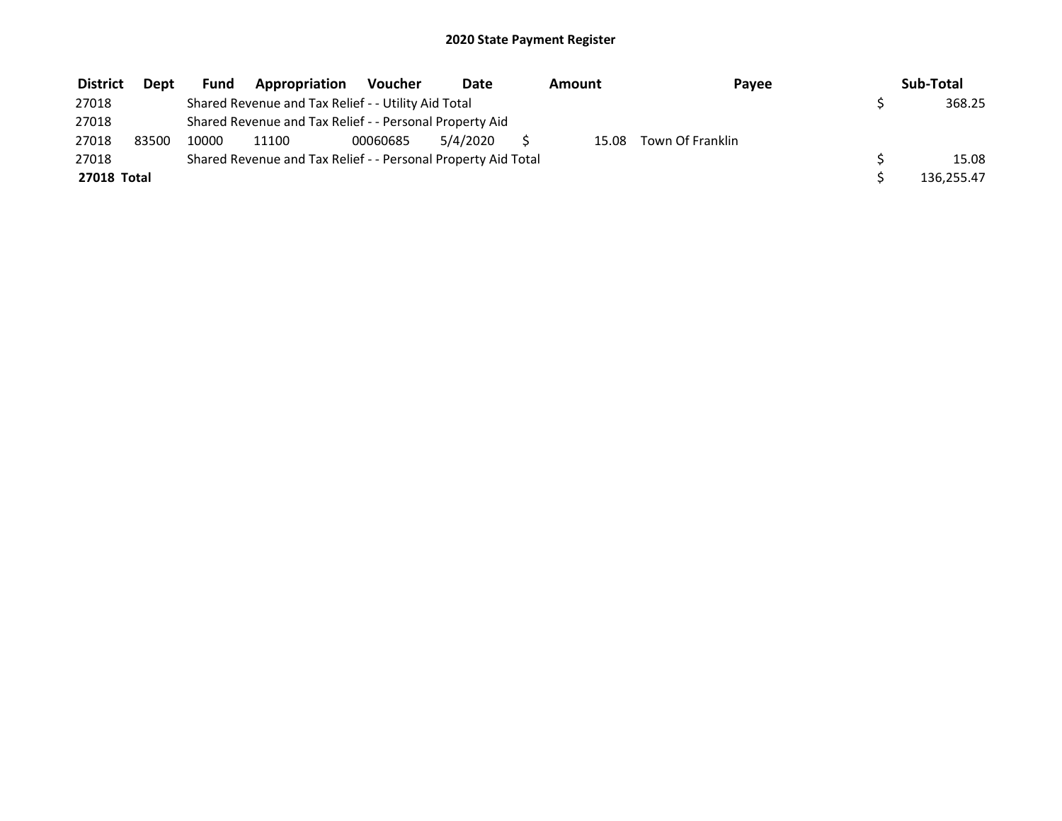# 2020 State Payment Register

| District | Dept | Fund | Appropriation | Voucher | Date | Amount | Payee | Sub-Total |
|---|---|---|---|---|---|---|---|---|
| 27018 | | Shared Revenue and Tax Relief - - Utility Aid Total | | | | | | $ 368.25 |
| 27018 | | Shared Revenue and Tax Relief - - Personal Property Aid | | | | | | |
| 27018 | 83500 | 10000 | 11100 | 00060685 | 5/4/2020 | $ 15.08 | Town Of Franklin | |
| 27018 | | Shared Revenue and Tax Relief - - Personal Property Aid Total | | | | | | $ 15.08 |
| **27018 Total** | | | | | | | | $ 136,255.47 |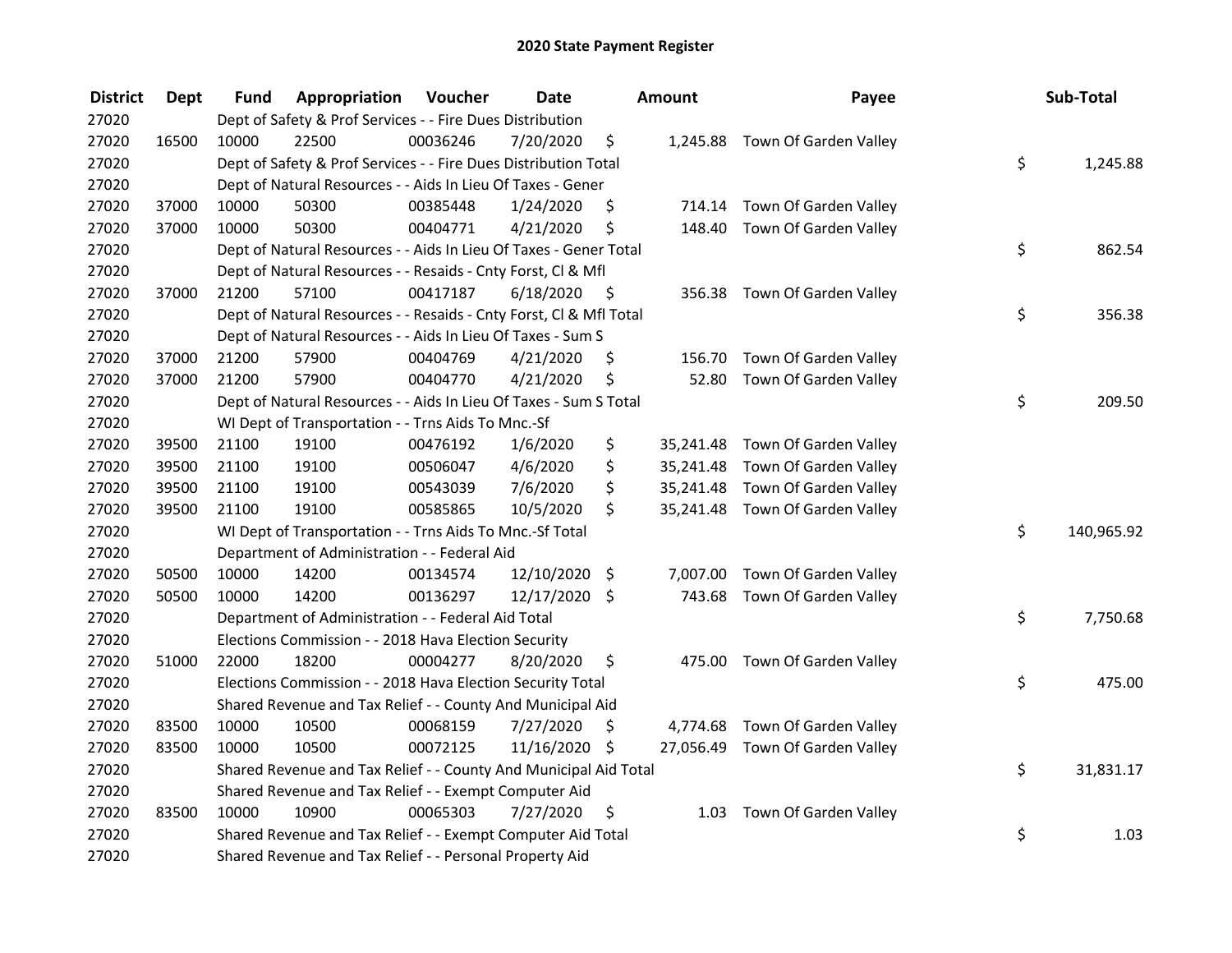# 2020 State Payment Register

| District | Dept | Fund | Appropriation | Voucher | Date | Amount | Payee | Sub-Total |
|---|---|---|---|---|---|---|---|---|
| 27020 | | Dept of Safety & Prof Services - - Fire Dues Distribution | | | | | | |
| 27020 | 16500 | 10000 | 22500 | 00036246 | 7/20/2020 | $ 1,245.88 | Town Of Garden Valley | |
| 27020 | | Dept of Safety & Prof Services - - Fire Dues Distribution Total | | | | | | $ 1,245.88 |
| 27020 | | Dept of Natural Resources - - Aids In Lieu Of Taxes - Gener | | | | | | |
| 27020 | 37000 | 10000 | 50300 | 00385448 | 1/24/2020 | $ 714.14 | Town Of Garden Valley | |
| 27020 | 37000 | 10000 | 50300 | 00404771 | 4/21/2020 | $ 148.40 | Town Of Garden Valley | |
| 27020 | | Dept of Natural Resources - - Aids In Lieu Of Taxes - Gener Total | | | | | | $ 862.54 |
| 27020 | | Dept of Natural Resources - - Resaids - Cnty Forst, Cl & Mfl | | | | | | |
| 27020 | 37000 | 21200 | 57100 | 00417187 | 6/18/2020 | $ 356.38 | Town Of Garden Valley | |
| 27020 | | Dept of Natural Resources - - Resaids - Cnty Forst, Cl & Mfl Total | | | | | | $ 356.38 |
| 27020 | | Dept of Natural Resources - - Aids In Lieu Of Taxes - Sum S | | | | | | |
| 27020 | 37000 | 21200 | 57900 | 00404769 | 4/21/2020 | $ 156.70 | Town Of Garden Valley | |
| 27020 | 37000 | 21200 | 57900 | 00404770 | 4/21/2020 | $ 52.80 | Town Of Garden Valley | |
| 27020 | | Dept of Natural Resources - - Aids In Lieu Of Taxes - Sum S Total | | | | | | $ 209.50 |
| 27020 | | WI Dept of Transportation - - Trns Aids To Mnc.-Sf | | | | | | |
| 27020 | 39500 | 21100 | 19100 | 00476192 | 1/6/2020 | $ 35,241.48 | Town Of Garden Valley | |
| 27020 | 39500 | 21100 | 19100 | 00506047 | 4/6/2020 | $ 35,241.48 | Town Of Garden Valley | |
| 27020 | 39500 | 21100 | 19100 | 00543039 | 7/6/2020 | $ 35,241.48 | Town Of Garden Valley | |
| 27020 | 39500 | 21100 | 19100 | 00585865 | 10/5/2020 | $ 35,241.48 | Town Of Garden Valley | |
| 27020 | | WI Dept of Transportation - - Trns Aids To Mnc.-Sf Total | | | | | | $ 140,965.92 |
| 27020 | | Department of Administration - - Federal Aid | | | | | | |
| 27020 | 50500 | 10000 | 14200 | 00134574 | 12/10/2020 | $ 7,007.00 | Town Of Garden Valley | |
| 27020 | 50500 | 10000 | 14200 | 00136297 | 12/17/2020 | $ 743.68 | Town Of Garden Valley | |
| 27020 | | Department of Administration - - Federal Aid Total | | | | | | $ 7,750.68 |
| 27020 | | Elections Commission - - 2018 Hava Election Security | | | | | | |
| 27020 | 51000 | 22000 | 18200 | 00004277 | 8/20/2020 | $ 475.00 | Town Of Garden Valley | |
| 27020 | | Elections Commission - - 2018 Hava Election Security Total | | | | | | $ 475.00 |
| 27020 | | Shared Revenue and Tax Relief - - County And Municipal Aid | | | | | | |
| 27020 | 83500 | 10000 | 10500 | 00068159 | 7/27/2020 | $ 4,774.68 | Town Of Garden Valley | |
| 27020 | 83500 | 10000 | 10500 | 00072125 | 11/16/2020 | $ 27,056.49 | Town Of Garden Valley | |
| 27020 | | Shared Revenue and Tax Relief - - County And Municipal Aid Total | | | | | | $ 31,831.17 |
| 27020 | | Shared Revenue and Tax Relief - - Exempt Computer Aid | | | | | | |
| 27020 | 83500 | 10000 | 10900 | 00065303 | 7/27/2020 | $ 1.03 | Town Of Garden Valley | |
| 27020 | | Shared Revenue and Tax Relief - - Exempt Computer Aid Total | | | | | | $ 1.03 |
| 27020 | | Shared Revenue and Tax Relief - - Personal Property Aid | | | | | | |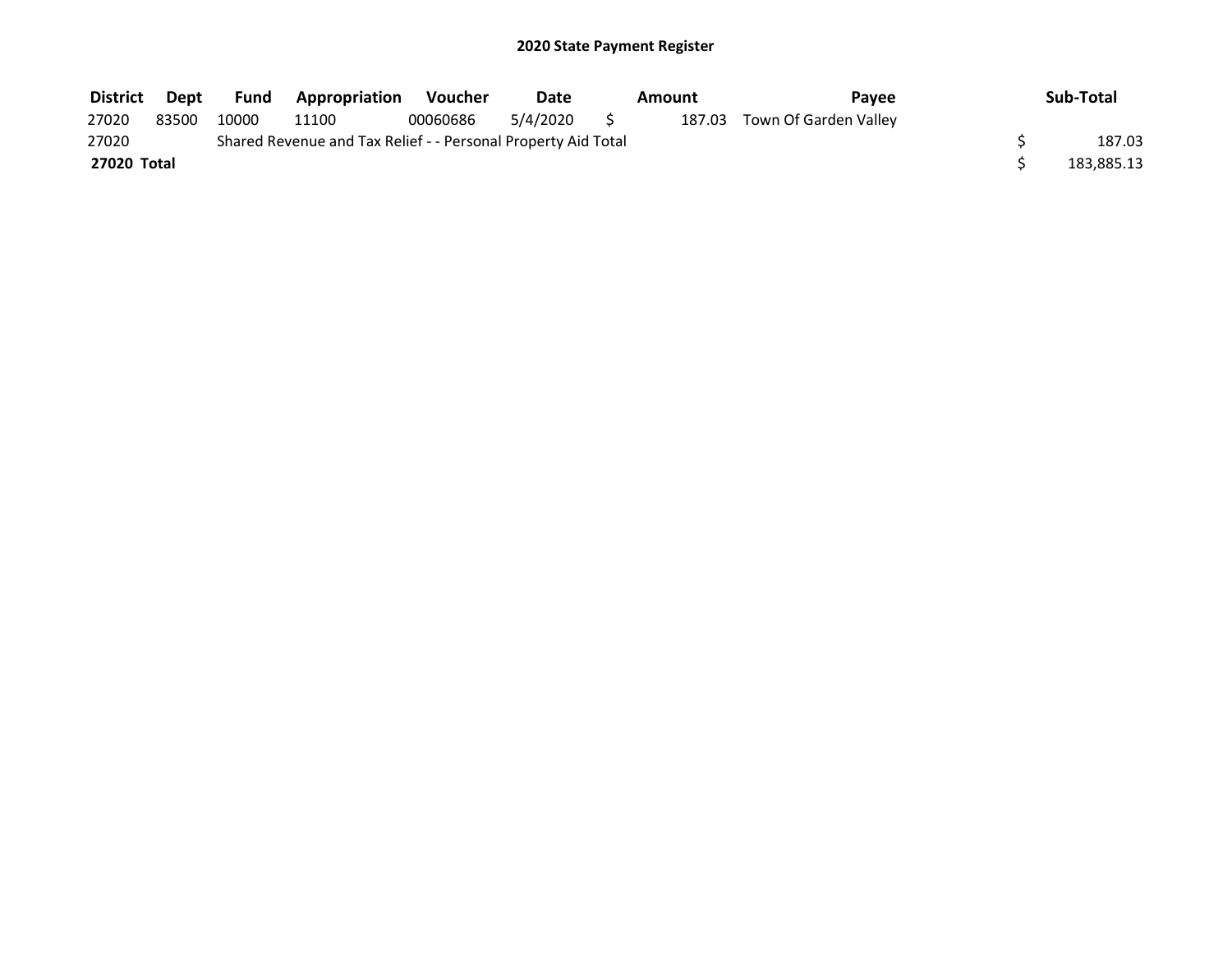## 2020 State Payment Register

| District | Dept | Fund | Appropriation | Voucher | Date | Amount | Payee | Sub-Total |
|---|---|---|---|---|---|---|---|---|
| 27020 | 83500 | 10000 | 11100 | 00060686 | 5/4/2020 | $ 187.03 | Town Of Garden Valley | |
| 27020 | | Shared Revenue and Tax Relief - - Personal Property Aid Total | | | | | | $ 187.03 |
| **27020 Total** | | | | | | | | $ 183,885.13 |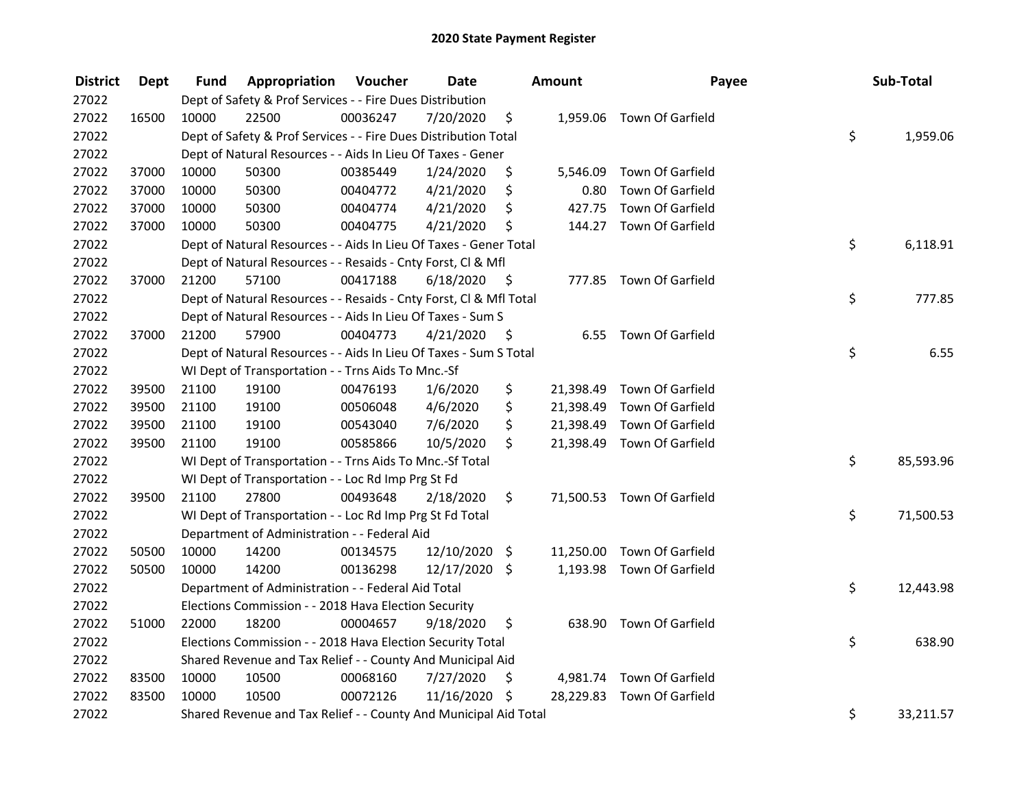# 2020 State Payment Register

| District | Dept | Fund | Appropriation | Voucher | Date | Amount | Payee | Sub-Total |
|---|---|---|---|---|---|---|---|---|
| 27022 | | Dept of Safety & Prof Services - - Fire Dues Distribution | | | | | | |
| 27022 | 16500 | 10000 | 22500 | 00036247 | 7/20/2020 | $ 1,959.06 | Town Of Garfield | |
| 27022 | | Dept of Safety & Prof Services - - Fire Dues Distribution Total | | | | | | $ 1,959.06 |
| 27022 | | Dept of Natural Resources - - Aids In Lieu Of Taxes - Gener | | | | | | |
| 27022 | 37000 | 10000 | 50300 | 00385449 | 1/24/2020 | $ 5,546.09 | Town Of Garfield | |
| 27022 | 37000 | 10000 | 50300 | 00404772 | 4/21/2020 | $ 0.80 | Town Of Garfield | |
| 27022 | 37000 | 10000 | 50300 | 00404774 | 4/21/2020 | $ 427.75 | Town Of Garfield | |
| 27022 | 37000 | 10000 | 50300 | 00404775 | 4/21/2020 | $ 144.27 | Town Of Garfield | |
| 27022 | | Dept of Natural Resources - - Aids In Lieu Of Taxes - Gener Total | | | | | | $ 6,118.91 |
| 27022 | | Dept of Natural Resources - - Resaids - Cnty Forst, Cl & Mfl | | | | | | |
| 27022 | 37000 | 21200 | 57100 | 00417188 | 6/18/2020 | $ 777.85 | Town Of Garfield | |
| 27022 | | Dept of Natural Resources - - Resaids - Cnty Forst, Cl & Mfl Total | | | | | | $ 777.85 |
| 27022 | | Dept of Natural Resources - - Aids In Lieu Of Taxes - Sum S | | | | | | |
| 27022 | 37000 | 21200 | 57900 | 00404773 | 4/21/2020 | $ 6.55 | Town Of Garfield | |
| 27022 | | Dept of Natural Resources - - Aids In Lieu Of Taxes - Sum S Total | | | | | | $ 6.55 |
| 27022 | | WI Dept of Transportation - - Trns Aids To Mnc.-Sf | | | | | | |
| 27022 | 39500 | 21100 | 19100 | 00476193 | 1/6/2020 | $ 21,398.49 | Town Of Garfield | |
| 27022 | 39500 | 21100 | 19100 | 00506048 | 4/6/2020 | $ 21,398.49 | Town Of Garfield | |
| 27022 | 39500 | 21100 | 19100 | 00543040 | 7/6/2020 | $ 21,398.49 | Town Of Garfield | |
| 27022 | 39500 | 21100 | 19100 | 00585866 | 10/5/2020 | $ 21,398.49 | Town Of Garfield | |
| 27022 | | WI Dept of Transportation - - Trns Aids To Mnc.-Sf Total | | | | | | $ 85,593.96 |
| 27022 | | WI Dept of Transportation - - Loc Rd Imp Prg St Fd | | | | | | |
| 27022 | 39500 | 21100 | 27800 | 00493648 | 2/18/2020 | $ 71,500.53 | Town Of Garfield | |
| 27022 | | WI Dept of Transportation - - Loc Rd Imp Prg St Fd Total | | | | | | $ 71,500.53 |
| 27022 | | Department of Administration - - Federal Aid | | | | | | |
| 27022 | 50500 | 10000 | 14200 | 00134575 | 12/10/2020 | $ 11,250.00 | Town Of Garfield | |
| 27022 | 50500 | 10000 | 14200 | 00136298 | 12/17/2020 | $ 1,193.98 | Town Of Garfield | |
| 27022 | | Department of Administration - - Federal Aid Total | | | | | | $ 12,443.98 |
| 27022 | | Elections Commission - - 2018 Hava Election Security | | | | | | |
| 27022 | 51000 | 22000 | 18200 | 00004657 | 9/18/2020 | $ 638.90 | Town Of Garfield | |
| 27022 | | Elections Commission - - 2018 Hava Election Security Total | | | | | | $ 638.90 |
| 27022 | | Shared Revenue and Tax Relief - - County And Municipal Aid | | | | | | |
| 27022 | 83500 | 10000 | 10500 | 00068160 | 7/27/2020 | $ 4,981.74 | Town Of Garfield | |
| 27022 | 83500 | 10000 | 10500 | 00072126 | 11/16/2020 | $ 28,229.83 | Town Of Garfield | |
| 27022 | | Shared Revenue and Tax Relief - - County And Municipal Aid Total | | | | | | $ 33,211.57 |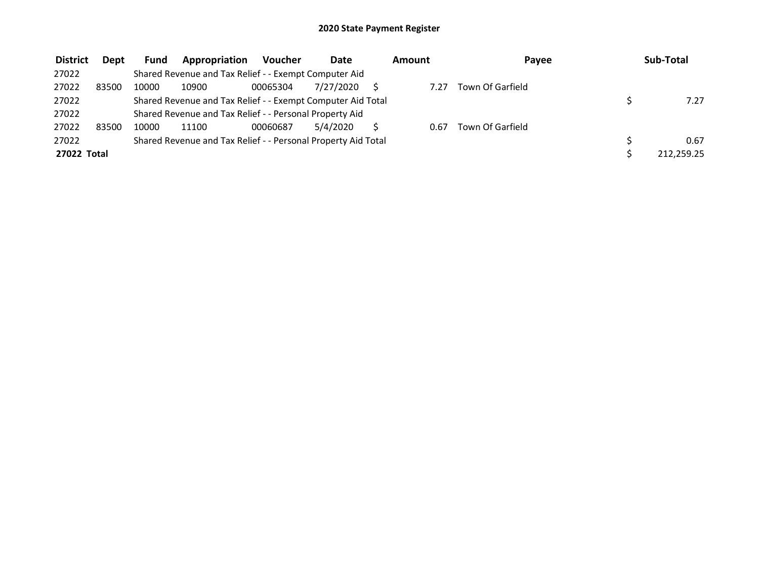# 2020 State Payment Register

| District | Dept | Fund | Appropriation | Voucher | Date | Amount | Payee | Sub-Total |
|---|---|---|---|---|---|---|---|---|
| 27022 | | Shared Revenue and Tax Relief - - Exempt Computer Aid | | | | | | |
| 27022 | 83500 | 10000 | 10900 | 00065304 | 7/27/2020 | $ 7.27 | Town Of Garfield | |
| 27022 | | Shared Revenue and Tax Relief - - Exempt Computer Aid Total | | | | | | $ 7.27 |
| 27022 | | Shared Revenue and Tax Relief - - Personal Property Aid | | | | | | |
| 27022 | 83500 | 10000 | 11100 | 00060687 | 5/4/2020 | $ 0.67 | Town Of Garfield | |
| 27022 | | Shared Revenue and Tax Relief - - Personal Property Aid Total | | | | | | $ 0.67 |
| **27022 Total** | | | | | | | | $ 212,259.25 |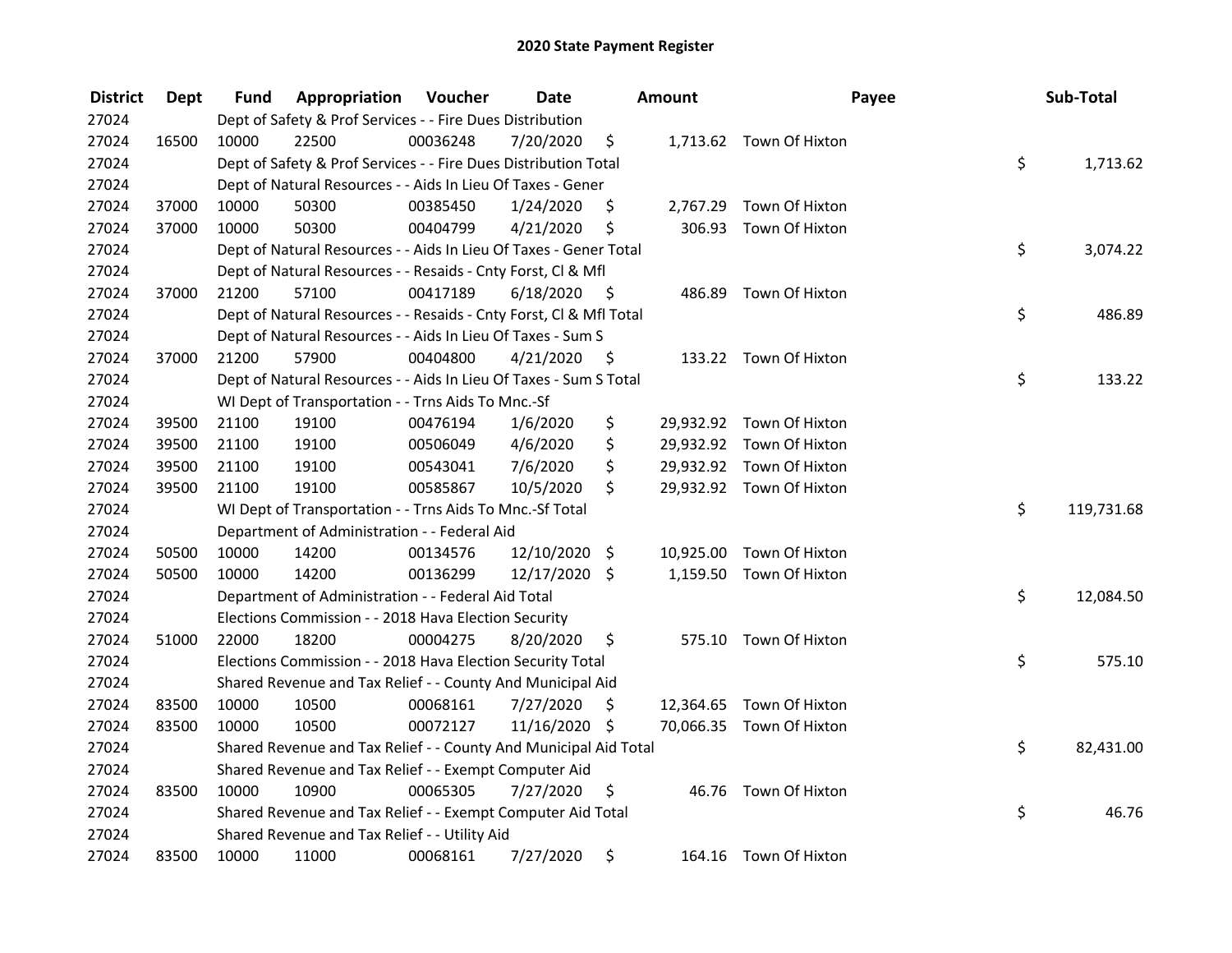# 2020 State Payment Register

| District | Dept | Fund | Appropriation | Voucher | Date | Amount | Payee | Sub-Total |
|---|---|---|---|---|---|---|---|---|
| 27024 | | Dept of Safety & Prof Services - - Fire Dues Distribution | | | | | | |
| 27024 | 16500 | 10000 | 22500 | 00036248 | 7/20/2020 | $ 1,713.62 | Town Of Hixton | |
| 27024 | | Dept of Safety & Prof Services - - Fire Dues Distribution Total | | | | | | $ 1,713.62 |
| 27024 | | Dept of Natural Resources - - Aids In Lieu Of Taxes - Gener | | | | | | |
| 27024 | 37000 | 10000 | 50300 | 00385450 | 1/24/2020 | $ 2,767.29 | Town Of Hixton | |
| 27024 | 37000 | 10000 | 50300 | 00404799 | 4/21/2020 | $ 306.93 | Town Of Hixton | |
| 27024 | | Dept of Natural Resources - - Aids In Lieu Of Taxes - Gener Total | | | | | | $ 3,074.22 |
| 27024 | | Dept of Natural Resources - - Resaids - Cnty Forst, Cl & Mfl | | | | | | |
| 27024 | 37000 | 21200 | 57100 | 00417189 | 6/18/2020 | $ 486.89 | Town Of Hixton | |
| 27024 | | Dept of Natural Resources - - Resaids - Cnty Forst, Cl & Mfl Total | | | | | | $ 486.89 |
| 27024 | | Dept of Natural Resources - - Aids In Lieu Of Taxes - Sum S | | | | | | |
| 27024 | 37000 | 21200 | 57900 | 00404800 | 4/21/2020 | $ 133.22 | Town Of Hixton | |
| 27024 | | Dept of Natural Resources - - Aids In Lieu Of Taxes - Sum S Total | | | | | | $ 133.22 |
| 27024 | | WI Dept of Transportation - - Trns Aids To Mnc.-Sf | | | | | | |
| 27024 | 39500 | 21100 | 19100 | 00476194 | 1/6/2020 | $ 29,932.92 | Town Of Hixton | |
| 27024 | 39500 | 21100 | 19100 | 00506049 | 4/6/2020 | $ 29,932.92 | Town Of Hixton | |
| 27024 | 39500 | 21100 | 19100 | 00543041 | 7/6/2020 | $ 29,932.92 | Town Of Hixton | |
| 27024 | 39500 | 21100 | 19100 | 00585867 | 10/5/2020 | $ 29,932.92 | Town Of Hixton | |
| 27024 | | WI Dept of Transportation - - Trns Aids To Mnc.-Sf Total | | | | | | $ 119,731.68 |
| 27024 | | Department of Administration - - Federal Aid | | | | | | |
| 27024 | 50500 | 10000 | 14200 | 00134576 | 12/10/2020 | $ 10,925.00 | Town Of Hixton | |
| 27024 | 50500 | 10000 | 14200 | 00136299 | 12/17/2020 | $ 1,159.50 | Town Of Hixton | |
| 27024 | | Department of Administration - - Federal Aid Total | | | | | | $ 12,084.50 |
| 27024 | | Elections Commission - - 2018 Hava Election Security | | | | | | |
| 27024 | 51000 | 22000 | 18200 | 00004275 | 8/20/2020 | $ 575.10 | Town Of Hixton | |
| 27024 | | Elections Commission - - 2018 Hava Election Security Total | | | | | | $ 575.10 |
| 27024 | | Shared Revenue and Tax Relief - - County And Municipal Aid | | | | | | |
| 27024 | 83500 | 10000 | 10500 | 00068161 | 7/27/2020 | $ 12,364.65 | Town Of Hixton | |
| 27024 | 83500 | 10000 | 10500 | 00072127 | 11/16/2020 | $ 70,066.35 | Town Of Hixton | |
| 27024 | | Shared Revenue and Tax Relief - - County And Municipal Aid Total | | | | | | $ 82,431.00 |
| 27024 | | Shared Revenue and Tax Relief - - Exempt Computer Aid | | | | | | |
| 27024 | 83500 | 10000 | 10900 | 00065305 | 7/27/2020 | $ 46.76 | Town Of Hixton | |
| 27024 | | Shared Revenue and Tax Relief - - Exempt Computer Aid Total | | | | | | $ 46.76 |
| 27024 | | Shared Revenue and Tax Relief - - Utility Aid | | | | | | |
| 27024 | 83500 | 10000 | 11000 | 00068161 | 7/27/2020 | $ 164.16 | Town Of Hixton | |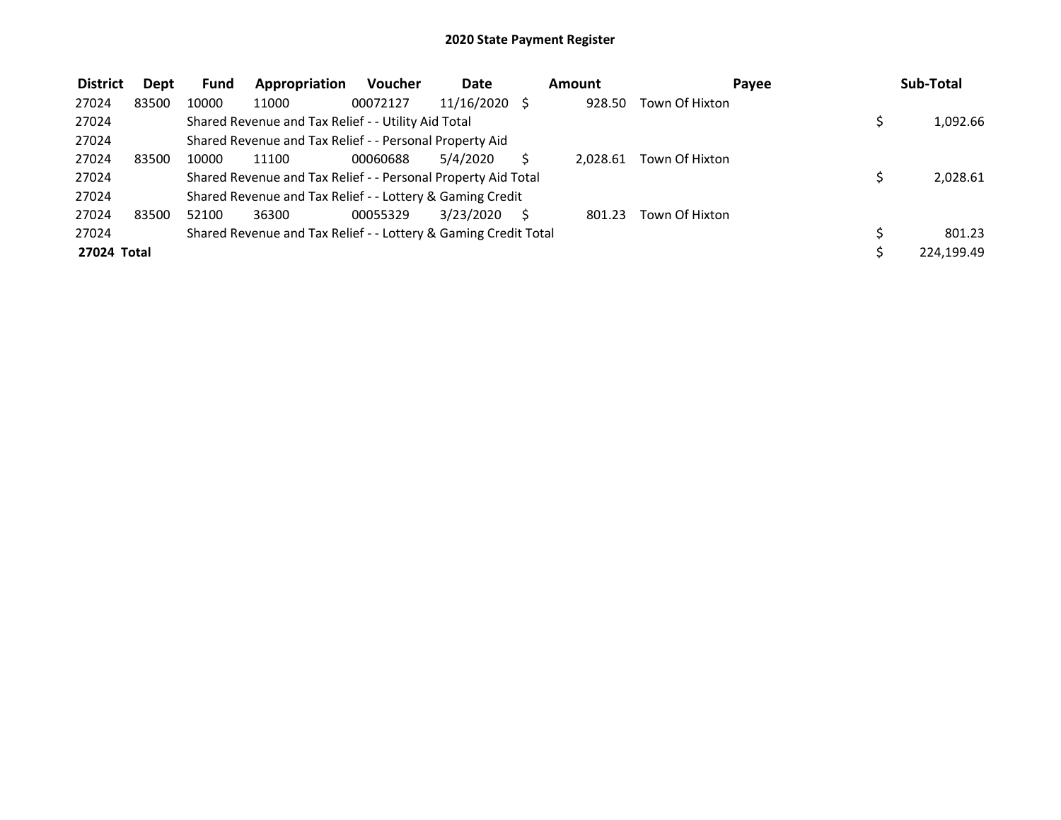# 2020 State Payment Register

| District | Dept | Fund | Appropriation | Voucher | Date | Amount | Payee | Sub-Total |
|---|---|---|---|---|---|---|---|---|
| 27024 | 83500 | 10000 | 11000 | 00072127 | 11/16/2020 | $ 928.50 | Town Of Hixton | |
| 27024 | | Shared Revenue and Tax Relief - - Utility Aid Total | | | | | | $ 1,092.66 |
| 27024 | | Shared Revenue and Tax Relief - - Personal Property Aid | | | | | | |
| 27024 | 83500 | 10000 | 11100 | 00060688 | 5/4/2020 | $ 2,028.61 | Town Of Hixton | |
| 27024 | | Shared Revenue and Tax Relief - - Personal Property Aid Total | | | | | | $ 2,028.61 |
| 27024 | | Shared Revenue and Tax Relief - - Lottery & Gaming Credit | | | | | | |
| 27024 | 83500 | 52100 | 36300 | 00055329 | 3/23/2020 | $ 801.23 | Town Of Hixton | |
| 27024 | | Shared Revenue and Tax Relief - - Lottery & Gaming Credit Total | | | | | | $ 801.23 |
| **27024 Total** | | | | | | | | $ 224,199.49 |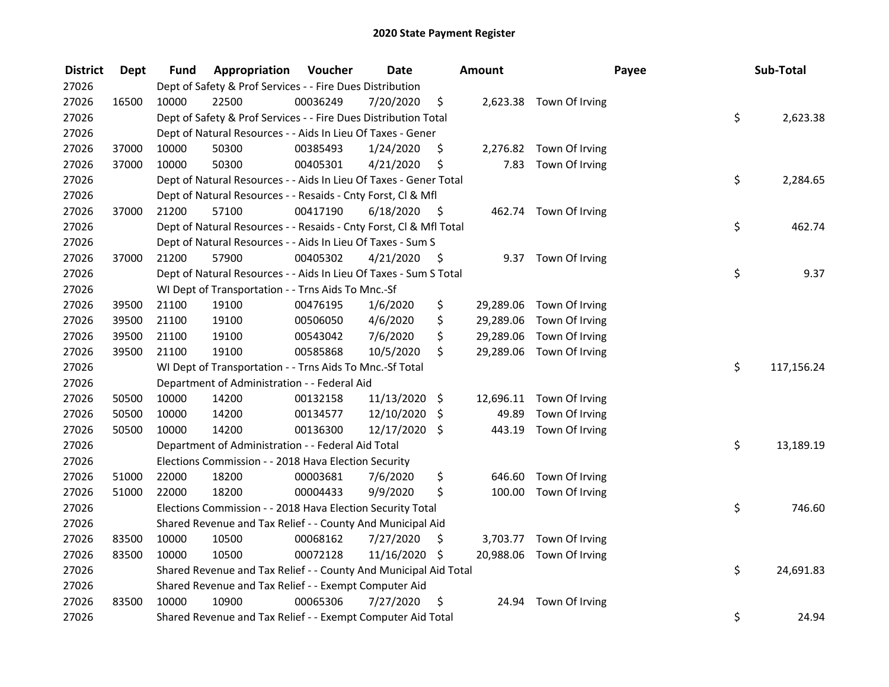# 2020 State Payment Register

| District | Dept | Fund | Appropriation | Voucher | Date | Amount | Payee | Sub-Total |
|---|---|---|---|---|---|---|---|---|
| 27026 | | | Dept of Safety & Prof Services - - Fire Dues Distribution | | | | | |
| 27026 | 16500 | 10000 | 22500 | 00036249 | 7/20/2020 | $ 2,623.38 | Town Of Irving | |
| 27026 | | | Dept of Safety & Prof Services - - Fire Dues Distribution Total | | | | | $ 2,623.38 |
| 27026 | | | Dept of Natural Resources - - Aids In Lieu Of Taxes - Gener | | | | | |
| 27026 | 37000 | 10000 | 50300 | 00385493 | 1/24/2020 | $ 2,276.82 | Town Of Irving | |
| 27026 | 37000 | 10000 | 50300 | 00405301 | 4/21/2020 | $ 7.83 | Town Of Irving | |
| 27026 | | | Dept of Natural Resources - - Aids In Lieu Of Taxes - Gener Total | | | | | $ 2,284.65 |
| 27026 | | | Dept of Natural Resources - - Resaids - Cnty Forst, Cl & Mfl | | | | | |
| 27026 | 37000 | 21200 | 57100 | 00417190 | 6/18/2020 | $ 462.74 | Town Of Irving | |
| 27026 | | | Dept of Natural Resources - - Resaids - Cnty Forst, Cl & Mfl Total | | | | | $ 462.74 |
| 27026 | | | Dept of Natural Resources - - Aids In Lieu Of Taxes - Sum S | | | | | |
| 27026 | 37000 | 21200 | 57900 | 00405302 | 4/21/2020 | $ 9.37 | Town Of Irving | |
| 27026 | | | Dept of Natural Resources - - Aids In Lieu Of Taxes - Sum S Total | | | | | $ 9.37 |
| 27026 | | | WI Dept of Transportation - - Trns Aids To Mnc.-Sf | | | | | |
| 27026 | 39500 | 21100 | 19100 | 00476195 | 1/6/2020 | $ 29,289.06 | Town Of Irving | |
| 27026 | 39500 | 21100 | 19100 | 00506050 | 4/6/2020 | $ 29,289.06 | Town Of Irving | |
| 27026 | 39500 | 21100 | 19100 | 00543042 | 7/6/2020 | $ 29,289.06 | Town Of Irving | |
| 27026 | 39500 | 21100 | 19100 | 00585868 | 10/5/2020 | $ 29,289.06 | Town Of Irving | |
| 27026 | | | WI Dept of Transportation - - Trns Aids To Mnc.-Sf Total | | | | | $ 117,156.24 |
| 27026 | | | Department of Administration - - Federal Aid | | | | | |
| 27026 | 50500 | 10000 | 14200 | 00132158 | 11/13/2020 | $ 12,696.11 | Town Of Irving | |
| 27026 | 50500 | 10000 | 14200 | 00134577 | 12/10/2020 | $ 49.89 | Town Of Irving | |
| 27026 | 50500 | 10000 | 14200 | 00136300 | 12/17/2020 | $ 443.19 | Town Of Irving | |
| 27026 | | | Department of Administration - - Federal Aid Total | | | | | $ 13,189.19 |
| 27026 | | | Elections Commission - - 2018 Hava Election Security | | | | | |
| 27026 | 51000 | 22000 | 18200 | 00003681 | 7/6/2020 | $ 646.60 | Town Of Irving | |
| 27026 | 51000 | 22000 | 18200 | 00004433 | 9/9/2020 | $ 100.00 | Town Of Irving | |
| 27026 | | | Elections Commission - - 2018 Hava Election Security Total | | | | | $ 746.60 |
| 27026 | | | Shared Revenue and Tax Relief - - County And Municipal Aid | | | | | |
| 27026 | 83500 | 10000 | 10500 | 00068162 | 7/27/2020 | $ 3,703.77 | Town Of Irving | |
| 27026 | 83500 | 10000 | 10500 | 00072128 | 11/16/2020 | $ 20,988.06 | Town Of Irving | |
| 27026 | | | Shared Revenue and Tax Relief - - County And Municipal Aid Total | | | | | $ 24,691.83 |
| 27026 | | | Shared Revenue and Tax Relief - - Exempt Computer Aid | | | | | |
| 27026 | 83500 | 10000 | 10900 | 00065306 | 7/27/2020 | $ 24.94 | Town Of Irving | |
| 27026 | | | Shared Revenue and Tax Relief - - Exempt Computer Aid Total | | | | | $ 24.94 |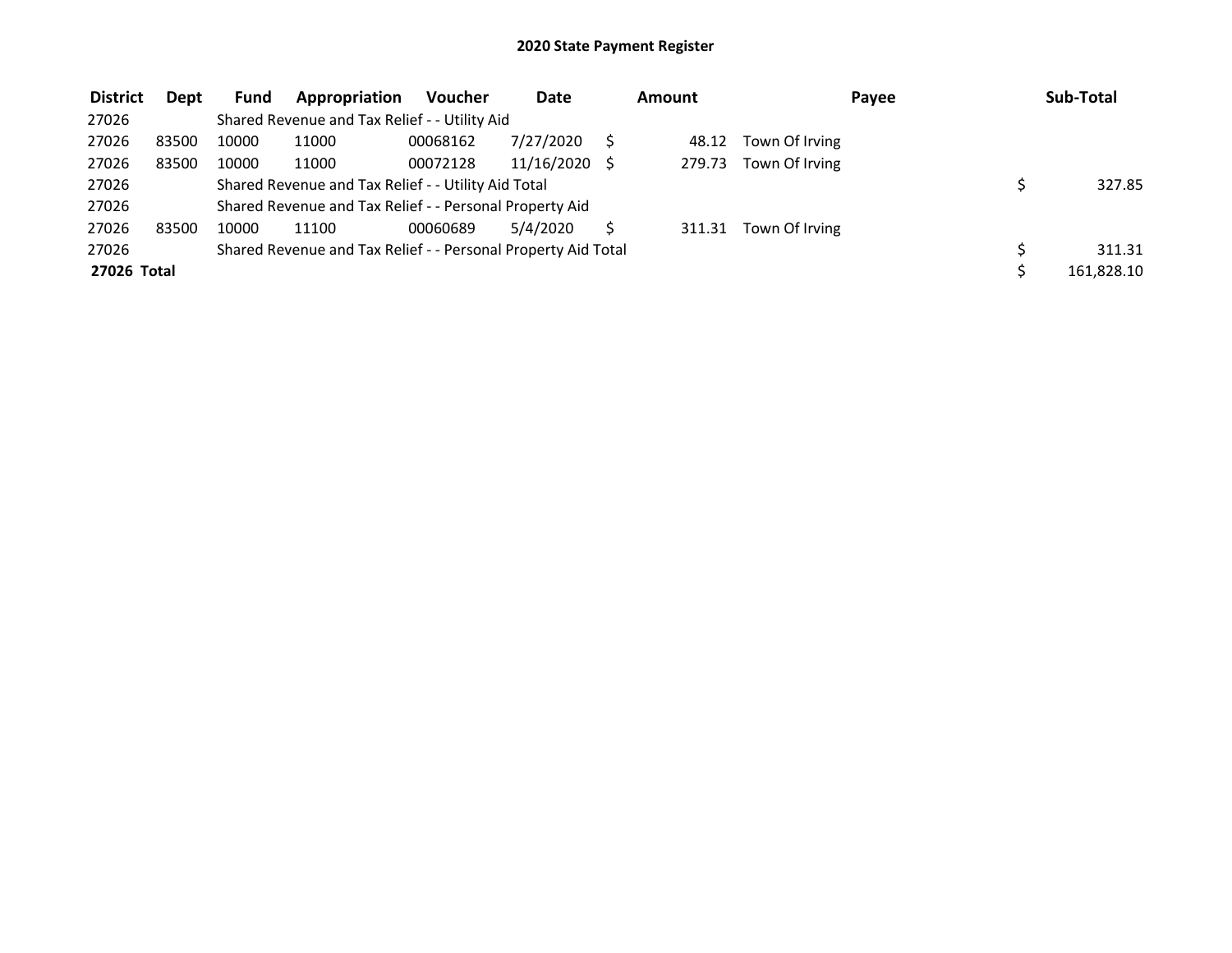# 2020 State Payment Register

| District | Dept | Fund | Appropriation | Voucher | Date | Amount | Payee | Sub-Total |
|---|---|---|---|---|---|---|---|---|
| 27026 | | Shared Revenue and Tax Relief - - Utility Aid | | | | | | |
| 27026 | 83500 | 10000 | 11000 | 00068162 | 7/27/2020 | $ 48.12 | Town Of Irving | |
| 27026 | 83500 | 10000 | 11000 | 00072128 | 11/16/2020 | $ 279.73 | Town Of Irving | |
| 27026 | | Shared Revenue and Tax Relief - - Utility Aid Total | | | | | | $ 327.85 |
| 27026 | | Shared Revenue and Tax Relief - - Personal Property Aid | | | | | | |
| 27026 | 83500 | 10000 | 11100 | 00060689 | 5/4/2020 | $ 311.31 | Town Of Irving | |
| 27026 | | Shared Revenue and Tax Relief - - Personal Property Aid Total | | | | | | $ 311.31 |
| **27026 Total** | | | | | | | | $ 161,828.10 |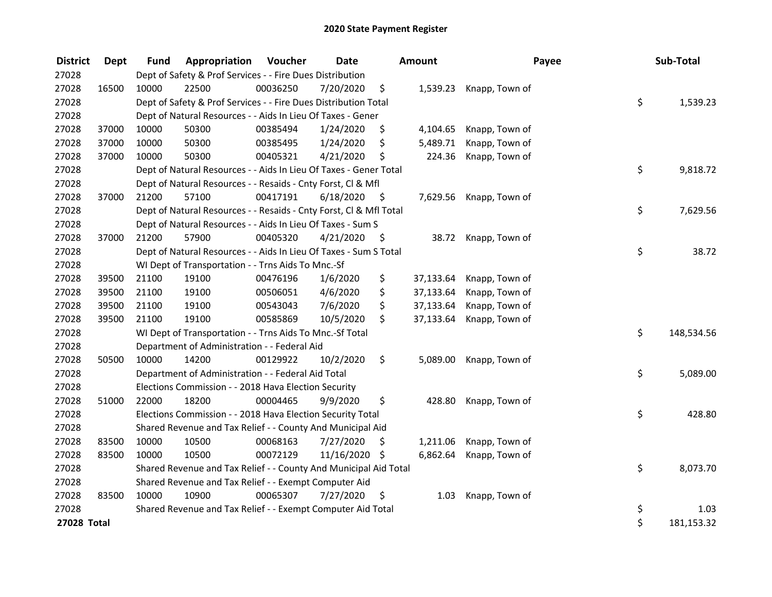# 2020 State Payment Register

| District | Dept | Fund | Appropriation | Voucher | Date | Amount | Payee | Sub-Total |
|---|---|---|---|---|---|---|---|---|
| 27028 | | Dept of Safety & Prof Services - - Fire Dues Distribution | | | | | | |
| 27028 | 16500 | 10000 | 22500 | 00036250 | 7/20/2020 | $ 1,539.23 | Knapp, Town of | |
| 27028 | | Dept of Safety & Prof Services - - Fire Dues Distribution Total | | | | | | $ 1,539.23 |
| 27028 | | Dept of Natural Resources - - Aids In Lieu Of Taxes - Gener | | | | | | |
| 27028 | 37000 | 10000 | 50300 | 00385494 | 1/24/2020 | $ 4,104.65 | Knapp, Town of | |
| 27028 | 37000 | 10000 | 50300 | 00385495 | 1/24/2020 | $ 5,489.71 | Knapp, Town of | |
| 27028 | 37000 | 10000 | 50300 | 00405321 | 4/21/2020 | $ 224.36 | Knapp, Town of | |
| 27028 | | Dept of Natural Resources - - Aids In Lieu Of Taxes - Gener Total | | | | | | $ 9,818.72 |
| 27028 | | Dept of Natural Resources - - Resaids - Cnty Forst, Cl & Mfl | | | | | | |
| 27028 | 37000 | 21200 | 57100 | 00417191 | 6/18/2020 | $ 7,629.56 | Knapp, Town of | |
| 27028 | | Dept of Natural Resources - - Resaids - Cnty Forst, Cl & Mfl Total | | | | | | $ 7,629.56 |
| 27028 | | Dept of Natural Resources - - Aids In Lieu Of Taxes - Sum S | | | | | | |
| 27028 | 37000 | 21200 | 57900 | 00405320 | 4/21/2020 | $ 38.72 | Knapp, Town of | |
| 27028 | | Dept of Natural Resources - - Aids In Lieu Of Taxes - Sum S Total | | | | | | $ 38.72 |
| 27028 | | WI Dept of Transportation - - Trns Aids To Mnc.-Sf | | | | | | |
| 27028 | 39500 | 21100 | 19100 | 00476196 | 1/6/2020 | $ 37,133.64 | Knapp, Town of | |
| 27028 | 39500 | 21100 | 19100 | 00506051 | 4/6/2020 | $ 37,133.64 | Knapp, Town of | |
| 27028 | 39500 | 21100 | 19100 | 00543043 | 7/6/2020 | $ 37,133.64 | Knapp, Town of | |
| 27028 | 39500 | 21100 | 19100 | 00585869 | 10/5/2020 | $ 37,133.64 | Knapp, Town of | |
| 27028 | | WI Dept of Transportation - - Trns Aids To Mnc.-Sf Total | | | | | | $ 148,534.56 |
| 27028 | | Department of Administration - - Federal Aid | | | | | | |
| 27028 | 50500 | 10000 | 14200 | 00129922 | 10/2/2020 | $ 5,089.00 | Knapp, Town of | |
| 27028 | | Department of Administration - - Federal Aid Total | | | | | | $ 5,089.00 |
| 27028 | | Elections Commission - - 2018 Hava Election Security | | | | | | |
| 27028 | 51000 | 22000 | 18200 | 00004465 | 9/9/2020 | $ 428.80 | Knapp, Town of | |
| 27028 | | Elections Commission - - 2018 Hava Election Security Total | | | | | | $ 428.80 |
| 27028 | | Shared Revenue and Tax Relief - - County And Municipal Aid | | | | | | |
| 27028 | 83500 | 10000 | 10500 | 00068163 | 7/27/2020 | $ 1,211.06 | Knapp, Town of | |
| 27028 | 83500 | 10000 | 10500 | 00072129 | 11/16/2020 | $ 6,862.64 | Knapp, Town of | |
| 27028 | | Shared Revenue and Tax Relief - - County And Municipal Aid Total | | | | | | $ 8,073.70 |
| 27028 | | Shared Revenue and Tax Relief - - Exempt Computer Aid | | | | | | |
| 27028 | 83500 | 10000 | 10900 | 00065307 | 7/27/2020 | $ 1.03 | Knapp, Town of | |
| 27028 | | Shared Revenue and Tax Relief - - Exempt Computer Aid Total | | | | | | $ 1.03 |
| **27028 Total** | | | | | | | | $ 181,153.32 |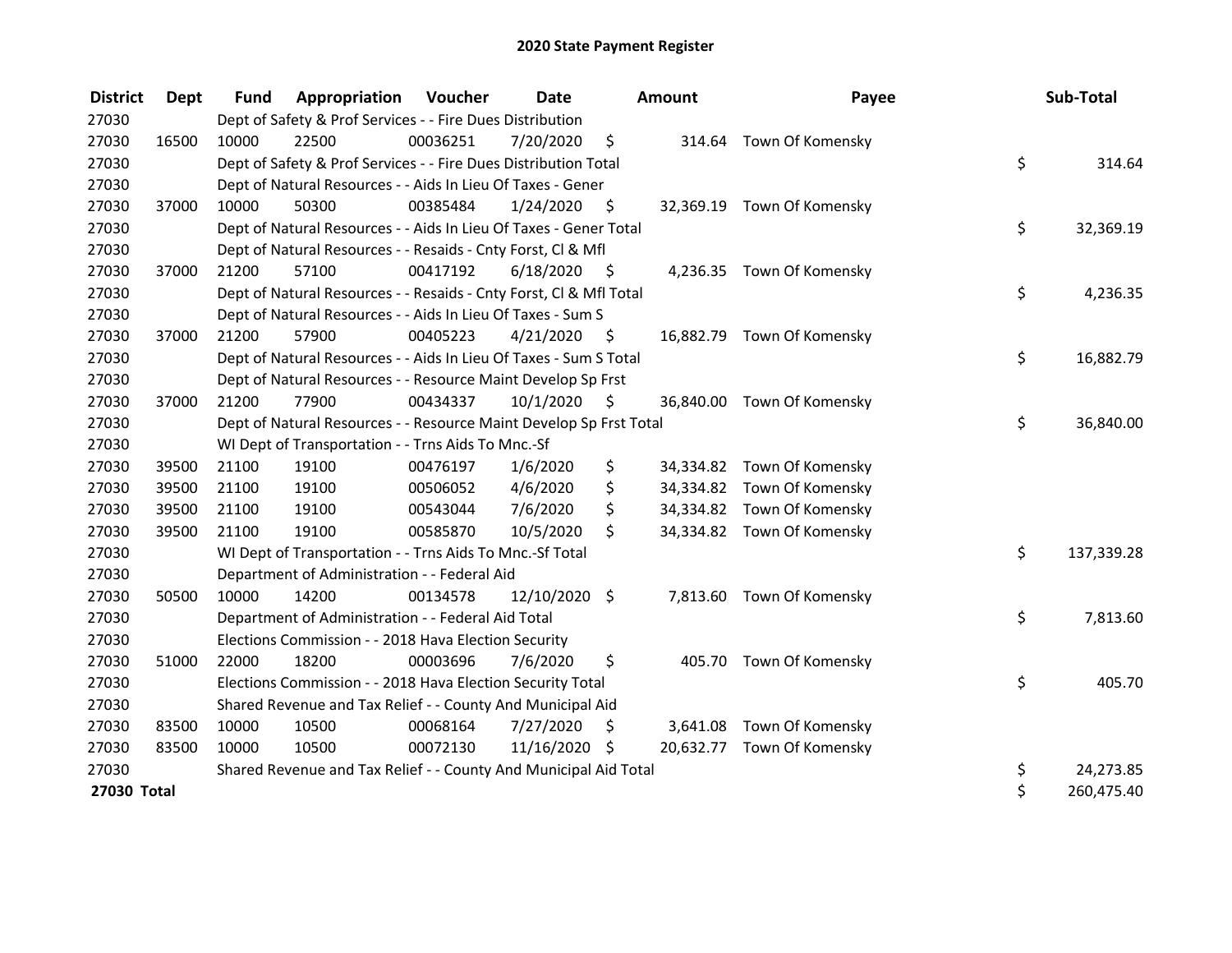# 2020 State Payment Register

| District | Dept | Fund | Appropriation | Voucher | Date | Amount | Payee | Sub-Total |
|---|---|---|---|---|---|---|---|---|
| 27030 | | Dept of Safety & Prof Services - - Fire Dues Distribution | | | | | | |
| 27030 | 16500 | 10000 | 22500 | 00036251 | 7/20/2020 | $ 314.64 | Town Of Komensky | |
| 27030 | | Dept of Safety & Prof Services - - Fire Dues Distribution Total | | | | | | $ 314.64 |
| 27030 | | Dept of Natural Resources - - Aids In Lieu Of Taxes - Gener | | | | | | |
| 27030 | 37000 | 10000 | 50300 | 00385484 | 1/24/2020 | $ 32,369.19 | Town Of Komensky | |
| 27030 | | Dept of Natural Resources - - Aids In Lieu Of Taxes - Gener Total | | | | | | $ 32,369.19 |
| 27030 | | Dept of Natural Resources - - Resaids - Cnty Forst, Cl & Mfl | | | | | | |
| 27030 | 37000 | 21200 | 57100 | 00417192 | 6/18/2020 | $ 4,236.35 | Town Of Komensky | |
| 27030 | | Dept of Natural Resources - - Resaids - Cnty Forst, Cl & Mfl Total | | | | | | $ 4,236.35 |
| 27030 | | Dept of Natural Resources - - Aids In Lieu Of Taxes - Sum S | | | | | | |
| 27030 | 37000 | 21200 | 57900 | 00405223 | 4/21/2020 | $ 16,882.79 | Town Of Komensky | |
| 27030 | | Dept of Natural Resources - - Aids In Lieu Of Taxes - Sum S Total | | | | | | $ 16,882.79 |
| 27030 | | Dept of Natural Resources - - Resource Maint Develop Sp Frst | | | | | | |
| 27030 | 37000 | 21200 | 77900 | 00434337 | 10/1/2020 | $ 36,840.00 | Town Of Komensky | |
| 27030 | | Dept of Natural Resources - - Resource Maint Develop Sp Frst Total | | | | | | $ 36,840.00 |
| 27030 | | WI Dept of Transportation - - Trns Aids To Mnc.-Sf | | | | | | |
| 27030 | 39500 | 21100 | 19100 | 00476197 | 1/6/2020 | $ 34,334.82 | Town Of Komensky | |
| 27030 | 39500 | 21100 | 19100 | 00506052 | 4/6/2020 | $ 34,334.82 | Town Of Komensky | |
| 27030 | 39500 | 21100 | 19100 | 00543044 | 7/6/2020 | $ 34,334.82 | Town Of Komensky | |
| 27030 | 39500 | 21100 | 19100 | 00585870 | 10/5/2020 | $ 34,334.82 | Town Of Komensky | |
| 27030 | | WI Dept of Transportation - - Trns Aids To Mnc.-Sf Total | | | | | | $ 137,339.28 |
| 27030 | | Department of Administration - - Federal Aid | | | | | | |
| 27030 | 50500 | 10000 | 14200 | 00134578 | 12/10/2020 | $ 7,813.60 | Town Of Komensky | |
| 27030 | | Department of Administration - - Federal Aid Total | | | | | | $ 7,813.60 |
| 27030 | | Elections Commission - - 2018 Hava Election Security | | | | | | |
| 27030 | 51000 | 22000 | 18200 | 00003696 | 7/6/2020 | $ 405.70 | Town Of Komensky | |
| 27030 | | Elections Commission - - 2018 Hava Election Security Total | | | | | | $ 405.70 |
| 27030 | | Shared Revenue and Tax Relief - - County And Municipal Aid | | | | | | |
| 27030 | 83500 | 10000 | 10500 | 00068164 | 7/27/2020 | $ 3,641.08 | Town Of Komensky | |
| 27030 | 83500 | 10000 | 10500 | 00072130 | 11/16/2020 | $ 20,632.77 | Town Of Komensky | |
| 27030 | | Shared Revenue and Tax Relief - - County And Municipal Aid Total | | | | | | $ 24,273.85 |
| **27030 Total** | | | | | | | | $ 260,475.40 |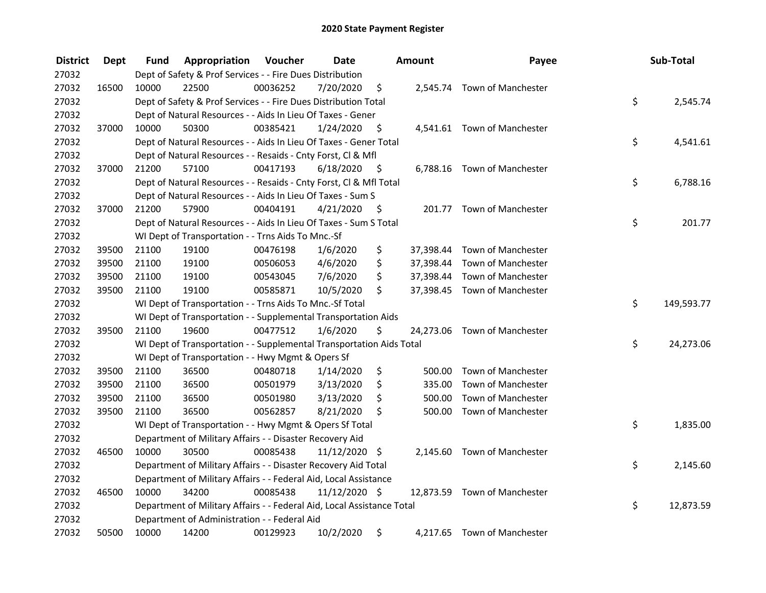# 2020 State Payment Register

| District | Dept | Fund | Appropriation | Voucher | Date | Amount | Payee | Sub-Total |
|---|---|---|---|---|---|---|---|---|
| 27032 | | Dept of Safety & Prof Services - - Fire Dues Distribution | | | | | | |
| 27032 | 16500 | 10000 | 22500 | 00036252 | 7/20/2020 | $ 2,545.74 | Town of Manchester | |
| 27032 | | Dept of Safety & Prof Services - - Fire Dues Distribution Total | | | | | | $ 2,545.74 |
| 27032 | | Dept of Natural Resources - - Aids In Lieu Of Taxes - Gener | | | | | | |
| 27032 | 37000 | 10000 | 50300 | 00385421 | 1/24/2020 | $ 4,541.61 | Town of Manchester | |
| 27032 | | Dept of Natural Resources - - Aids In Lieu Of Taxes - Gener Total | | | | | | $ 4,541.61 |
| 27032 | | Dept of Natural Resources - - Resaids - Cnty Forst, Cl & Mfl | | | | | | |
| 27032 | 37000 | 21200 | 57100 | 00417193 | 6/18/2020 | $ 6,788.16 | Town of Manchester | |
| 27032 | | Dept of Natural Resources - - Resaids - Cnty Forst, Cl & Mfl Total | | | | | | $ 6,788.16 |
| 27032 | | Dept of Natural Resources - - Aids In Lieu Of Taxes - Sum S | | | | | | |
| 27032 | 37000 | 21200 | 57900 | 00404191 | 4/21/2020 | $ 201.77 | Town of Manchester | |
| 27032 | | Dept of Natural Resources - - Aids In Lieu Of Taxes - Sum S Total | | | | | | $ 201.77 |
| 27032 | | WI Dept of Transportation - - Trns Aids To Mnc.-Sf | | | | | | |
| 27032 | 39500 | 21100 | 19100 | 00476198 | 1/6/2020 | $ 37,398.44 | Town of Manchester | |
| 27032 | 39500 | 21100 | 19100 | 00506053 | 4/6/2020 | $ 37,398.44 | Town of Manchester | |
| 27032 | 39500 | 21100 | 19100 | 00543045 | 7/6/2020 | $ 37,398.44 | Town of Manchester | |
| 27032 | 39500 | 21100 | 19100 | 00585871 | 10/5/2020 | $ 37,398.45 | Town of Manchester | |
| 27032 | | WI Dept of Transportation - - Trns Aids To Mnc.-Sf Total | | | | | | $ 149,593.77 |
| 27032 | | WI Dept of Transportation - - Supplemental Transportation Aids | | | | | | |
| 27032 | 39500 | 21100 | 19600 | 00477512 | 1/6/2020 | $ 24,273.06 | Town of Manchester | |
| 27032 | | WI Dept of Transportation - - Supplemental Transportation Aids Total | | | | | | $ 24,273.06 |
| 27032 | | WI Dept of Transportation - - Hwy Mgmt & Opers Sf | | | | | | |
| 27032 | 39500 | 21100 | 36500 | 00480718 | 1/14/2020 | $ 500.00 | Town of Manchester | |
| 27032 | 39500 | 21100 | 36500 | 00501979 | 3/13/2020 | $ 335.00 | Town of Manchester | |
| 27032 | 39500 | 21100 | 36500 | 00501980 | 3/13/2020 | $ 500.00 | Town of Manchester | |
| 27032 | 39500 | 21100 | 36500 | 00562857 | 8/21/2020 | $ 500.00 | Town of Manchester | |
| 27032 | | WI Dept of Transportation - - Hwy Mgmt & Opers Sf Total | | | | | | $ 1,835.00 |
| 27032 | | Department of Military Affairs - - Disaster Recovery Aid | | | | | | |
| 27032 | 46500 | 10000 | 30500 | 00085438 | 11/12/2020 | $ 2,145.60 | Town of Manchester | |
| 27032 | | Department of Military Affairs - - Disaster Recovery Aid Total | | | | | | $ 2,145.60 |
| 27032 | | Department of Military Affairs - - Federal Aid, Local Assistance | | | | | | |
| 27032 | 46500 | 10000 | 34200 | 00085438 | 11/12/2020 | $ 12,873.59 | Town of Manchester | |
| 27032 | | Department of Military Affairs - - Federal Aid, Local Assistance Total | | | | | | $ 12,873.59 |
| 27032 | | Department of Administration - - Federal Aid | | | | | | |
| 27032 | 50500 | 10000 | 14200 | 00129923 | 10/2/2020 | $ 4,217.65 | Town of Manchester | |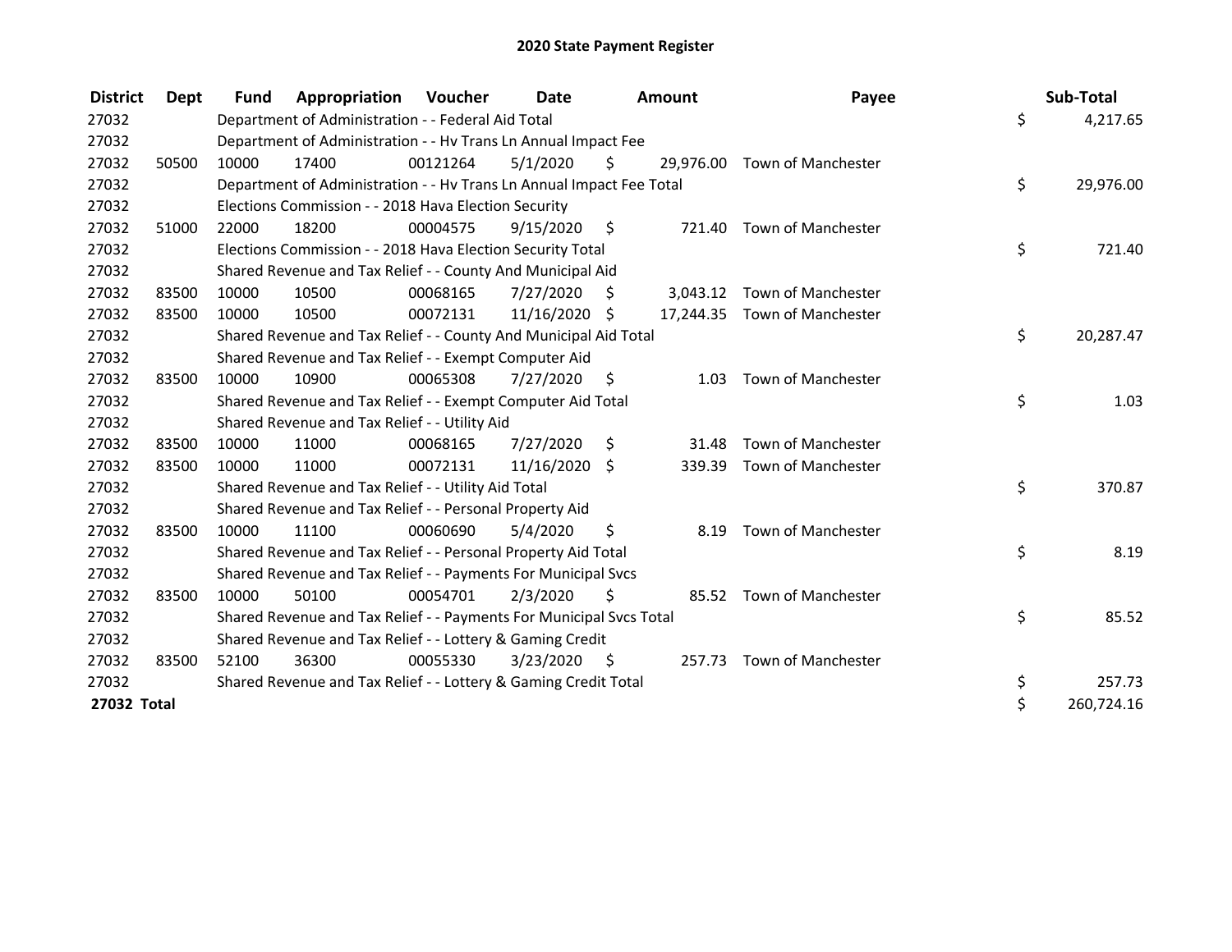# 2020 State Payment Register

| District | Dept | Fund | Appropriation | Voucher | Date | Amount | Payee | Sub-Total |
|---|---|---|---|---|---|---|---|---|
| 27032 | | Department of Administration - - Federal Aid Total | | | | | | $ 4,217.65 |
| 27032 | | Department of Administration - - Hv Trans Ln Annual Impact Fee | | | | | | |
| 27032 | 50500 | 10000 | 17400 | 00121264 | 5/1/2020 | $ 29,976.00 | Town of Manchester | |
| 27032 | | Department of Administration - - Hv Trans Ln Annual Impact Fee Total | | | | | | $ 29,976.00 |
| 27032 | | Elections Commission - - 2018 Hava Election Security | | | | | | |
| 27032 | 51000 | 22000 | 18200 | 00004575 | 9/15/2020 | $ 721.40 | Town of Manchester | |
| 27032 | | Elections Commission - - 2018 Hava Election Security Total | | | | | | $ 721.40 |
| 27032 | | Shared Revenue and Tax Relief - - County And Municipal Aid | | | | | | |
| 27032 | 83500 | 10000 | 10500 | 00068165 | 7/27/2020 | $ 3,043.12 | Town of Manchester | |
| 27032 | 83500 | 10000 | 10500 | 00072131 | 11/16/2020 | $ 17,244.35 | Town of Manchester | |
| 27032 | | Shared Revenue and Tax Relief - - County And Municipal Aid Total | | | | | | $ 20,287.47 |
| 27032 | | Shared Revenue and Tax Relief - - Exempt Computer Aid | | | | | | |
| 27032 | 83500 | 10000 | 10900 | 00065308 | 7/27/2020 | $ 1.03 | Town of Manchester | |
| 27032 | | Shared Revenue and Tax Relief - - Exempt Computer Aid Total | | | | | | $ 1.03 |
| 27032 | | Shared Revenue and Tax Relief - - Utility Aid | | | | | | |
| 27032 | 83500 | 10000 | 11000 | 00068165 | 7/27/2020 | $ 31.48 | Town of Manchester | |
| 27032 | 83500 | 10000 | 11000 | 00072131 | 11/16/2020 | $ 339.39 | Town of Manchester | |
| 27032 | | Shared Revenue and Tax Relief - - Utility Aid Total | | | | | | $ 370.87 |
| 27032 | | Shared Revenue and Tax Relief - - Personal Property Aid | | | | | | |
| 27032 | 83500 | 10000 | 11100 | 00060690 | 5/4/2020 | $ 8.19 | Town of Manchester | |
| 27032 | | Shared Revenue and Tax Relief - - Personal Property Aid Total | | | | | | $ 8.19 |
| 27032 | | Shared Revenue and Tax Relief - - Payments For Municipal Svcs | | | | | | |
| 27032 | 83500 | 10000 | 50100 | 00054701 | 2/3/2020 | $ 85.52 | Town of Manchester | |
| 27032 | | Shared Revenue and Tax Relief - - Payments For Municipal Svcs Total | | | | | | $ 85.52 |
| 27032 | | Shared Revenue and Tax Relief - - Lottery & Gaming Credit | | | | | | |
| 27032 | 83500 | 52100 | 36300 | 00055330 | 3/23/2020 | $ 257.73 | Town of Manchester | |
| 27032 | | Shared Revenue and Tax Relief - - Lottery & Gaming Credit Total | | | | | | $ 257.73 |
| **27032 Total** | | | | | | | | $ 260,724.16 |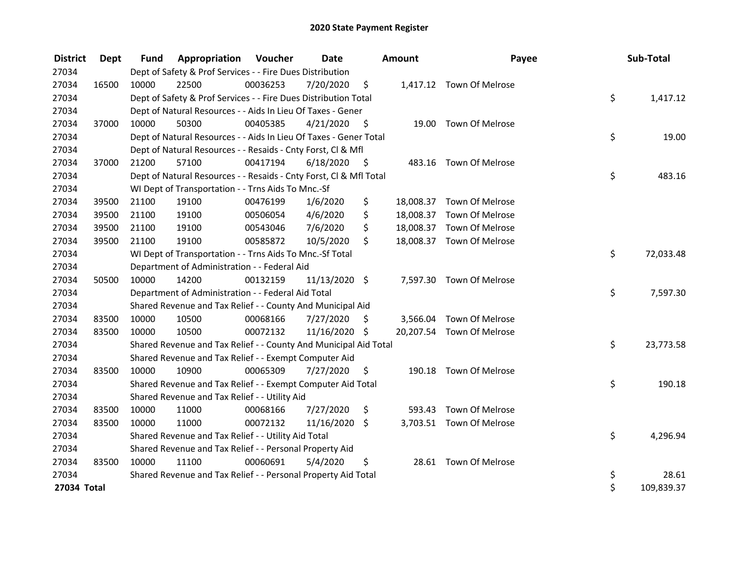# 2020 State Payment Register

| District | Dept | Fund | Appropriation | Voucher | Date | Amount | Payee | Sub-Total |
|---|---|---|---|---|---|---|---|---|
| 27034 | | Dept of Safety & Prof Services - - Fire Dues Distribution | | | | | | |
| 27034 | 16500 | 10000 | 22500 | 00036253 | 7/20/2020 | $ 1,417.12 | Town Of Melrose | |
| 27034 | | Dept of Safety & Prof Services - - Fire Dues Distribution Total | | | | | | $ 1,417.12 |
| 27034 | | Dept of Natural Resources - - Aids In Lieu Of Taxes - Gener | | | | | | |
| 27034 | 37000 | 10000 | 50300 | 00405385 | 4/21/2020 | $ 19.00 | Town Of Melrose | |
| 27034 | | Dept of Natural Resources - - Aids In Lieu Of Taxes - Gener Total | | | | | | $ 19.00 |
| 27034 | | Dept of Natural Resources - - Resaids - Cnty Forst, Cl & Mfl | | | | | | |
| 27034 | 37000 | 21200 | 57100 | 00417194 | 6/18/2020 | $ 483.16 | Town Of Melrose | |
| 27034 | | Dept of Natural Resources - - Resaids - Cnty Forst, Cl & Mfl Total | | | | | | $ 483.16 |
| 27034 | | WI Dept of Transportation - - Trns Aids To Mnc.-Sf | | | | | | |
| 27034 | 39500 | 21100 | 19100 | 00476199 | 1/6/2020 | $ 18,008.37 | Town Of Melrose | |
| 27034 | 39500 | 21100 | 19100 | 00506054 | 4/6/2020 | $ 18,008.37 | Town Of Melrose | |
| 27034 | 39500 | 21100 | 19100 | 00543046 | 7/6/2020 | $ 18,008.37 | Town Of Melrose | |
| 27034 | 39500 | 21100 | 19100 | 00585872 | 10/5/2020 | $ 18,008.37 | Town Of Melrose | |
| 27034 | | WI Dept of Transportation - - Trns Aids To Mnc.-Sf Total | | | | | | $ 72,033.48 |
| 27034 | | Department of Administration - - Federal Aid | | | | | | |
| 27034 | 50500 | 10000 | 14200 | 00132159 | 11/13/2020 | $ 7,597.30 | Town Of Melrose | |
| 27034 | | Department of Administration - - Federal Aid Total | | | | | | $ 7,597.30 |
| 27034 | | Shared Revenue and Tax Relief - - County And Municipal Aid | | | | | | |
| 27034 | 83500 | 10000 | 10500 | 00068166 | 7/27/2020 | $ 3,566.04 | Town Of Melrose | |
| 27034 | 83500 | 10000 | 10500 | 00072132 | 11/16/2020 | $ 20,207.54 | Town Of Melrose | |
| 27034 | | Shared Revenue and Tax Relief - - County And Municipal Aid Total | | | | | | $ 23,773.58 |
| 27034 | | Shared Revenue and Tax Relief - - Exempt Computer Aid | | | | | | |
| 27034 | 83500 | 10000 | 10900 | 00065309 | 7/27/2020 | $ 190.18 | Town Of Melrose | |
| 27034 | | Shared Revenue and Tax Relief - - Exempt Computer Aid Total | | | | | | $ 190.18 |
| 27034 | | Shared Revenue and Tax Relief - - Utility Aid | | | | | | |
| 27034 | 83500 | 10000 | 11000 | 00068166 | 7/27/2020 | $ 593.43 | Town Of Melrose | |
| 27034 | 83500 | 10000 | 11000 | 00072132 | 11/16/2020 | $ 3,703.51 | Town Of Melrose | |
| 27034 | | Shared Revenue and Tax Relief - - Utility Aid Total | | | | | | $ 4,296.94 |
| 27034 | | Shared Revenue and Tax Relief - - Personal Property Aid | | | | | | |
| 27034 | 83500 | 10000 | 11100 | 00060691 | 5/4/2020 | $ 28.61 | Town Of Melrose | |
| 27034 | | Shared Revenue and Tax Relief - - Personal Property Aid Total | | | | | | $ 28.61 |
| **27034 Total** | | | | | | | | $ 109,839.37 |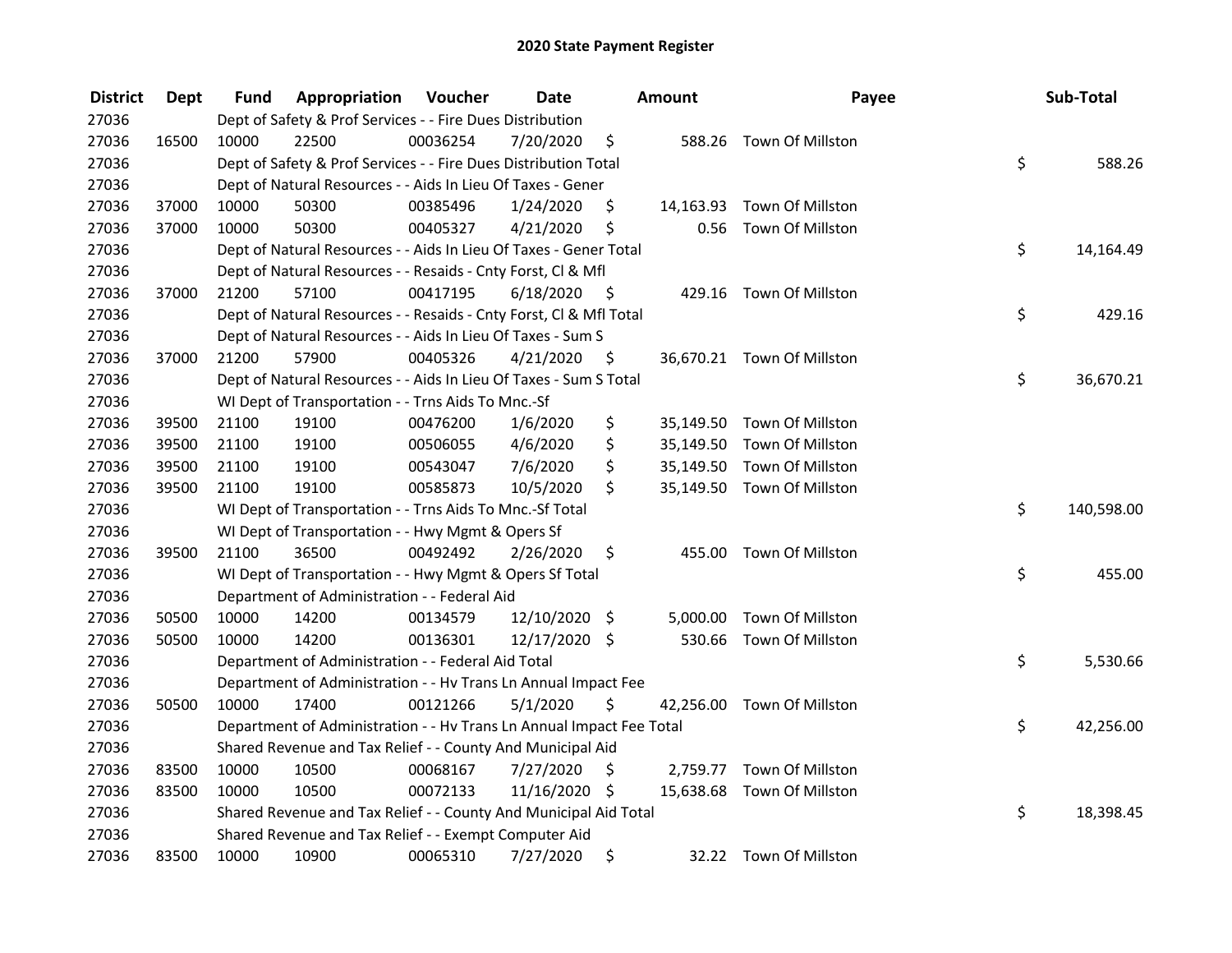# 2020 State Payment Register

| District | Dept | Fund | Appropriation | Voucher | Date | Amount | Payee | Sub-Total |
|---|---|---|---|---|---|---|---|---|
| 27036 | | | Dept of Safety & Prof Services - - Fire Dues Distribution | | | | | |
| 27036 | 16500 | 10000 | 22500 | 00036254 | 7/20/2020 | $ 588.26 | Town Of Millston | |
| 27036 | | | Dept of Safety & Prof Services - - Fire Dues Distribution Total | | | | | $ 588.26 |
| 27036 | | | Dept of Natural Resources - - Aids In Lieu Of Taxes - Gener | | | | | |
| 27036 | 37000 | 10000 | 50300 | 00385496 | 1/24/2020 | $ 14,163.93 | Town Of Millston | |
| 27036 | 37000 | 10000 | 50300 | 00405327 | 4/21/2020 | $ 0.56 | Town Of Millston | |
| 27036 | | | Dept of Natural Resources - - Aids In Lieu Of Taxes - Gener Total | | | | | $ 14,164.49 |
| 27036 | | | Dept of Natural Resources - - Resaids - Cnty Forst, Cl & Mfl | | | | | |
| 27036 | 37000 | 21200 | 57100 | 00417195 | 6/18/2020 | $ 429.16 | Town Of Millston | |
| 27036 | | | Dept of Natural Resources - - Resaids - Cnty Forst, Cl & Mfl Total | | | | | $ 429.16 |
| 27036 | | | Dept of Natural Resources - - Aids In Lieu Of Taxes - Sum S | | | | | |
| 27036 | 37000 | 21200 | 57900 | 00405326 | 4/21/2020 | $ 36,670.21 | Town Of Millston | |
| 27036 | | | Dept of Natural Resources - - Aids In Lieu Of Taxes - Sum S Total | | | | | $ 36,670.21 |
| 27036 | | | WI Dept of Transportation - - Trns Aids To Mnc.-Sf | | | | | |
| 27036 | 39500 | 21100 | 19100 | 00476200 | 1/6/2020 | $ 35,149.50 | Town Of Millston | |
| 27036 | 39500 | 21100 | 19100 | 00506055 | 4/6/2020 | $ 35,149.50 | Town Of Millston | |
| 27036 | 39500 | 21100 | 19100 | 00543047 | 7/6/2020 | $ 35,149.50 | Town Of Millston | |
| 27036 | 39500 | 21100 | 19100 | 00585873 | 10/5/2020 | $ 35,149.50 | Town Of Millston | |
| 27036 | | | WI Dept of Transportation - - Trns Aids To Mnc.-Sf Total | | | | | $ 140,598.00 |
| 27036 | | | WI Dept of Transportation - - Hwy Mgmt & Opers Sf | | | | | |
| 27036 | 39500 | 21100 | 36500 | 00492492 | 2/26/2020 | $ 455.00 | Town Of Millston | |
| 27036 | | | WI Dept of Transportation - - Hwy Mgmt & Opers Sf Total | | | | | $ 455.00 |
| 27036 | | | Department of Administration - - Federal Aid | | | | | |
| 27036 | 50500 | 10000 | 14200 | 00134579 | 12/10/2020 | $ 5,000.00 | Town Of Millston | |
| 27036 | 50500 | 10000 | 14200 | 00136301 | 12/17/2020 | $ 530.66 | Town Of Millston | |
| 27036 | | | Department of Administration - - Federal Aid Total | | | | | $ 5,530.66 |
| 27036 | | | Department of Administration - - Hv Trans Ln Annual Impact Fee | | | | | |
| 27036 | 50500 | 10000 | 17400 | 00121266 | 5/1/2020 | $ 42,256.00 | Town Of Millston | |
| 27036 | | | Department of Administration - - Hv Trans Ln Annual Impact Fee Total | | | | | $ 42,256.00 |
| 27036 | | | Shared Revenue and Tax Relief - - County And Municipal Aid | | | | | |
| 27036 | 83500 | 10000 | 10500 | 00068167 | 7/27/2020 | $ 2,759.77 | Town Of Millston | |
| 27036 | 83500 | 10000 | 10500 | 00072133 | 11/16/2020 | $ 15,638.68 | Town Of Millston | |
| 27036 | | | Shared Revenue and Tax Relief - - County And Municipal Aid Total | | | | | $ 18,398.45 |
| 27036 | | | Shared Revenue and Tax Relief - - Exempt Computer Aid | | | | | |
| 27036 | 83500 | 10000 | 10900 | 00065310 | 7/27/2020 | $ 32.22 | Town Of Millston | |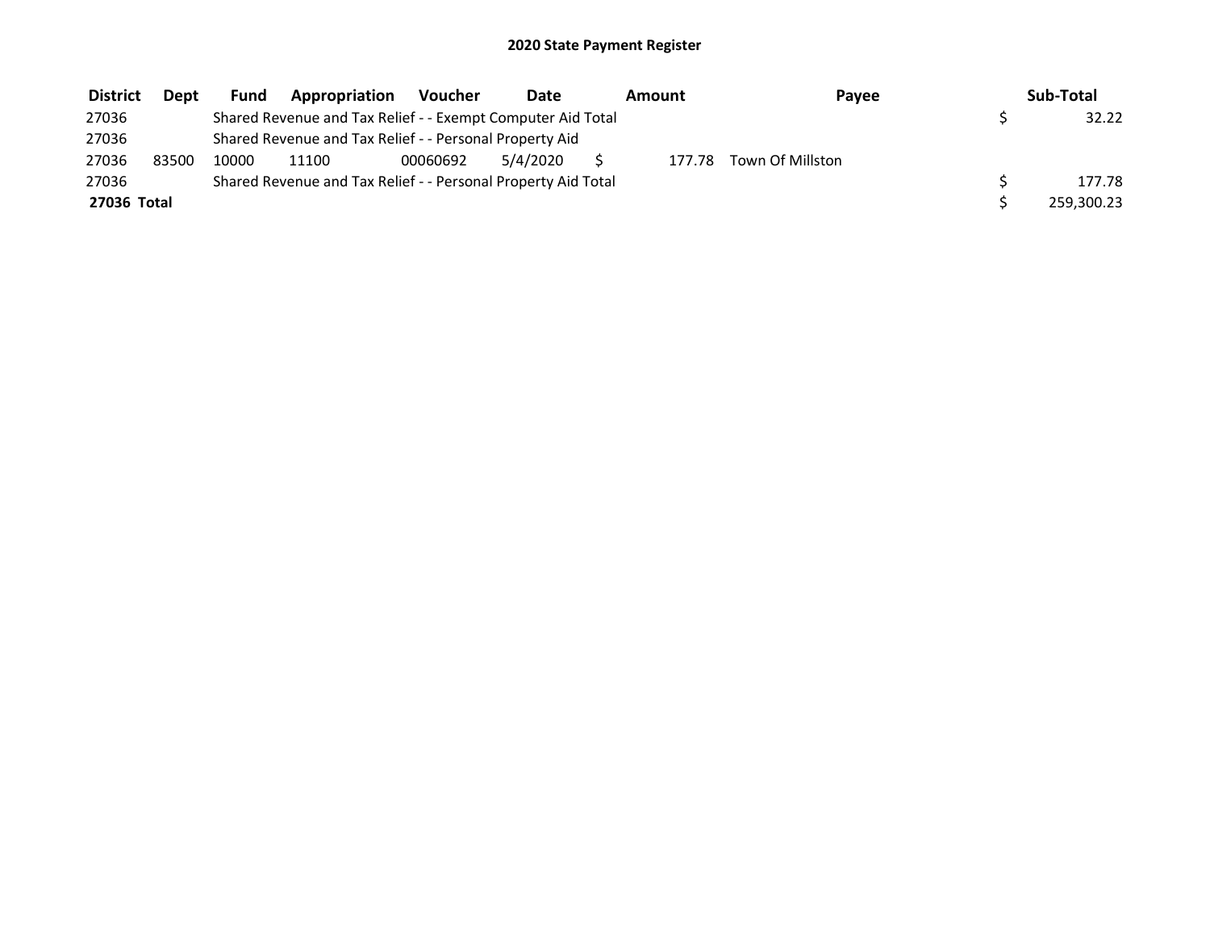## 2020 State Payment Register

| District | Dept | Fund | Appropriation | Voucher | Date | Amount | Payee | Sub-Total |
|---|---|---|---|---|---|---|---|---|
| 27036 | | Shared Revenue and Tax Relief - - Exempt Computer Aid Total | | | | | | $ 32.22 |
| 27036 | | Shared Revenue and Tax Relief - - Personal Property Aid | | | | | | |
| 27036 | 83500 | 10000 | 11100 | 00060692 | 5/4/2020 | $ 177.78 | Town Of Millston | |
| 27036 | | Shared Revenue and Tax Relief - - Personal Property Aid Total | | | | | | $ 177.78 |
| **27036 Total** | | | | | | | | $ 259,300.23 |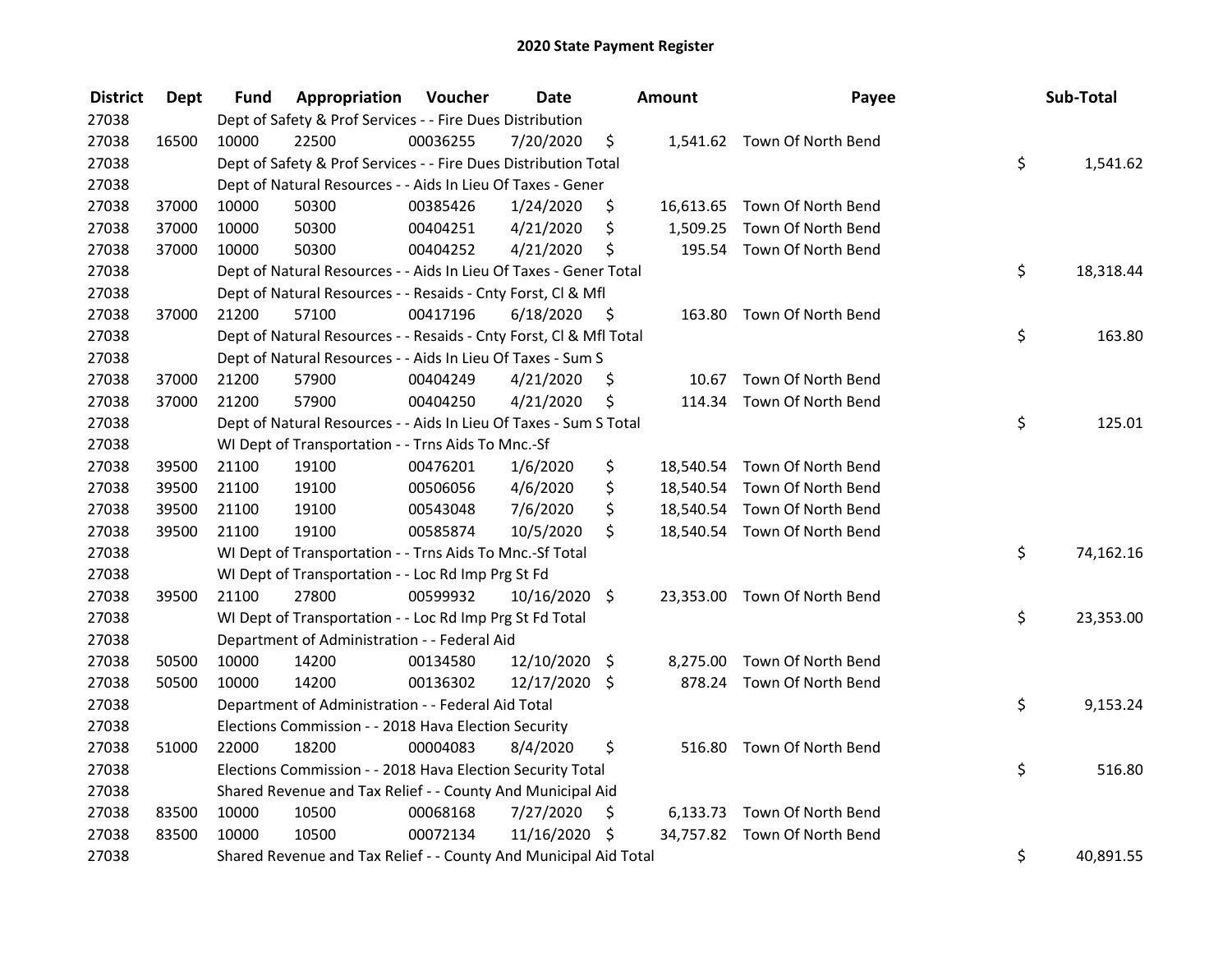# 2020 State Payment Register

| District | Dept | Fund | Appropriation | Voucher | Date | Amount | Payee | Sub-Total |
|---|---|---|---|---|---|---|---|---|
| 27038 | | Dept of Safety & Prof Services - - Fire Dues Distribution | | | | | | |
| 27038 | 16500 | 10000 | 22500 | 00036255 | 7/20/2020 | $ 1,541.62 | Town Of North Bend | |
| 27038 | | Dept of Safety & Prof Services - - Fire Dues Distribution Total | | | | | | $ 1,541.62 |
| 27038 | | Dept of Natural Resources - - Aids In Lieu Of Taxes - Gener | | | | | | |
| 27038 | 37000 | 10000 | 50300 | 00385426 | 1/24/2020 | $ 16,613.65 | Town Of North Bend | |
| 27038 | 37000 | 10000 | 50300 | 00404251 | 4/21/2020 | $ 1,509.25 | Town Of North Bend | |
| 27038 | 37000 | 10000 | 50300 | 00404252 | 4/21/2020 | $ 195.54 | Town Of North Bend | |
| 27038 | | Dept of Natural Resources - - Aids In Lieu Of Taxes - Gener Total | | | | | | $ 18,318.44 |
| 27038 | | Dept of Natural Resources - - Resaids - Cnty Forst, Cl & Mfl | | | | | | |
| 27038 | 37000 | 21200 | 57100 | 00417196 | 6/18/2020 | $ 163.80 | Town Of North Bend | |
| 27038 | | Dept of Natural Resources - - Resaids - Cnty Forst, Cl & Mfl Total | | | | | | $ 163.80 |
| 27038 | | Dept of Natural Resources - - Aids In Lieu Of Taxes - Sum S | | | | | | |
| 27038 | 37000 | 21200 | 57900 | 00404249 | 4/21/2020 | $ 10.67 | Town Of North Bend | |
| 27038 | 37000 | 21200 | 57900 | 00404250 | 4/21/2020 | $ 114.34 | Town Of North Bend | |
| 27038 | | Dept of Natural Resources - - Aids In Lieu Of Taxes - Sum S Total | | | | | | $ 125.01 |
| 27038 | | WI Dept of Transportation - - Trns Aids To Mnc.-Sf | | | | | | |
| 27038 | 39500 | 21100 | 19100 | 00476201 | 1/6/2020 | $ 18,540.54 | Town Of North Bend | |
| 27038 | 39500 | 21100 | 19100 | 00506056 | 4/6/2020 | $ 18,540.54 | Town Of North Bend | |
| 27038 | 39500 | 21100 | 19100 | 00543048 | 7/6/2020 | $ 18,540.54 | Town Of North Bend | |
| 27038 | 39500 | 21100 | 19100 | 00585874 | 10/5/2020 | $ 18,540.54 | Town Of North Bend | |
| 27038 | | WI Dept of Transportation - - Trns Aids To Mnc.-Sf Total | | | | | | $ 74,162.16 |
| 27038 | | WI Dept of Transportation - - Loc Rd Imp Prg St Fd | | | | | | |
| 27038 | 39500 | 21100 | 27800 | 00599932 | 10/16/2020 | $ 23,353.00 | Town Of North Bend | |
| 27038 | | WI Dept of Transportation - - Loc Rd Imp Prg St Fd Total | | | | | | $ 23,353.00 |
| 27038 | | Department of Administration - - Federal Aid | | | | | | |
| 27038 | 50500 | 10000 | 14200 | 00134580 | 12/10/2020 | $ 8,275.00 | Town Of North Bend | |
| 27038 | 50500 | 10000 | 14200 | 00136302 | 12/17/2020 | $ 878.24 | Town Of North Bend | |
| 27038 | | Department of Administration - - Federal Aid Total | | | | | | $ 9,153.24 |
| 27038 | | Elections Commission - - 2018 Hava Election Security | | | | | | |
| 27038 | 51000 | 22000 | 18200 | 00004083 | 8/4/2020 | $ 516.80 | Town Of North Bend | |
| 27038 | | Elections Commission - - 2018 Hava Election Security Total | | | | | | $ 516.80 |
| 27038 | | Shared Revenue and Tax Relief - - County And Municipal Aid | | | | | | |
| 27038 | 83500 | 10000 | 10500 | 00068168 | 7/27/2020 | $ 6,133.73 | Town Of North Bend | |
| 27038 | 83500 | 10000 | 10500 | 00072134 | 11/16/2020 | $ 34,757.82 | Town Of North Bend | |
| 27038 | | Shared Revenue and Tax Relief - - County And Municipal Aid Total | | | | | | $ 40,891.55 |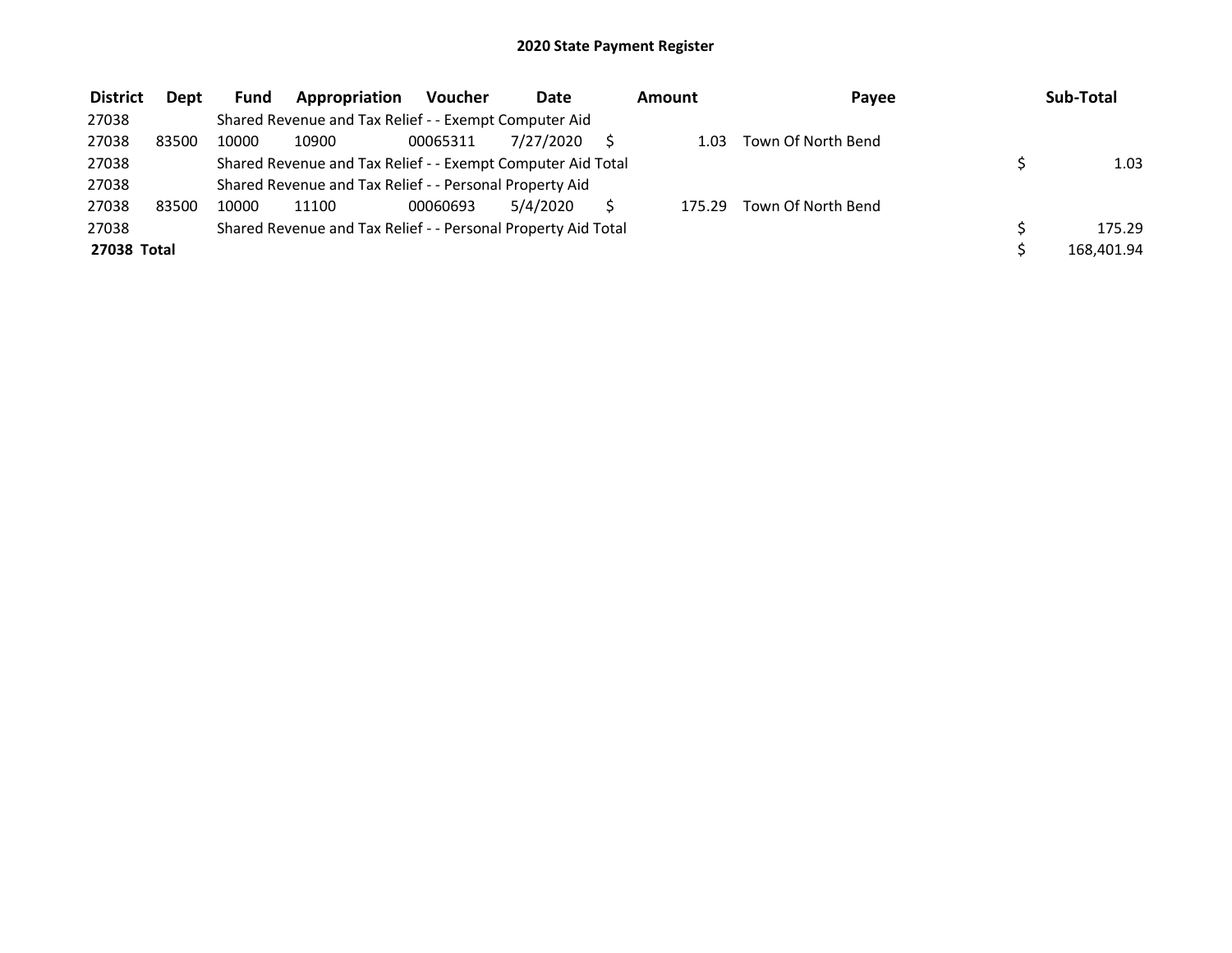# 2020 State Payment Register

| District | Dept | Fund | Appropriation | Voucher | Date | Amount | Payee | Sub-Total |
|---|---|---|---|---|---|---|---|---|
| 27038 | | Shared Revenue and Tax Relief - - Exempt Computer Aid | | | | | | |
| 27038 | 83500 | 10000 | 10900 | 00065311 | 7/27/2020 | $ 1.03 | Town Of North Bend | |
| 27038 | | Shared Revenue and Tax Relief - - Exempt Computer Aid Total | | | | | | $ 1.03 |
| 27038 | | Shared Revenue and Tax Relief - - Personal Property Aid | | | | | | |
| 27038 | 83500 | 10000 | 11100 | 00060693 | 5/4/2020 | $ 175.29 | Town Of North Bend | |
| 27038 | | Shared Revenue and Tax Relief - - Personal Property Aid Total | | | | | | $ 175.29 |
| **27038 Total** | | | | | | | | $ 168,401.94 |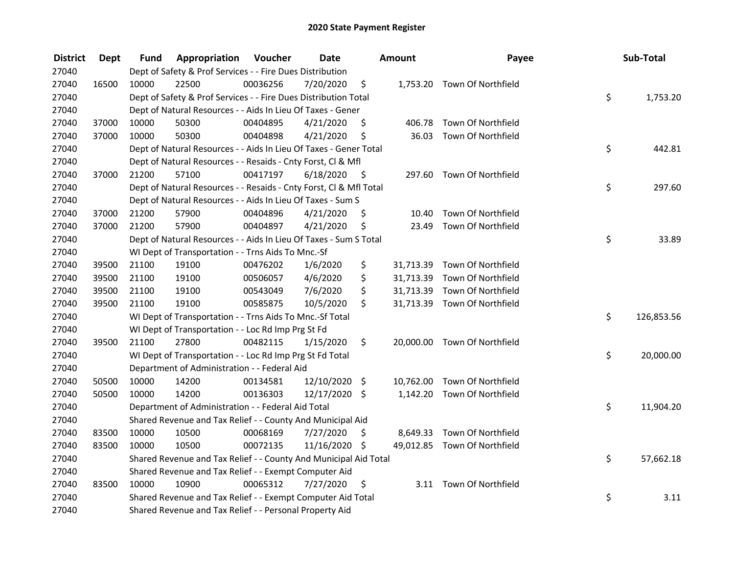# 2020 State Payment Register

| District | Dept | Fund | Appropriation | Voucher | Date | Amount | Payee | Sub-Total |
|---|---|---|---|---|---|---|---|---|
| 27040 | | Dept of Safety & Prof Services - - Fire Dues Distribution | | | | | | |
| 27040 | 16500 | 10000 | 22500 | 00036256 | 7/20/2020 | $ 1,753.20 | Town Of Northfield | |
| 27040 | | Dept of Safety & Prof Services - - Fire Dues Distribution Total | | | | | | $ 1,753.20 |
| 27040 | | Dept of Natural Resources - - Aids In Lieu Of Taxes - Gener | | | | | | |
| 27040 | 37000 | 10000 | 50300 | 00404895 | 4/21/2020 | $ 406.78 | Town Of Northfield | |
| 27040 | 37000 | 10000 | 50300 | 00404898 | 4/21/2020 | $ 36.03 | Town Of Northfield | |
| 27040 | | Dept of Natural Resources - - Aids In Lieu Of Taxes - Gener Total | | | | | | $ 442.81 |
| 27040 | | Dept of Natural Resources - - Resaids - Cnty Forst, Cl & Mfl | | | | | | |
| 27040 | 37000 | 21200 | 57100 | 00417197 | 6/18/2020 | $ 297.60 | Town Of Northfield | |
| 27040 | | Dept of Natural Resources - - Resaids - Cnty Forst, Cl & Mfl Total | | | | | | $ 297.60 |
| 27040 | | Dept of Natural Resources - - Aids In Lieu Of Taxes - Sum S | | | | | | |
| 27040 | 37000 | 21200 | 57900 | 00404896 | 4/21/2020 | $ 10.40 | Town Of Northfield | |
| 27040 | 37000 | 21200 | 57900 | 00404897 | 4/21/2020 | $ 23.49 | Town Of Northfield | |
| 27040 | | Dept of Natural Resources - - Aids In Lieu Of Taxes - Sum S Total | | | | | | $ 33.89 |
| 27040 | | WI Dept of Transportation - - Trns Aids To Mnc.-Sf | | | | | | |
| 27040 | 39500 | 21100 | 19100 | 00476202 | 1/6/2020 | $ 31,713.39 | Town Of Northfield | |
| 27040 | 39500 | 21100 | 19100 | 00506057 | 4/6/2020 | $ 31,713.39 | Town Of Northfield | |
| 27040 | 39500 | 21100 | 19100 | 00543049 | 7/6/2020 | $ 31,713.39 | Town Of Northfield | |
| 27040 | 39500 | 21100 | 19100 | 00585875 | 10/5/2020 | $ 31,713.39 | Town Of Northfield | |
| 27040 | | WI Dept of Transportation - - Trns Aids To Mnc.-Sf Total | | | | | | $ 126,853.56 |
| 27040 | | WI Dept of Transportation - - Loc Rd Imp Prg St Fd | | | | | | |
| 27040 | 39500 | 21100 | 27800 | 00482115 | 1/15/2020 | $ 20,000.00 | Town Of Northfield | |
| 27040 | | WI Dept of Transportation - - Loc Rd Imp Prg St Fd Total | | | | | | $ 20,000.00 |
| 27040 | | Department of Administration - - Federal Aid | | | | | | |
| 27040 | 50500 | 10000 | 14200 | 00134581 | 12/10/2020 | $ 10,762.00 | Town Of Northfield | |
| 27040 | 50500 | 10000 | 14200 | 00136303 | 12/17/2020 | $ 1,142.20 | Town Of Northfield | |
| 27040 | | Department of Administration - - Federal Aid Total | | | | | | $ 11,904.20 |
| 27040 | | Shared Revenue and Tax Relief - - County And Municipal Aid | | | | | | |
| 27040 | 83500 | 10000 | 10500 | 00068169 | 7/27/2020 | $ 8,649.33 | Town Of Northfield | |
| 27040 | 83500 | 10000 | 10500 | 00072135 | 11/16/2020 | $ 49,012.85 | Town Of Northfield | |
| 27040 | | Shared Revenue and Tax Relief - - County And Municipal Aid Total | | | | | | $ 57,662.18 |
| 27040 | | Shared Revenue and Tax Relief - - Exempt Computer Aid | | | | | | |
| 27040 | 83500 | 10000 | 10900 | 00065312 | 7/27/2020 | $ 3.11 | Town Of Northfield | |
| 27040 | | Shared Revenue and Tax Relief - - Exempt Computer Aid Total | | | | | | $ 3.11 |
| 27040 | | Shared Revenue and Tax Relief - - Personal Property Aid | | | | | | |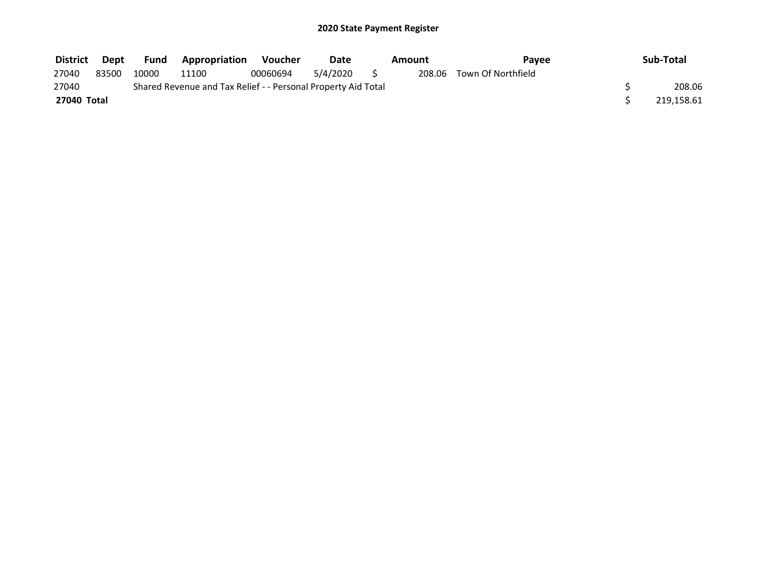**2020 State Payment Register**

| District | Dept | Fund | Appropriation | Voucher | Date | Amount | Payee | Sub-Total |
|---|---|---|---|---|---|---|---|---|
| 27040 | 83500 | 10000 | 11100 | 00060694 | 5/4/2020 | $ 208.06 | Town Of Northfield | |
| 27040 | | Shared Revenue and Tax Relief - - Personal Property Aid Total | | | | | | $ 208.06 |
| **27040 Total** | | | | | | | | $ 219,158.61 |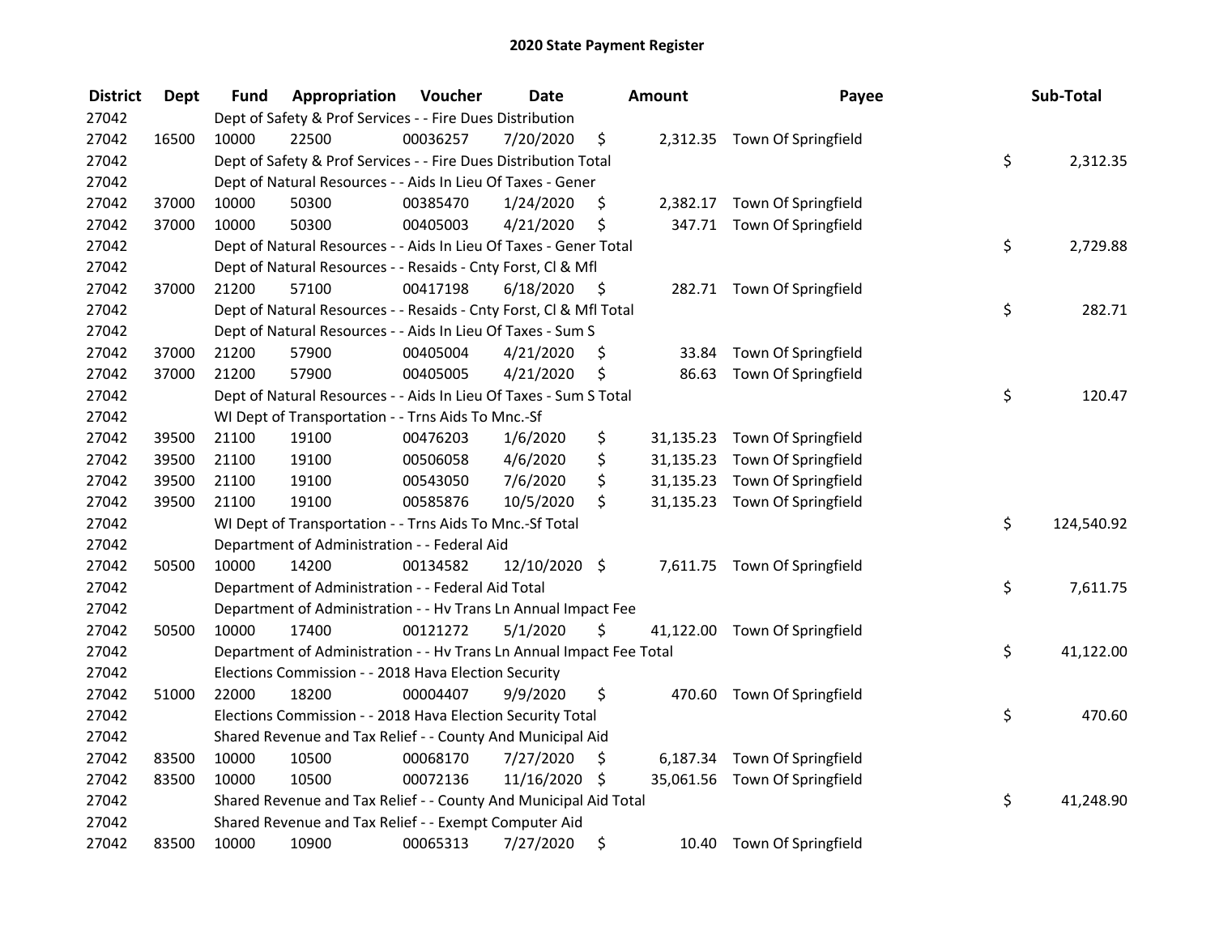# 2020 State Payment Register

| District | Dept | Fund | Appropriation | Voucher | Date | Amount | Payee | Sub-Total |
|---|---|---|---|---|---|---|---|---|
| 27042 | | | Dept of Safety & Prof Services - - Fire Dues Distribution | | | | | |
| 27042 | 16500 | 10000 | 22500 | 00036257 | 7/20/2020 | $ 2,312.35 | Town Of Springfield | |
| 27042 | | | Dept of Safety & Prof Services - - Fire Dues Distribution Total | | | | | $ 2,312.35 |
| 27042 | | | Dept of Natural Resources - - Aids In Lieu Of Taxes - Gener | | | | | |
| 27042 | 37000 | 10000 | 50300 | 00385470 | 1/24/2020 | $ 2,382.17 | Town Of Springfield | |
| 27042 | 37000 | 10000 | 50300 | 00405003 | 4/21/2020 | $ 347.71 | Town Of Springfield | |
| 27042 | | | Dept of Natural Resources - - Aids In Lieu Of Taxes - Gener Total | | | | | $ 2,729.88 |
| 27042 | | | Dept of Natural Resources - - Resaids - Cnty Forst, Cl & Mfl | | | | | |
| 27042 | 37000 | 21200 | 57100 | 00417198 | 6/18/2020 | $ 282.71 | Town Of Springfield | |
| 27042 | | | Dept of Natural Resources - - Resaids - Cnty Forst, Cl & Mfl Total | | | | | $ 282.71 |
| 27042 | | | Dept of Natural Resources - - Aids In Lieu Of Taxes - Sum S | | | | | |
| 27042 | 37000 | 21200 | 57900 | 00405004 | 4/21/2020 | $ 33.84 | Town Of Springfield | |
| 27042 | 37000 | 21200 | 57900 | 00405005 | 4/21/2020 | $ 86.63 | Town Of Springfield | |
| 27042 | | | Dept of Natural Resources - - Aids In Lieu Of Taxes - Sum S Total | | | | | $ 120.47 |
| 27042 | | | WI Dept of Transportation - - Trns Aids To Mnc.-Sf | | | | | |
| 27042 | 39500 | 21100 | 19100 | 00476203 | 1/6/2020 | $ 31,135.23 | Town Of Springfield | |
| 27042 | 39500 | 21100 | 19100 | 00506058 | 4/6/2020 | $ 31,135.23 | Town Of Springfield | |
| 27042 | 39500 | 21100 | 19100 | 00543050 | 7/6/2020 | $ 31,135.23 | Town Of Springfield | |
| 27042 | 39500 | 21100 | 19100 | 00585876 | 10/5/2020 | $ 31,135.23 | Town Of Springfield | |
| 27042 | | | WI Dept of Transportation - - Trns Aids To Mnc.-Sf Total | | | | | $ 124,540.92 |
| 27042 | | | Department of Administration - - Federal Aid | | | | | |
| 27042 | 50500 | 10000 | 14200 | 00134582 | 12/10/2020 | $ 7,611.75 | Town Of Springfield | |
| 27042 | | | Department of Administration - - Federal Aid Total | | | | | $ 7,611.75 |
| 27042 | | | Department of Administration - - Hv Trans Ln Annual Impact Fee | | | | | |
| 27042 | 50500 | 10000 | 17400 | 00121272 | 5/1/2020 | $ 41,122.00 | Town Of Springfield | |
| 27042 | | | Department of Administration - - Hv Trans Ln Annual Impact Fee Total | | | | | $ 41,122.00 |
| 27042 | | | Elections Commission - - 2018 Hava Election Security | | | | | |
| 27042 | 51000 | 22000 | 18200 | 00004407 | 9/9/2020 | $ 470.60 | Town Of Springfield | |
| 27042 | | | Elections Commission - - 2018 Hava Election Security Total | | | | | $ 470.60 |
| 27042 | | | Shared Revenue and Tax Relief - - County And Municipal Aid | | | | | |
| 27042 | 83500 | 10000 | 10500 | 00068170 | 7/27/2020 | $ 6,187.34 | Town Of Springfield | |
| 27042 | 83500 | 10000 | 10500 | 00072136 | 11/16/2020 | $ 35,061.56 | Town Of Springfield | |
| 27042 | | | Shared Revenue and Tax Relief - - County And Municipal Aid Total | | | | | $ 41,248.90 |
| 27042 | | | Shared Revenue and Tax Relief - - Exempt Computer Aid | | | | | |
| 27042 | 83500 | 10000 | 10900 | 00065313 | 7/27/2020 | $ 10.40 | Town Of Springfield | |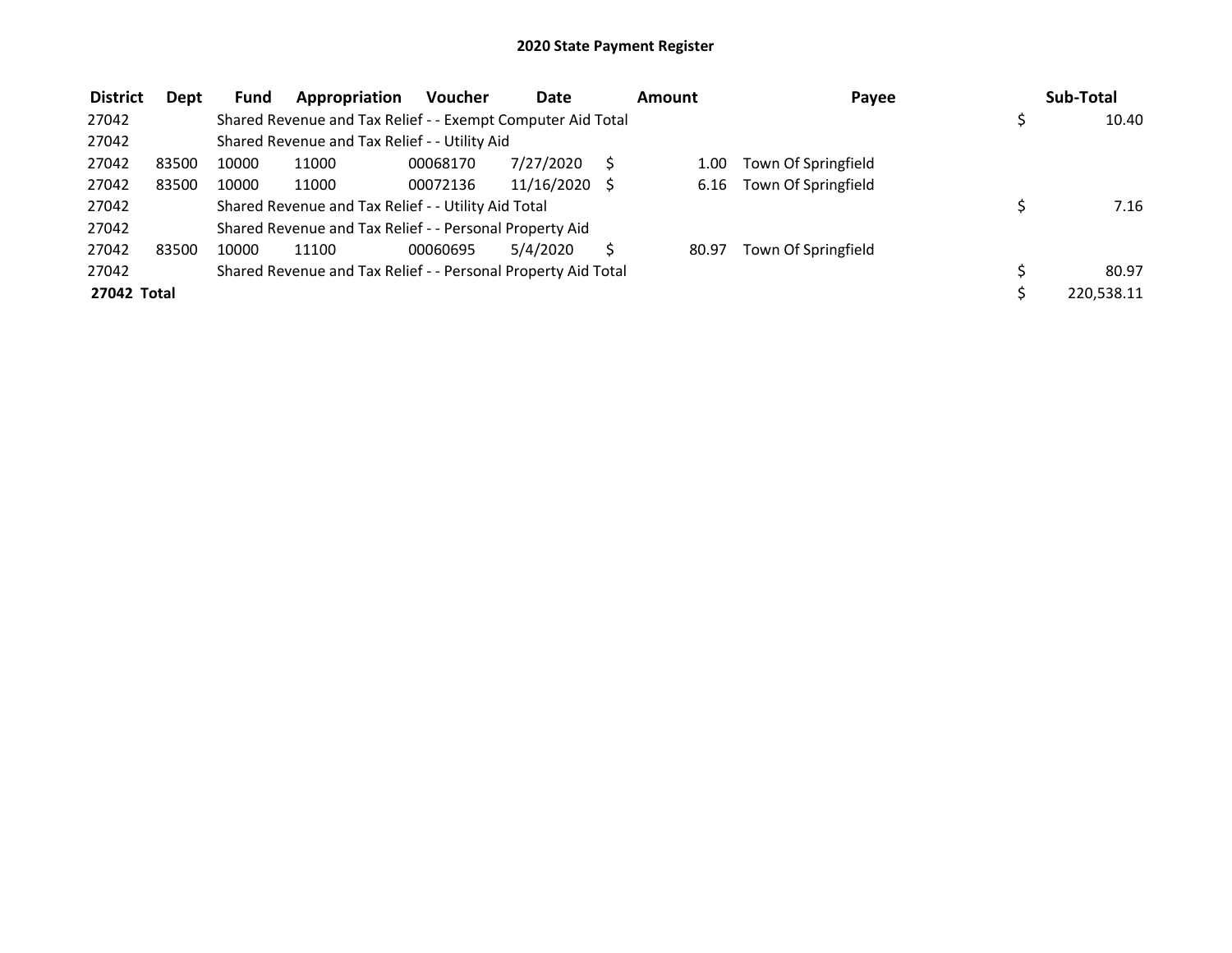# 2020 State Payment Register

| District | Dept | Fund | Appropriation | Voucher | Date | Amount | Payee | Sub-Total |
|---|---|---|---|---|---|---|---|---|
| 27042 | | Shared Revenue and Tax Relief - - Exempt Computer Aid Total | | | | | | $ 10.40 |
| 27042 | | Shared Revenue and Tax Relief - - Utility Aid | | | | | | |
| 27042 | 83500 | 10000 | 11000 | 00068170 | 7/27/2020 | $ 1.00 | Town Of Springfield | |
| 27042 | 83500 | 10000 | 11000 | 00072136 | 11/16/2020 | $ 6.16 | Town Of Springfield | |
| 27042 | | Shared Revenue and Tax Relief - - Utility Aid Total | | | | | | $ 7.16 |
| 27042 | | Shared Revenue and Tax Relief - - Personal Property Aid | | | | | | |
| 27042 | 83500 | 10000 | 11100 | 00060695 | 5/4/2020 | $ 80.97 | Town Of Springfield | |
| 27042 | | Shared Revenue and Tax Relief - - Personal Property Aid Total | | | | | | $ 80.97 |
| **27042 Total** | | | | | | | | $ 220,538.11 |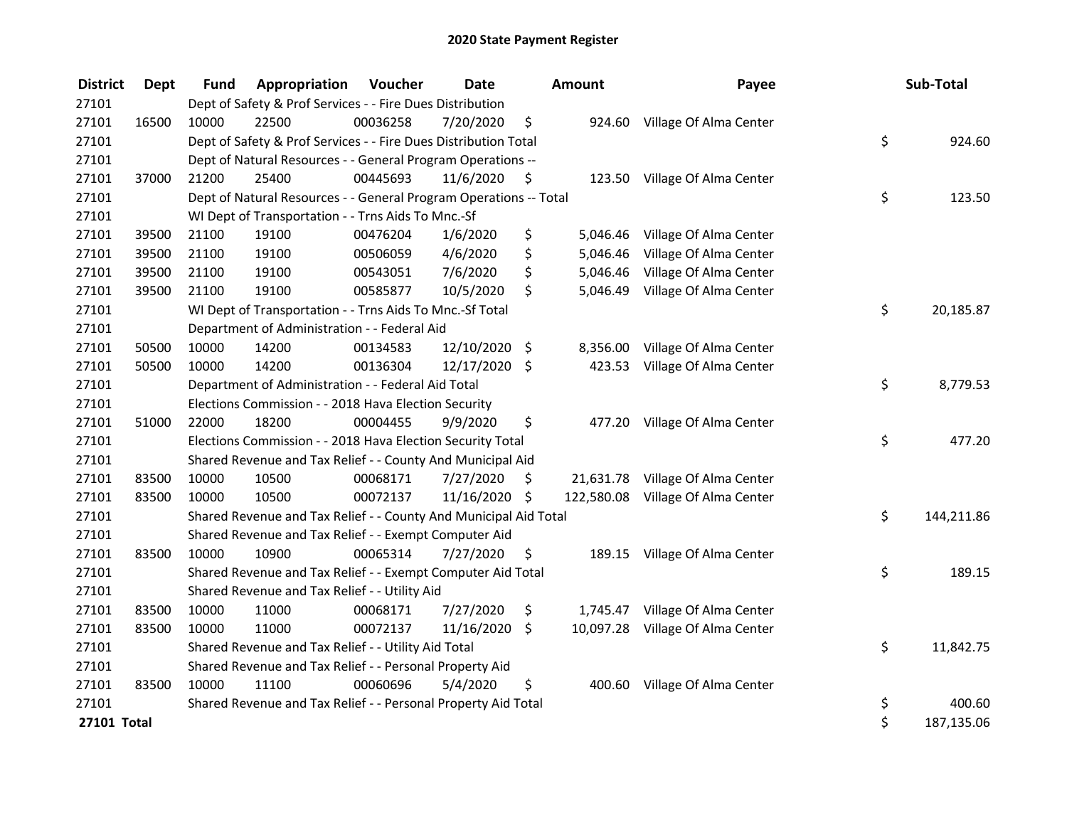# 2020 State Payment Register

| District | Dept | Fund | Appropriation | Voucher | Date | Amount | Payee | Sub-Total |
|---|---|---|---|---|---|---|---|---|
| 27101 | | Dept of Safety & Prof Services - - Fire Dues Distribution | | | | | | |
| 27101 | 16500 | 10000 | 22500 | 00036258 | 7/20/2020 | $ 924.60 | Village Of Alma Center | |
| 27101 | | Dept of Safety & Prof Services - - Fire Dues Distribution Total | | | | | | $ 924.60 |
| 27101 | | Dept of Natural Resources - - General Program Operations -- | | | | | | |
| 27101 | 37000 | 21200 | 25400 | 00445693 | 11/6/2020 | $ 123.50 | Village Of Alma Center | |
| 27101 | | Dept of Natural Resources - - General Program Operations -- Total | | | | | | $ 123.50 |
| 27101 | | WI Dept of Transportation - - Trns Aids To Mnc.-Sf | | | | | | |
| 27101 | 39500 | 21100 | 19100 | 00476204 | 1/6/2020 | $ 5,046.46 | Village Of Alma Center | |
| 27101 | 39500 | 21100 | 19100 | 00506059 | 4/6/2020 | $ 5,046.46 | Village Of Alma Center | |
| 27101 | 39500 | 21100 | 19100 | 00543051 | 7/6/2020 | $ 5,046.46 | Village Of Alma Center | |
| 27101 | 39500 | 21100 | 19100 | 00585877 | 10/5/2020 | $ 5,046.49 | Village Of Alma Center | |
| 27101 | | WI Dept of Transportation - - Trns Aids To Mnc.-Sf Total | | | | | | $ 20,185.87 |
| 27101 | | Department of Administration - - Federal Aid | | | | | | |
| 27101 | 50500 | 10000 | 14200 | 00134583 | 12/10/2020 | $ 8,356.00 | Village Of Alma Center | |
| 27101 | 50500 | 10000 | 14200 | 00136304 | 12/17/2020 | $ 423.53 | Village Of Alma Center | |
| 27101 | | Department of Administration - - Federal Aid Total | | | | | | $ 8,779.53 |
| 27101 | | Elections Commission - - 2018 Hava Election Security | | | | | | |
| 27101 | 51000 | 22000 | 18200 | 00004455 | 9/9/2020 | $ 477.20 | Village Of Alma Center | |
| 27101 | | Elections Commission - - 2018 Hava Election Security Total | | | | | | $ 477.20 |
| 27101 | | Shared Revenue and Tax Relief - - County And Municipal Aid | | | | | | |
| 27101 | 83500 | 10000 | 10500 | 00068171 | 7/27/2020 | $ 21,631.78 | Village Of Alma Center | |
| 27101 | 83500 | 10000 | 10500 | 00072137 | 11/16/2020 | $ 122,580.08 | Village Of Alma Center | |
| 27101 | | Shared Revenue and Tax Relief - - County And Municipal Aid Total | | | | | | $ 144,211.86 |
| 27101 | | Shared Revenue and Tax Relief - - Exempt Computer Aid | | | | | | |
| 27101 | 83500 | 10000 | 10900 | 00065314 | 7/27/2020 | $ 189.15 | Village Of Alma Center | |
| 27101 | | Shared Revenue and Tax Relief - - Exempt Computer Aid Total | | | | | | $ 189.15 |
| 27101 | | Shared Revenue and Tax Relief - - Utility Aid | | | | | | |
| 27101 | 83500 | 10000 | 11000 | 00068171 | 7/27/2020 | $ 1,745.47 | Village Of Alma Center | |
| 27101 | 83500 | 10000 | 11000 | 00072137 | 11/16/2020 | $ 10,097.28 | Village Of Alma Center | |
| 27101 | | Shared Revenue and Tax Relief - - Utility Aid Total | | | | | | $ 11,842.75 |
| 27101 | | Shared Revenue and Tax Relief - - Personal Property Aid | | | | | | |
| 27101 | 83500 | 10000 | 11100 | 00060696 | 5/4/2020 | $ 400.60 | Village Of Alma Center | |
| 27101 | | Shared Revenue and Tax Relief - - Personal Property Aid Total | | | | | | $ 400.60 |
| **27101 Total** | | | | | | | | $ 187,135.06 |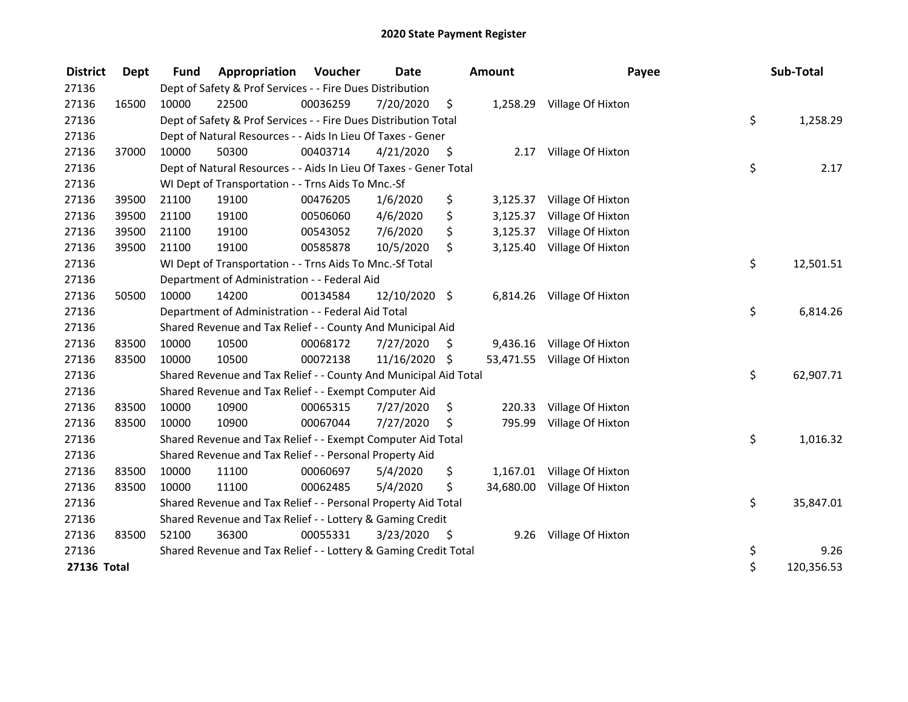# 2020 State Payment Register

| District | Dept | Fund | Appropriation | Voucher | Date | Amount | Payee | Sub-Total |
|---|---|---|---|---|---|---|---|---|
| 27136 | | Dept of Safety & Prof Services - - Fire Dues Distribution | | | | | | |
| 27136 | 16500 | 10000 | 22500 | 00036259 | 7/20/2020 | $ 1,258.29 | Village Of Hixton | |
| 27136 | | Dept of Safety & Prof Services - - Fire Dues Distribution Total | | | | | | $ 1,258.29 |
| 27136 | | Dept of Natural Resources - - Aids In Lieu Of Taxes - Gener | | | | | | |
| 27136 | 37000 | 10000 | 50300 | 00403714 | 4/21/2020 | $ 2.17 | Village Of Hixton | |
| 27136 | | Dept of Natural Resources - - Aids In Lieu Of Taxes - Gener Total | | | | | | $ 2.17 |
| 27136 | | WI Dept of Transportation - - Trns Aids To Mnc.-Sf | | | | | | |
| 27136 | 39500 | 21100 | 19100 | 00476205 | 1/6/2020 | $ 3,125.37 | Village Of Hixton | |
| 27136 | 39500 | 21100 | 19100 | 00506060 | 4/6/2020 | $ 3,125.37 | Village Of Hixton | |
| 27136 | 39500 | 21100 | 19100 | 00543052 | 7/6/2020 | $ 3,125.37 | Village Of Hixton | |
| 27136 | 39500 | 21100 | 19100 | 00585878 | 10/5/2020 | $ 3,125.40 | Village Of Hixton | |
| 27136 | | WI Dept of Transportation - - Trns Aids To Mnc.-Sf Total | | | | | | $ 12,501.51 |
| 27136 | | Department of Administration - - Federal Aid | | | | | | |
| 27136 | 50500 | 10000 | 14200 | 00134584 | 12/10/2020 | $ 6,814.26 | Village Of Hixton | |
| 27136 | | Department of Administration - - Federal Aid Total | | | | | | $ 6,814.26 |
| 27136 | | Shared Revenue and Tax Relief - - County And Municipal Aid | | | | | | |
| 27136 | 83500 | 10000 | 10500 | 00068172 | 7/27/2020 | $ 9,436.16 | Village Of Hixton | |
| 27136 | 83500 | 10000 | 10500 | 00072138 | 11/16/2020 | $ 53,471.55 | Village Of Hixton | |
| 27136 | | Shared Revenue and Tax Relief - - County And Municipal Aid Total | | | | | | $ 62,907.71 |
| 27136 | | Shared Revenue and Tax Relief - - Exempt Computer Aid | | | | | | |
| 27136 | 83500 | 10000 | 10900 | 00065315 | 7/27/2020 | $ 220.33 | Village Of Hixton | |
| 27136 | 83500 | 10000 | 10900 | 00067044 | 7/27/2020 | $ 795.99 | Village Of Hixton | |
| 27136 | | Shared Revenue and Tax Relief - - Exempt Computer Aid Total | | | | | | $ 1,016.32 |
| 27136 | | Shared Revenue and Tax Relief - - Personal Property Aid | | | | | | |
| 27136 | 83500 | 10000 | 11100 | 00060697 | 5/4/2020 | $ 1,167.01 | Village Of Hixton | |
| 27136 | 83500 | 10000 | 11100 | 00062485 | 5/4/2020 | $ 34,680.00 | Village Of Hixton | |
| 27136 | | Shared Revenue and Tax Relief - - Personal Property Aid Total | | | | | | $ 35,847.01 |
| 27136 | | Shared Revenue and Tax Relief - - Lottery & Gaming Credit | | | | | | |
| 27136 | 83500 | 52100 | 36300 | 00055331 | 3/23/2020 | $ 9.26 | Village Of Hixton | |
| 27136 | | Shared Revenue and Tax Relief - - Lottery & Gaming Credit Total | | | | | | $ 9.26 |
| **27136 Total** | | | | | | | | $ 120,356.53 |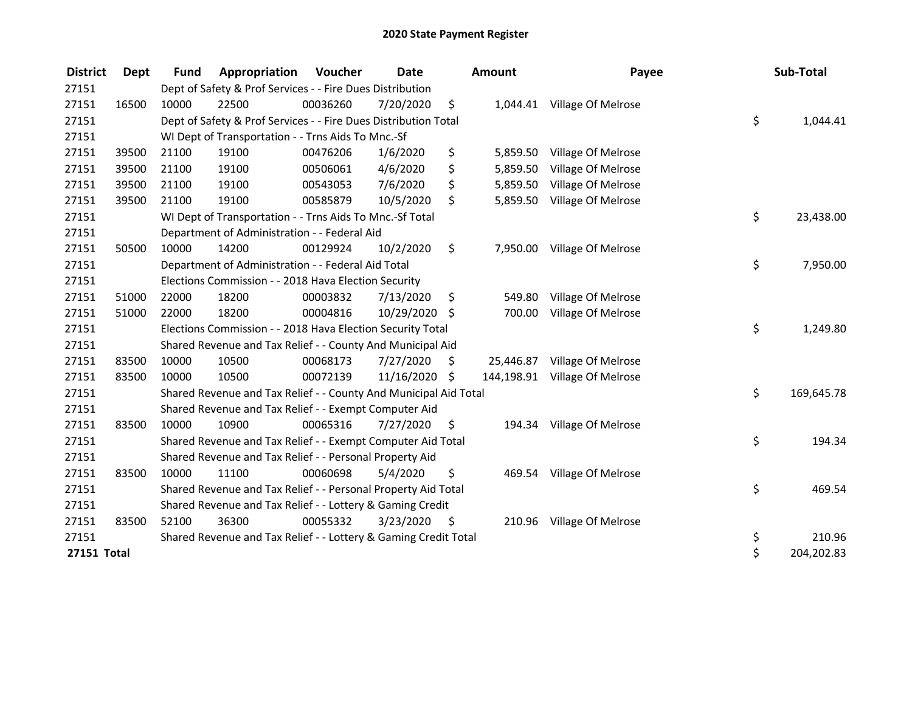# 2020 State Payment Register

| District | Dept | Fund | Appropriation | Voucher | Date | Amount | Payee | Sub-Total |
|---|---|---|---|---|---|---|---|---|
| 27151 | | Dept of Safety & Prof Services - - Fire Dues Distribution | | | | | | |
| 27151 | 16500 | 10000 | 22500 | 00036260 | 7/20/2020 | $ 1,044.41 | Village Of Melrose | |
| 27151 | | Dept of Safety & Prof Services - - Fire Dues Distribution Total | | | | | | $ 1,044.41 |
| 27151 | | WI Dept of Transportation - - Trns Aids To Mnc.-Sf | | | | | | |
| 27151 | 39500 | 21100 | 19100 | 00476206 | 1/6/2020 | $ 5,859.50 | Village Of Melrose | |
| 27151 | 39500 | 21100 | 19100 | 00506061 | 4/6/2020 | $ 5,859.50 | Village Of Melrose | |
| 27151 | 39500 | 21100 | 19100 | 00543053 | 7/6/2020 | $ 5,859.50 | Village Of Melrose | |
| 27151 | 39500 | 21100 | 19100 | 00585879 | 10/5/2020 | $ 5,859.50 | Village Of Melrose | |
| 27151 | | WI Dept of Transportation - - Trns Aids To Mnc.-Sf Total | | | | | | $ 23,438.00 |
| 27151 | | Department of Administration - - Federal Aid | | | | | | |
| 27151 | 50500 | 10000 | 14200 | 00129924 | 10/2/2020 | $ 7,950.00 | Village Of Melrose | |
| 27151 | | Department of Administration - - Federal Aid Total | | | | | | $ 7,950.00 |
| 27151 | | Elections Commission - - 2018 Hava Election Security | | | | | | |
| 27151 | 51000 | 22000 | 18200 | 00003832 | 7/13/2020 | $ 549.80 | Village Of Melrose | |
| 27151 | 51000 | 22000 | 18200 | 00004816 | 10/29/2020 | $ 700.00 | Village Of Melrose | |
| 27151 | | Elections Commission - - 2018 Hava Election Security Total | | | | | | $ 1,249.80 |
| 27151 | | Shared Revenue and Tax Relief - - County And Municipal Aid | | | | | | |
| 27151 | 83500 | 10000 | 10500 | 00068173 | 7/27/2020 | $ 25,446.87 | Village Of Melrose | |
| 27151 | 83500 | 10000 | 10500 | 00072139 | 11/16/2020 | $ 144,198.91 | Village Of Melrose | |
| 27151 | | Shared Revenue and Tax Relief - - County And Municipal Aid Total | | | | | | $ 169,645.78 |
| 27151 | | Shared Revenue and Tax Relief - - Exempt Computer Aid | | | | | | |
| 27151 | 83500 | 10000 | 10900 | 00065316 | 7/27/2020 | $ 194.34 | Village Of Melrose | |
| 27151 | | Shared Revenue and Tax Relief - - Exempt Computer Aid Total | | | | | | $ 194.34 |
| 27151 | | Shared Revenue and Tax Relief - - Personal Property Aid | | | | | | |
| 27151 | 83500 | 10000 | 11100 | 00060698 | 5/4/2020 | $ 469.54 | Village Of Melrose | |
| 27151 | | Shared Revenue and Tax Relief - - Personal Property Aid Total | | | | | | $ 469.54 |
| 27151 | | Shared Revenue and Tax Relief - - Lottery & Gaming Credit | | | | | | |
| 27151 | 83500 | 52100 | 36300 | 00055332 | 3/23/2020 | $ 210.96 | Village Of Melrose | |
| 27151 | | Shared Revenue and Tax Relief - - Lottery & Gaming Credit Total | | | | | | $ 210.96 |
| **27151 Total** | | | | | | | | $ 204,202.83 |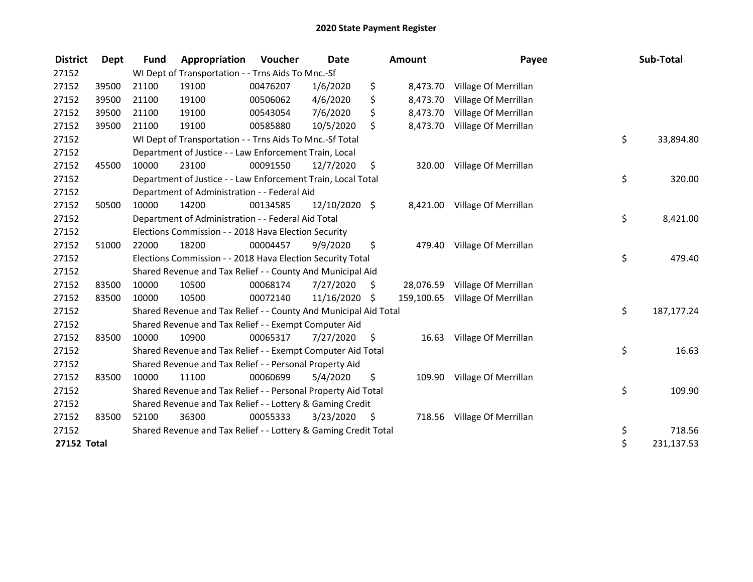# 2020 State Payment Register

| District | Dept | Fund | Appropriation | Voucher | Date | Amount | Payee | Sub-Total |
|---|---|---|---|---|---|---|---|---|
| 27152 | | WI Dept of Transportation - - Trns Aids To Mnc.-Sf | | | | | | |
| 27152 | 39500 | 21100 | 19100 | 00476207 | 1/6/2020 | $ 8,473.70 | Village Of Merrillan | |
| 27152 | 39500 | 21100 | 19100 | 00506062 | 4/6/2020 | $ 8,473.70 | Village Of Merrillan | |
| 27152 | 39500 | 21100 | 19100 | 00543054 | 7/6/2020 | $ 8,473.70 | Village Of Merrillan | |
| 27152 | 39500 | 21100 | 19100 | 00585880 | 10/5/2020 | $ 8,473.70 | Village Of Merrillan | |
| 27152 | | WI Dept of Transportation - - Trns Aids To Mnc.-Sf Total | | | | | | $ 33,894.80 |
| 27152 | | Department of Justice - - Law Enforcement Train, Local | | | | | | |
| 27152 | 45500 | 10000 | 23100 | 00091550 | 12/7/2020 | $ 320.00 | Village Of Merrillan | |
| 27152 | | Department of Justice - - Law Enforcement Train, Local Total | | | | | | $ 320.00 |
| 27152 | | Department of Administration - - Federal Aid | | | | | | |
| 27152 | 50500 | 10000 | 14200 | 00134585 | 12/10/2020 | $ 8,421.00 | Village Of Merrillan | |
| 27152 | | Department of Administration - - Federal Aid Total | | | | | | $ 8,421.00 |
| 27152 | | Elections Commission - - 2018 Hava Election Security | | | | | | |
| 27152 | 51000 | 22000 | 18200 | 00004457 | 9/9/2020 | $ 479.40 | Village Of Merrillan | |
| 27152 | | Elections Commission - - 2018 Hava Election Security Total | | | | | | $ 479.40 |
| 27152 | | Shared Revenue and Tax Relief - - County And Municipal Aid | | | | | | |
| 27152 | 83500 | 10000 | 10500 | 00068174 | 7/27/2020 | $ 28,076.59 | Village Of Merrillan | |
| 27152 | 83500 | 10000 | 10500 | 00072140 | 11/16/2020 | $ 159,100.65 | Village Of Merrillan | |
| 27152 | | Shared Revenue and Tax Relief - - County And Municipal Aid Total | | | | | | $ 187,177.24 |
| 27152 | | Shared Revenue and Tax Relief - - Exempt Computer Aid | | | | | | |
| 27152 | 83500 | 10000 | 10900 | 00065317 | 7/27/2020 | $ 16.63 | Village Of Merrillan | |
| 27152 | | Shared Revenue and Tax Relief - - Exempt Computer Aid Total | | | | | | $ 16.63 |
| 27152 | | Shared Revenue and Tax Relief - - Personal Property Aid | | | | | | |
| 27152 | 83500 | 10000 | 11100 | 00060699 | 5/4/2020 | $ 109.90 | Village Of Merrillan | |
| 27152 | | Shared Revenue and Tax Relief - - Personal Property Aid Total | | | | | | $ 109.90 |
| 27152 | | Shared Revenue and Tax Relief - - Lottery & Gaming Credit | | | | | | |
| 27152 | 83500 | 52100 | 36300 | 00055333 | 3/23/2020 | $ 718.56 | Village Of Merrillan | |
| 27152 | | Shared Revenue and Tax Relief - - Lottery & Gaming Credit Total | | | | | | $ 718.56 |
| **27152 Total** | | | | | | | | $ 231,137.53 |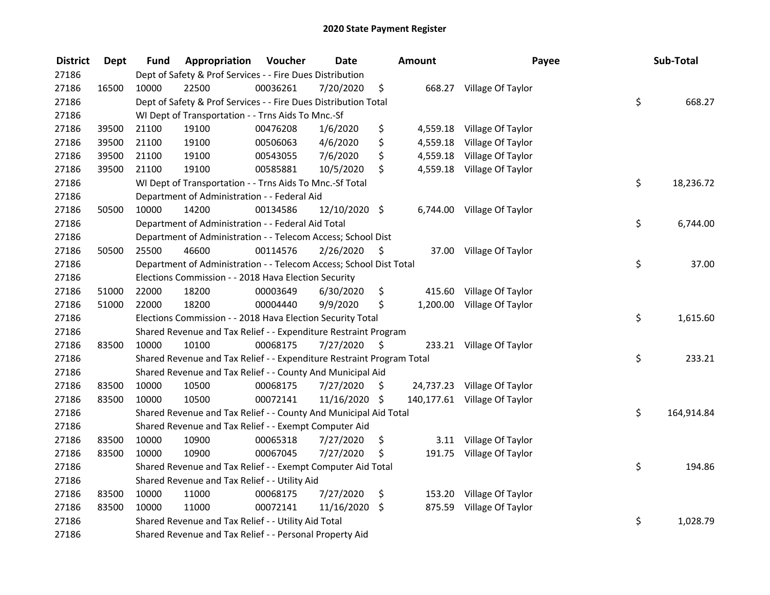# 2020 State Payment Register

| District | Dept | Fund | Appropriation | Voucher | Date | Amount | Payee | Sub-Total |
|---|---|---|---|---|---|---|---|---|
| 27186 | | Dept of Safety & Prof Services - - Fire Dues Distribution | | | | | | |
| 27186 | 16500 | 10000 | 22500 | 00036261 | 7/20/2020 | $ 668.27 | Village Of Taylor | |
| 27186 | | Dept of Safety & Prof Services - - Fire Dues Distribution Total | | | | | | $ 668.27 |
| 27186 | | WI Dept of Transportation - - Trns Aids To Mnc.-Sf | | | | | | |
| 27186 | 39500 | 21100 | 19100 | 00476208 | 1/6/2020 | $ 4,559.18 | Village Of Taylor | |
| 27186 | 39500 | 21100 | 19100 | 00506063 | 4/6/2020 | $ 4,559.18 | Village Of Taylor | |
| 27186 | 39500 | 21100 | 19100 | 00543055 | 7/6/2020 | $ 4,559.18 | Village Of Taylor | |
| 27186 | 39500 | 21100 | 19100 | 00585881 | 10/5/2020 | $ 4,559.18 | Village Of Taylor | |
| 27186 | | WI Dept of Transportation - - Trns Aids To Mnc.-Sf Total | | | | | | $ 18,236.72 |
| 27186 | | Department of Administration - - Federal Aid | | | | | | |
| 27186 | 50500 | 10000 | 14200 | 00134586 | 12/10/2020 | $ 6,744.00 | Village Of Taylor | |
| 27186 | | Department of Administration - - Federal Aid Total | | | | | | $ 6,744.00 |
| 27186 | | Department of Administration - - Telecom Access; School Dist | | | | | | |
| 27186 | 50500 | 25500 | 46600 | 00114576 | 2/26/2020 | $ 37.00 | Village Of Taylor | |
| 27186 | | Department of Administration - - Telecom Access; School Dist Total | | | | | | $ 37.00 |
| 27186 | | Elections Commission - - 2018 Hava Election Security | | | | | | |
| 27186 | 51000 | 22000 | 18200 | 00003649 | 6/30/2020 | $ 415.60 | Village Of Taylor | |
| 27186 | 51000 | 22000 | 18200 | 00004440 | 9/9/2020 | $ 1,200.00 | Village Of Taylor | |
| 27186 | | Elections Commission - - 2018 Hava Election Security Total | | | | | | $ 1,615.60 |
| 27186 | | Shared Revenue and Tax Relief - - Expenditure Restraint Program | | | | | | |
| 27186 | 83500 | 10000 | 10100 | 00068175 | 7/27/2020 | $ 233.21 | Village Of Taylor | |
| 27186 | | Shared Revenue and Tax Relief - - Expenditure Restraint Program Total | | | | | | $ 233.21 |
| 27186 | | Shared Revenue and Tax Relief - - County And Municipal Aid | | | | | | |
| 27186 | 83500 | 10000 | 10500 | 00068175 | 7/27/2020 | $ 24,737.23 | Village Of Taylor | |
| 27186 | 83500 | 10000 | 10500 | 00072141 | 11/16/2020 | $ 140,177.61 | Village Of Taylor | |
| 27186 | | Shared Revenue and Tax Relief - - County And Municipal Aid Total | | | | | | $ 164,914.84 |
| 27186 | | Shared Revenue and Tax Relief - - Exempt Computer Aid | | | | | | |
| 27186 | 83500 | 10000 | 10900 | 00065318 | 7/27/2020 | $ 3.11 | Village Of Taylor | |
| 27186 | 83500 | 10000 | 10900 | 00067045 | 7/27/2020 | $ 191.75 | Village Of Taylor | |
| 27186 | | Shared Revenue and Tax Relief - - Exempt Computer Aid Total | | | | | | $ 194.86 |
| 27186 | | Shared Revenue and Tax Relief - - Utility Aid | | | | | | |
| 27186 | 83500 | 10000 | 11000 | 00068175 | 7/27/2020 | $ 153.20 | Village Of Taylor | |
| 27186 | 83500 | 10000 | 11000 | 00072141 | 11/16/2020 | $ 875.59 | Village Of Taylor | |
| 27186 | | Shared Revenue and Tax Relief - - Utility Aid Total | | | | | | $ 1,028.79 |
| 27186 | | Shared Revenue and Tax Relief - - Personal Property Aid | | | | | | |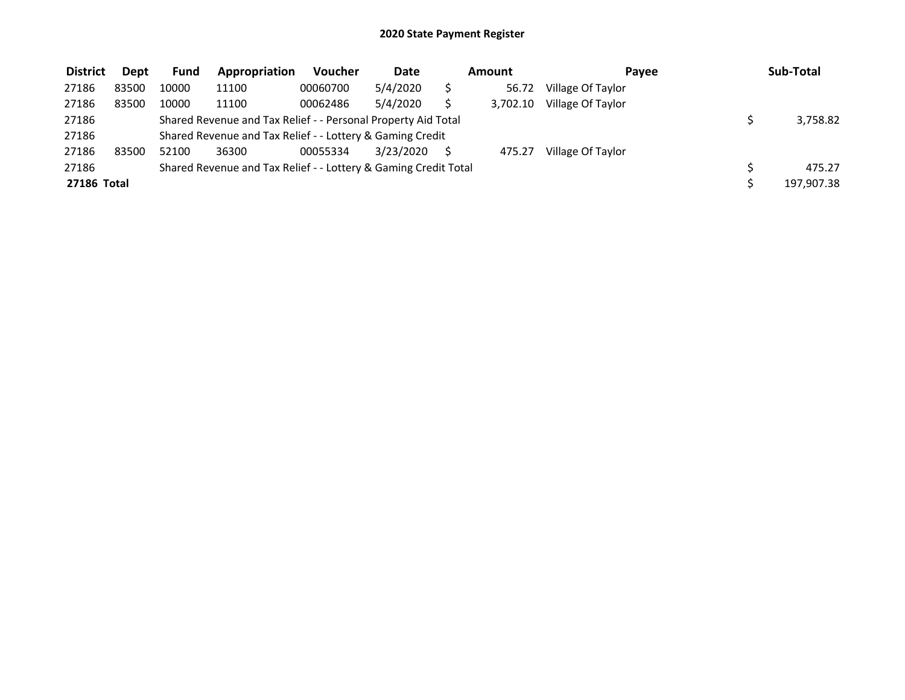# 2020 State Payment Register

| District | Dept | Fund | Appropriation | Voucher | Date | Amount | Payee | Sub-Total |
|---|---|---|---|---|---|---|---|---|
| 27186 | 83500 | 10000 | 11100 | 00060700 | 5/4/2020 | $ 56.72 | Village Of Taylor | |
| 27186 | 83500 | 10000 | 11100 | 00062486 | 5/4/2020 | $ 3,702.10 | Village Of Taylor | |
| 27186 | | Shared Revenue and Tax Relief - - Personal Property Aid Total | | | | | | $ 3,758.82 |
| 27186 | | Shared Revenue and Tax Relief - - Lottery & Gaming Credit | | | | | | |
| 27186 | 83500 | 52100 | 36300 | 00055334 | 3/23/2020 | $ 475.27 | Village Of Taylor | |
| 27186 | | Shared Revenue and Tax Relief - - Lottery & Gaming Credit Total | | | | | | $ 475.27 |
| **27186 Total** | | | | | | | | $ 197,907.38 |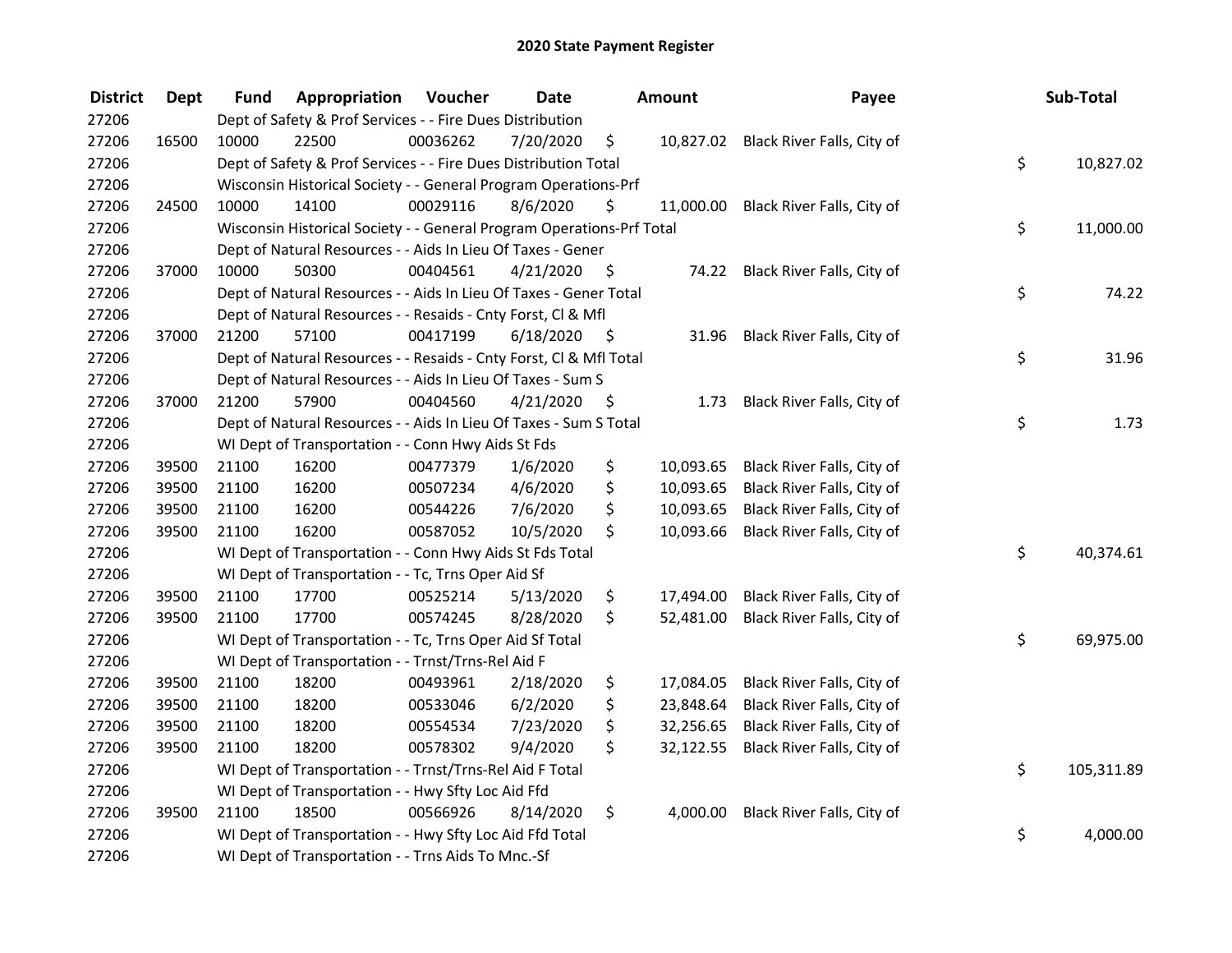# 2020 State Payment Register

| District | Dept | Fund | Appropriation | Voucher | Date | Amount | Payee | Sub-Total |
|---|---|---|---|---|---|---|---|---|
| 27206 | | Dept of Safety & Prof Services - - Fire Dues Distribution | | | | | | |
| 27206 | 16500 | 10000 | 22500 | 00036262 | 7/20/2020 | $ 10,827.02 | Black River Falls, City of | |
| 27206 | | Dept of Safety & Prof Services - - Fire Dues Distribution Total | | | | | | $ 10,827.02 |
| 27206 | | Wisconsin Historical Society - - General Program Operations-Prf | | | | | | |
| 27206 | 24500 | 10000 | 14100 | 00029116 | 8/6/2020 | $ 11,000.00 | Black River Falls, City of | |
| 27206 | | Wisconsin Historical Society - - General Program Operations-Prf Total | | | | | | $ 11,000.00 |
| 27206 | | Dept of Natural Resources - - Aids In Lieu Of Taxes - Gener | | | | | | |
| 27206 | 37000 | 10000 | 50300 | 00404561 | 4/21/2020 | $ 74.22 | Black River Falls, City of | |
| 27206 | | Dept of Natural Resources - - Aids In Lieu Of Taxes - Gener Total | | | | | | $ 74.22 |
| 27206 | | Dept of Natural Resources - - Resaids - Cnty Forst, Cl & Mfl | | | | | | |
| 27206 | 37000 | 21200 | 57100 | 00417199 | 6/18/2020 | $ 31.96 | Black River Falls, City of | |
| 27206 | | Dept of Natural Resources - - Resaids - Cnty Forst, Cl & Mfl Total | | | | | | $ 31.96 |
| 27206 | | Dept of Natural Resources - - Aids In Lieu Of Taxes - Sum S | | | | | | |
| 27206 | 37000 | 21200 | 57900 | 00404560 | 4/21/2020 | $ 1.73 | Black River Falls, City of | |
| 27206 | | Dept of Natural Resources - - Aids In Lieu Of Taxes - Sum S Total | | | | | | $ 1.73 |
| 27206 | | WI Dept of Transportation - - Conn Hwy Aids St Fds | | | | | | |
| 27206 | 39500 | 21100 | 16200 | 00477379 | 1/6/2020 | $ 10,093.65 | Black River Falls, City of | |
| 27206 | 39500 | 21100 | 16200 | 00507234 | 4/6/2020 | $ 10,093.65 | Black River Falls, City of | |
| 27206 | 39500 | 21100 | 16200 | 00544226 | 7/6/2020 | $ 10,093.65 | Black River Falls, City of | |
| 27206 | 39500 | 21100 | 16200 | 00587052 | 10/5/2020 | $ 10,093.66 | Black River Falls, City of | |
| 27206 | | WI Dept of Transportation - - Conn Hwy Aids St Fds Total | | | | | | $ 40,374.61 |
| 27206 | | WI Dept of Transportation - - Tc, Trns Oper Aid Sf | | | | | | |
| 27206 | 39500 | 21100 | 17700 | 00525214 | 5/13/2020 | $ 17,494.00 | Black River Falls, City of | |
| 27206 | 39500 | 21100 | 17700 | 00574245 | 8/28/2020 | $ 52,481.00 | Black River Falls, City of | |
| 27206 | | WI Dept of Transportation - - Tc, Trns Oper Aid Sf Total | | | | | | $ 69,975.00 |
| 27206 | | WI Dept of Transportation - - Trnst/Trns-Rel Aid F | | | | | | |
| 27206 | 39500 | 21100 | 18200 | 00493961 | 2/18/2020 | $ 17,084.05 | Black River Falls, City of | |
| 27206 | 39500 | 21100 | 18200 | 00533046 | 6/2/2020 | $ 23,848.64 | Black River Falls, City of | |
| 27206 | 39500 | 21100 | 18200 | 00554534 | 7/23/2020 | $ 32,256.65 | Black River Falls, City of | |
| 27206 | 39500 | 21100 | 18200 | 00578302 | 9/4/2020 | $ 32,122.55 | Black River Falls, City of | |
| 27206 | | WI Dept of Transportation - - Trnst/Trns-Rel Aid F Total | | | | | | $ 105,311.89 |
| 27206 | | WI Dept of Transportation - - Hwy Sfty Loc Aid Ffd | | | | | | |
| 27206 | 39500 | 21100 | 18500 | 00566926 | 8/14/2020 | $ 4,000.00 | Black River Falls, City of | |
| 27206 | | WI Dept of Transportation - - Hwy Sfty Loc Aid Ffd Total | | | | | | $ 4,000.00 |
| 27206 | | WI Dept of Transportation - - Trns Aids To Mnc.-Sf | | | | | | |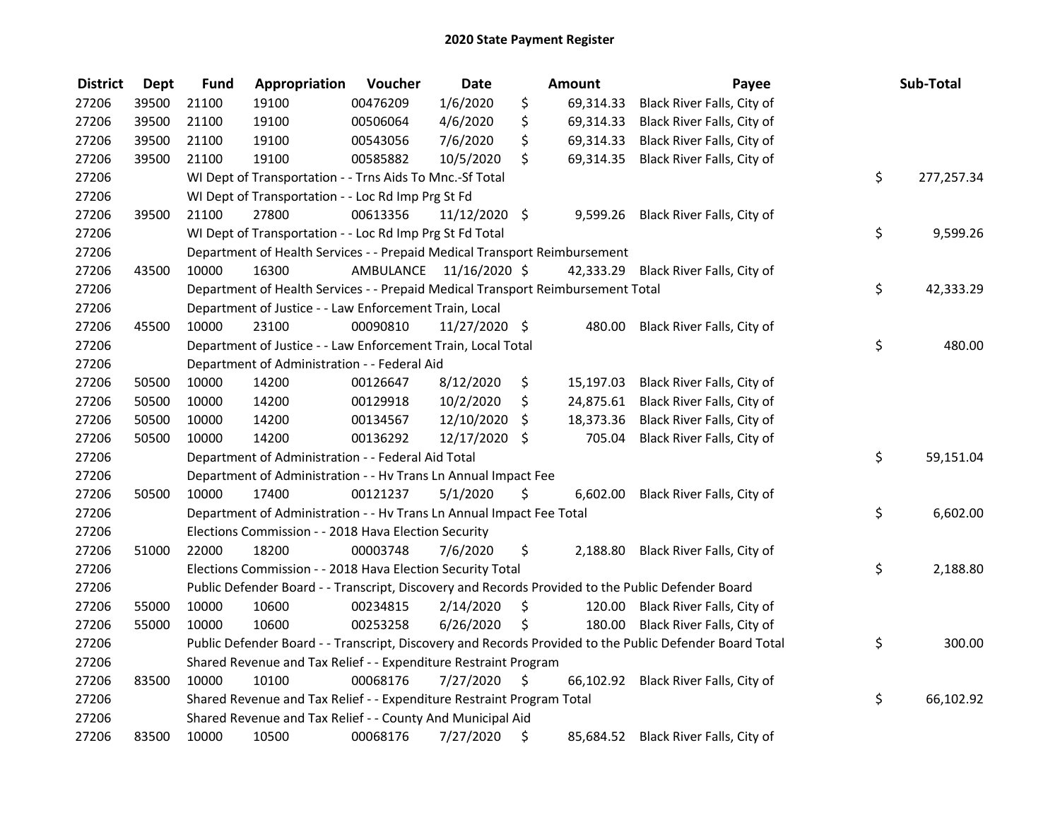# 2020 State Payment Register

| District | Dept | Fund | Appropriation | Voucher | Date | Amount | Payee | Sub-Total |
|---|---|---|---|---|---|---|---|---|
| 27206 | 39500 | 21100 | 19100 | 00476209 | 1/6/2020 | $ 69,314.33 | Black River Falls, City of | |
| 27206 | 39500 | 21100 | 19100 | 00506064 | 4/6/2020 | $ 69,314.33 | Black River Falls, City of | |
| 27206 | 39500 | 21100 | 19100 | 00543056 | 7/6/2020 | $ 69,314.33 | Black River Falls, City of | |
| 27206 | 39500 | 21100 | 19100 | 00585882 | 10/5/2020 | $ 69,314.35 | Black River Falls, City of | |
| 27206 | | WI Dept of Transportation - - Trns Aids To Mnc.-Sf Total | | | | | | $ 277,257.34 |
| 27206 | | WI Dept of Transportation - - Loc Rd Imp Prg St Fd | | | | | | |
| 27206 | 39500 | 21100 | 27800 | 00613356 | 11/12/2020 | $ 9,599.26 | Black River Falls, City of | |
| 27206 | | WI Dept of Transportation - - Loc Rd Imp Prg St Fd Total | | | | | | $ 9,599.26 |
| 27206 | | Department of Health Services - - Prepaid Medical Transport Reimbursement | | | | | | |
| 27206 | 43500 | 10000 | 16300 | AMBULANCE | 11/16/2020 | $ 42,333.29 | Black River Falls, City of | |
| 27206 | | Department of Health Services - - Prepaid Medical Transport Reimbursement Total | | | | | | $ 42,333.29 |
| 27206 | | Department of Justice - - Law Enforcement Train, Local | | | | | | |
| 27206 | 45500 | 10000 | 23100 | 00090810 | 11/27/2020 | $ 480.00 | Black River Falls, City of | |
| 27206 | | Department of Justice - - Law Enforcement Train, Local Total | | | | | | $ 480.00 |
| 27206 | | Department of Administration - - Federal Aid | | | | | | |
| 27206 | 50500 | 10000 | 14200 | 00126647 | 8/12/2020 | $ 15,197.03 | Black River Falls, City of | |
| 27206 | 50500 | 10000 | 14200 | 00129918 | 10/2/2020 | $ 24,875.61 | Black River Falls, City of | |
| 27206 | 50500 | 10000 | 14200 | 00134567 | 12/10/2020 | $ 18,373.36 | Black River Falls, City of | |
| 27206 | 50500 | 10000 | 14200 | 00136292 | 12/17/2020 | $ 705.04 | Black River Falls, City of | |
| 27206 | | Department of Administration - - Federal Aid Total | | | | | | $ 59,151.04 |
| 27206 | | Department of Administration - - Hv Trans Ln Annual Impact Fee | | | | | | |
| 27206 | 50500 | 10000 | 17400 | 00121237 | 5/1/2020 | $ 6,602.00 | Black River Falls, City of | |
| 27206 | | Department of Administration - - Hv Trans Ln Annual Impact Fee Total | | | | | | $ 6,602.00 |
| 27206 | | Elections Commission - - 2018 Hava Election Security | | | | | | |
| 27206 | 51000 | 22000 | 18200 | 00003748 | 7/6/2020 | $ 2,188.80 | Black River Falls, City of | |
| 27206 | | Elections Commission - - 2018 Hava Election Security Total | | | | | | $ 2,188.80 |
| 27206 | | Public Defender Board - - Transcript, Discovery and Records Provided to the Public Defender Board | | | | | | |
| 27206 | 55000 | 10000 | 10600 | 00234815 | 2/14/2020 | $ 120.00 | Black River Falls, City of | |
| 27206 | 55000 | 10000 | 10600 | 00253258 | 6/26/2020 | $ 180.00 | Black River Falls, City of | |
| 27206 | | Public Defender Board - - Transcript, Discovery and Records Provided to the Public Defender Board Total | | | | | | $ 300.00 |
| 27206 | | Shared Revenue and Tax Relief - - Expenditure Restraint Program | | | | | | |
| 27206 | 83500 | 10000 | 10100 | 00068176 | 7/27/2020 | $ 66,102.92 | Black River Falls, City of | |
| 27206 | | Shared Revenue and Tax Relief - - Expenditure Restraint Program Total | | | | | | $ 66,102.92 |
| 27206 | | Shared Revenue and Tax Relief - - County And Municipal Aid | | | | | | |
| 27206 | 83500 | 10000 | 10500 | 00068176 | 7/27/2020 | $ 85,684.52 | Black River Falls, City of | |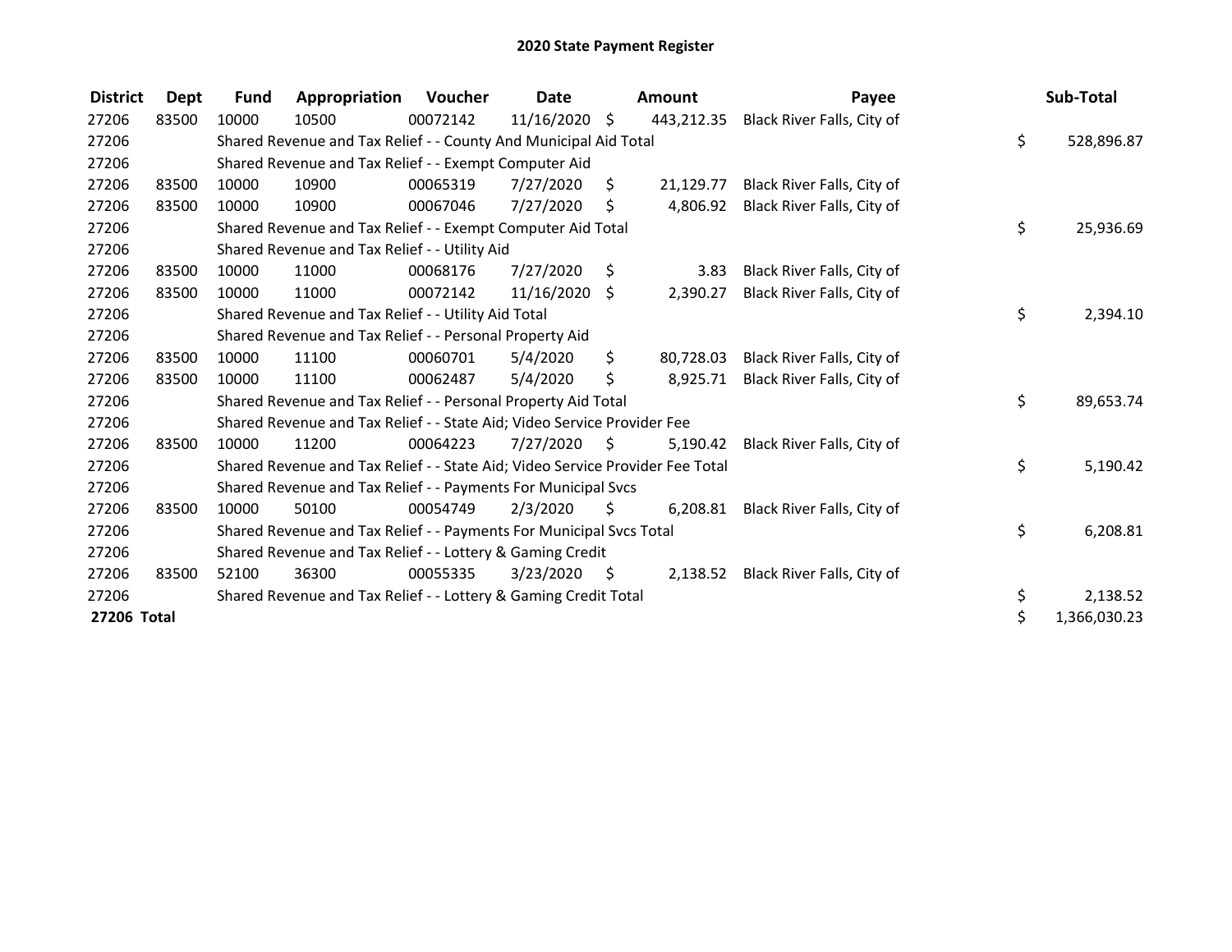# 2020 State Payment Register

| District | Dept | Fund | Appropriation | Voucher | Date | Amount | Payee | Sub-Total |
|---|---|---|---|---|---|---|---|---|
| 27206 | 83500 | 10000 | 10500 | 00072142 | 11/16/2020 | $ 443,212.35 | Black River Falls, City of | |
| 27206 | | Shared Revenue and Tax Relief - - County And Municipal Aid Total | | | | | | $ 528,896.87 |
| 27206 | | Shared Revenue and Tax Relief - - Exempt Computer Aid | | | | | | |
| 27206 | 83500 | 10000 | 10900 | 00065319 | 7/27/2020 | $ 21,129.77 | Black River Falls, City of | |
| 27206 | 83500 | 10000 | 10900 | 00067046 | 7/27/2020 | $ 4,806.92 | Black River Falls, City of | |
| 27206 | | Shared Revenue and Tax Relief - - Exempt Computer Aid Total | | | | | | $ 25,936.69 |
| 27206 | | Shared Revenue and Tax Relief - - Utility Aid | | | | | | |
| 27206 | 83500 | 10000 | 11000 | 00068176 | 7/27/2020 | $ 3.83 | Black River Falls, City of | |
| 27206 | 83500 | 10000 | 11000 | 00072142 | 11/16/2020 | $ 2,390.27 | Black River Falls, City of | |
| 27206 | | Shared Revenue and Tax Relief - - Utility Aid Total | | | | | | $ 2,394.10 |
| 27206 | | Shared Revenue and Tax Relief - - Personal Property Aid | | | | | | |
| 27206 | 83500 | 10000 | 11100 | 00060701 | 5/4/2020 | $ 80,728.03 | Black River Falls, City of | |
| 27206 | 83500 | 10000 | 11100 | 00062487 | 5/4/2020 | $ 8,925.71 | Black River Falls, City of | |
| 27206 | | Shared Revenue and Tax Relief - - Personal Property Aid Total | | | | | | $ 89,653.74 |
| 27206 | | Shared Revenue and Tax Relief - - State Aid; Video Service Provider Fee | | | | | | |
| 27206 | 83500 | 10000 | 11200 | 00064223 | 7/27/2020 | $ 5,190.42 | Black River Falls, City of | |
| 27206 | | Shared Revenue and Tax Relief - - State Aid; Video Service Provider Fee Total | | | | | | $ 5,190.42 |
| 27206 | | Shared Revenue and Tax Relief - - Payments For Municipal Svcs | | | | | | |
| 27206 | 83500 | 10000 | 50100 | 00054749 | 2/3/2020 | $ 6,208.81 | Black River Falls, City of | |
| 27206 | | Shared Revenue and Tax Relief - - Payments For Municipal Svcs Total | | | | | | $ 6,208.81 |
| 27206 | | Shared Revenue and Tax Relief - - Lottery & Gaming Credit | | | | | | |
| 27206 | 83500 | 52100 | 36300 | 00055335 | 3/23/2020 | $ 2,138.52 | Black River Falls, City of | |
| 27206 | | Shared Revenue and Tax Relief - - Lottery & Gaming Credit Total | | | | | | $ 2,138.52 |
| **27206 Total** | | | | | | | | $ 1,366,030.23 |